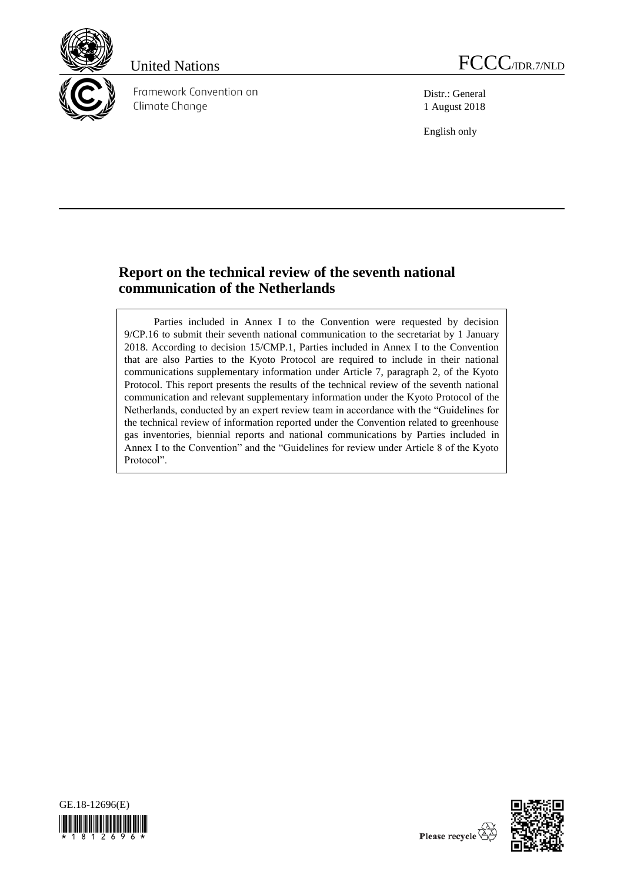United Nations

FCCC/IDR.7/NLD

Framework Convention on Climate Change

Distr.: General
1 August 2018

English only

# Report on the technical review of the seventh national communication of the Netherlands

Parties included in Annex I to the Convention were requested by decision 9/CP.16 to submit their seventh national communication to the secretariat by 1 January 2018. According to decision 15/CMP.1, Parties included in Annex I to the Convention that are also Parties to the Kyoto Protocol are required to include in their national communications supplementary information under Article 7, paragraph 2, of the Kyoto Protocol. This report presents the results of the technical review of the seventh national communication and relevant supplementary information under the Kyoto Protocol of the Netherlands, conducted by an expert review team in accordance with the "Guidelines for the technical review of information reported under the Convention related to greenhouse gas inventories, biennial reports and national communications by Parties included in Annex I to the Convention" and the "Guidelines for review under Article 8 of the Kyoto Protocol".

GE.18-12696(E)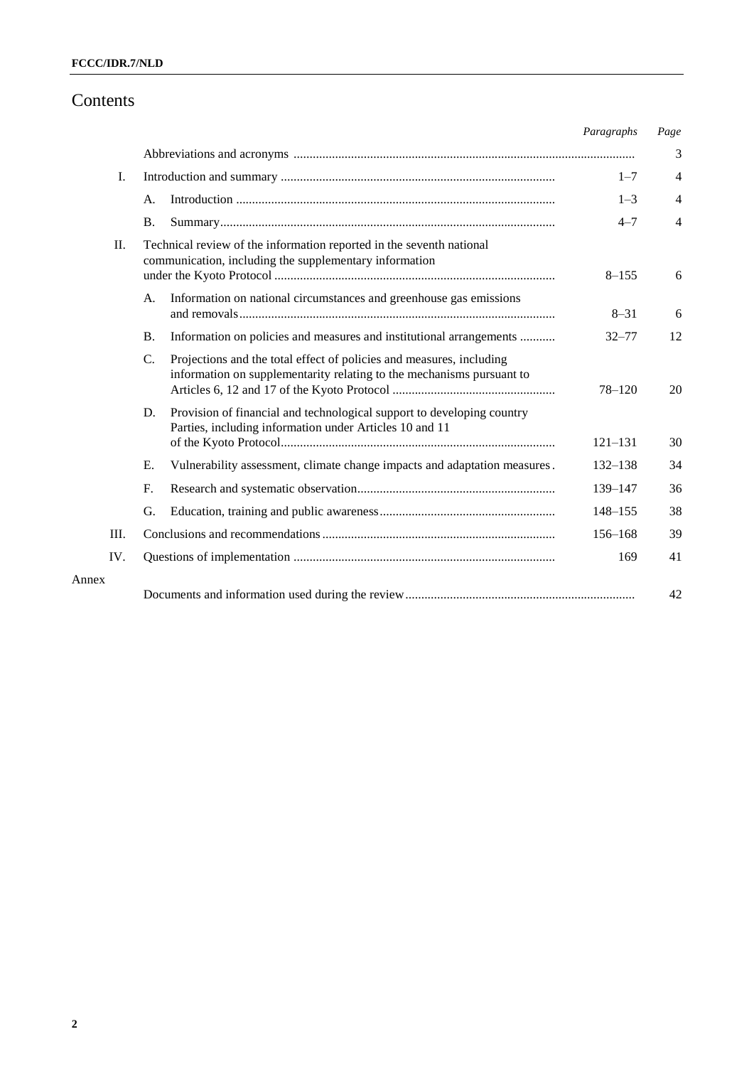# Contents

| | | | Paragraphs | Page |
|---|---|---|---|---|
| | | Abbreviations and acronyms | | 3 |
| I. | | Introduction and summary | 1–7 | 4 |
| | A. | Introduction | 1–3 | 4 |
| | B. | Summary | 4–7 | 4 |
| II. | | Technical review of the information reported in the seventh national communication, including the supplementary information under the Kyoto Protocol | 8–155 | 6 |
| | A. | Information on national circumstances and greenhouse gas emissions and removals | 8–31 | 6 |
| | B. | Information on policies and measures and institutional arrangements | 32–77 | 12 |
| | C. | Projections and the total effect of policies and measures, including information on supplementarity relating to the mechanisms pursuant to Articles 6, 12 and 17 of the Kyoto Protocol | 78–120 | 20 |
| | D. | Provision of financial and technological support to developing country Parties, including information under Articles 10 and 11 of the Kyoto Protocol | 121–131 | 30 |
| | E. | Vulnerability assessment, climate change impacts and adaptation measures | 132–138 | 34 |
| | F. | Research and systematic observation | 139–147 | 36 |
| | G. | Education, training and public awareness | 148–155 | 38 |
| III. | | Conclusions and recommendations | 156–168 | 39 |
| IV. | | Questions of implementation | 169 | 41 |
| Annex | | | | |
| | | Documents and information used during the review | | 42 |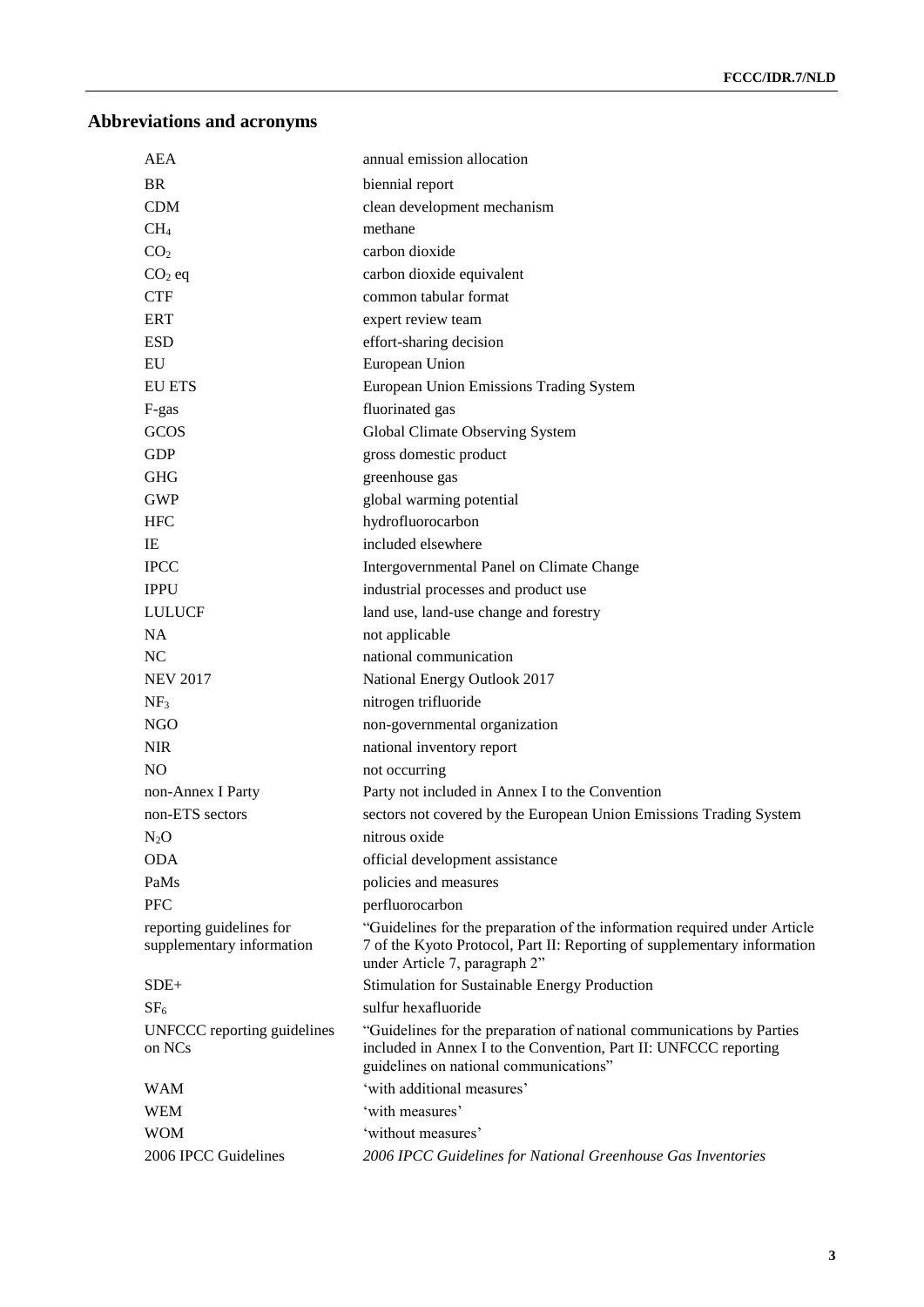## Abbreviations and acronyms

| | |
|---|---|
| AEA | annual emission allocation |
| BR | biennial report |
| CDM | clean development mechanism |
| $CH_4$ | methane |
| $CO_2$ | carbon dioxide |
| $CO_2$ eq | carbon dioxide equivalent |
| CTF | common tabular format |
| ERT | expert review team |
| ESD | effort-sharing decision |
| EU | European Union |
| EU ETS | European Union Emissions Trading System |
| F-gas | fluorinated gas |
| GCOS | Global Climate Observing System |
| GDP | gross domestic product |
| GHG | greenhouse gas |
| GWP | global warming potential |
| HFC | hydrofluorocarbon |
| IE | included elsewhere |
| IPCC | Intergovernmental Panel on Climate Change |
| IPPU | industrial processes and product use |
| LULUCF | land use, land-use change and forestry |
| NA | not applicable |
| NC | national communication |
| NEV 2017 | National Energy Outlook 2017 |
| $NF_3$ | nitrogen trifluoride |
| NGO | non-governmental organization |
| NIR | national inventory report |
| NO | not occurring |
| non-Annex I Party | Party not included in Annex I to the Convention |
| non-ETS sectors | sectors not covered by the European Union Emissions Trading System |
| $N_2O$ | nitrous oxide |
| ODA | official development assistance |
| PaMs | policies and measures |
| PFC | perfluorocarbon |
| reporting guidelines for supplementary information | "Guidelines for the preparation of the information required under Article 7 of the Kyoto Protocol, Part II: Reporting of supplementary information under Article 7, paragraph 2" |
| SDE+ | Stimulation for Sustainable Energy Production |
| $SF_6$ | sulfur hexafluoride |
| UNFCCC reporting guidelines on NCs | "Guidelines for the preparation of national communications by Parties included in Annex I to the Convention, Part II: UNFCCC reporting guidelines on national communications" |
| WAM | 'with additional measures' |
| WEM | 'with measures' |
| WOM | 'without measures' |
| 2006 IPCC Guidelines | *2006 IPCC Guidelines for National Greenhouse Gas Inventories* |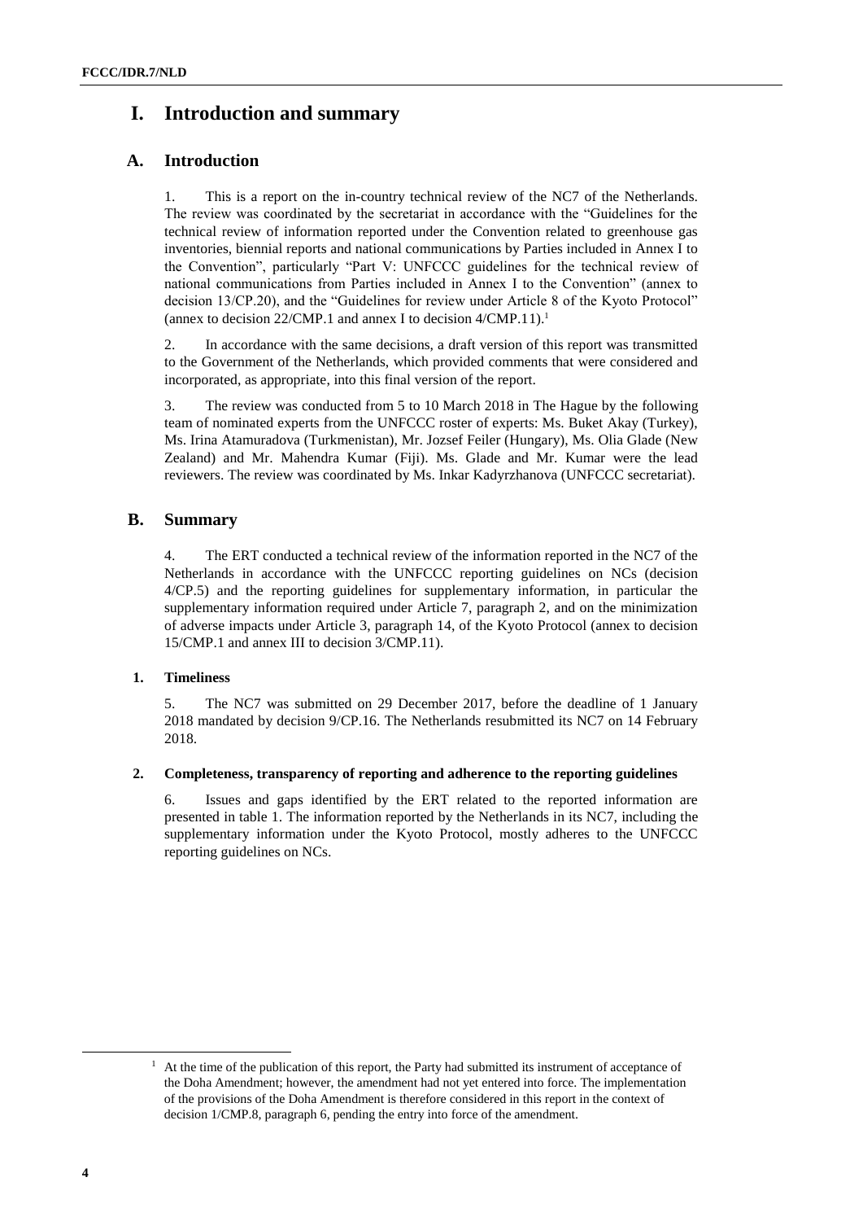# I. Introduction and summary

## A. Introduction

1. This is a report on the in-country technical review of the NC7 of the Netherlands. The review was coordinated by the secretariat in accordance with the "Guidelines for the technical review of information reported under the Convention related to greenhouse gas inventories, biennial reports and national communications by Parties included in Annex I to the Convention", particularly "Part V: UNFCCC guidelines for the technical review of national communications from Parties included in Annex I to the Convention" (annex to decision 13/CP.20), and the "Guidelines for review under Article 8 of the Kyoto Protocol" (annex to decision 22/CMP.1 and annex I to decision 4/CMP.11).[1]

2. In accordance with the same decisions, a draft version of this report was transmitted to the Government of the Netherlands, which provided comments that were considered and incorporated, as appropriate, into this final version of the report.

3. The review was conducted from 5 to 10 March 2018 in The Hague by the following team of nominated experts from the UNFCCC roster of experts: Ms. Buket Akay (Turkey), Ms. Irina Atamuradova (Turkmenistan), Mr. Jozsef Feiler (Hungary), Ms. Olia Glade (New Zealand) and Mr. Mahendra Kumar (Fiji). Ms. Glade and Mr. Kumar were the lead reviewers. The review was coordinated by Ms. Inkar Kadyrzhanova (UNFCCC secretariat).

## B. Summary

4. The ERT conducted a technical review of the information reported in the NC7 of the Netherlands in accordance with the UNFCCC reporting guidelines on NCs (decision 4/CP.5) and the reporting guidelines for supplementary information, in particular the supplementary information required under Article 7, paragraph 2, and on the minimization of adverse impacts under Article 3, paragraph 14, of the Kyoto Protocol (annex to decision 15/CMP.1 and annex III to decision 3/CMP.11).

### 1. Timeliness

5. The NC7 was submitted on 29 December 2017, before the deadline of 1 January 2018 mandated by decision 9/CP.16. The Netherlands resubmitted its NC7 on 14 February 2018.

### 2. Completeness, transparency of reporting and adherence to the reporting guidelines

6. Issues and gaps identified by the ERT related to the reported information are presented in table 1. The information reported by the Netherlands in its NC7, including the supplementary information under the Kyoto Protocol, mostly adheres to the UNFCCC reporting guidelines on NCs.

[1] At the time of the publication of this report, the Party had submitted its instrument of acceptance of the Doha Amendment; however, the amendment had not yet entered into force. The implementation of the provisions of the Doha Amendment is therefore considered in this report in the context of decision 1/CMP.8, paragraph 6, pending the entry into force of the amendment.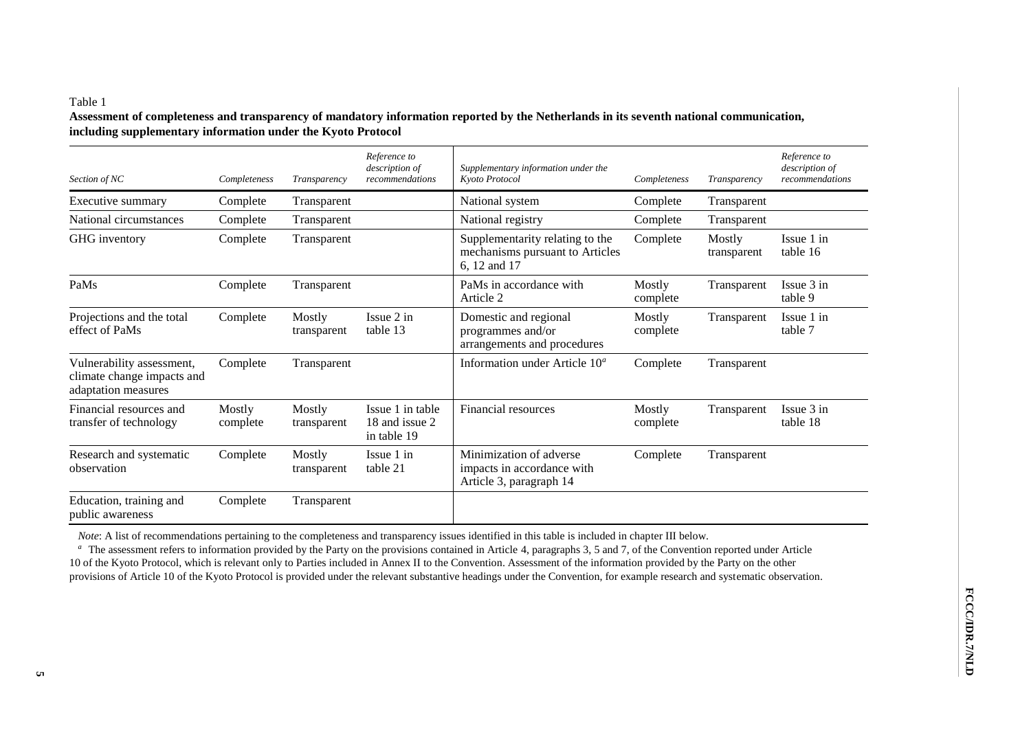Table 1

**Assessment of completeness and transparency of mandatory information reported by the Netherlands in its seventh national communication, including supplementary information under the Kyoto Protocol**

| *Section of NC* | *Completeness* | *Transparency* | *Reference to description of recommendations* | *Supplementary information under the Kyoto Protocol* | *Completeness* | *Transparency* | *Reference to description of recommendations* |
|---|---|---|---|---|---|---|---|
| Executive summary | Complete | Transparent | | National system | Complete | Transparent | |
| National circumstances | Complete | Transparent | | National registry | Complete | Transparent | |
| GHG inventory | Complete | Transparent | | Supplementarity relating to the mechanisms pursuant to Articles 6, 12 and 17 | Complete | Mostly transparent | Issue 1 in table 16 |
| PaMs | Complete | Transparent | | PaMs in accordance with Article 2 | Mostly complete | Transparent | Issue 3 in table 9 |
| Projections and the total effect of PaMs | Complete | Mostly transparent | Issue 2 in table 13 | Domestic and regional programmes and/or arrangements and procedures | Mostly complete | Transparent | Issue 1 in table 7 |
| Vulnerability assessment, climate change impacts and adaptation measures | Complete | Transparent | | Information under Article 10[a] | Complete | Transparent | |
| Financial resources and transfer of technology | Mostly complete | Mostly transparent | Issue 1 in table 18 and issue 2 in table 19 | Financial resources | Mostly complete | Transparent | Issue 3 in table 18 |
| Research and systematic observation | Complete | Mostly transparent | Issue 1 in table 21 | Minimization of adverse impacts in accordance with Article 3, paragraph 14 | Complete | Transparent | |
| Education, training and public awareness | Complete | Transparent | | | | | |

*Note*: A list of recommendations pertaining to the completeness and transparency issues identified in this table is included in chapter III below.

[a] The assessment refers to information provided by the Party on the provisions contained in Article 4, paragraphs 3, 5 and 7, of the Convention reported under Article 10 of the Kyoto Protocol, which is relevant only to Parties included in Annex II to the Convention. Assessment of the information provided by the Party on the other provisions of Article 10 of the Kyoto Protocol is provided under the relevant substantive headings under the Convention, for example research and systematic observation.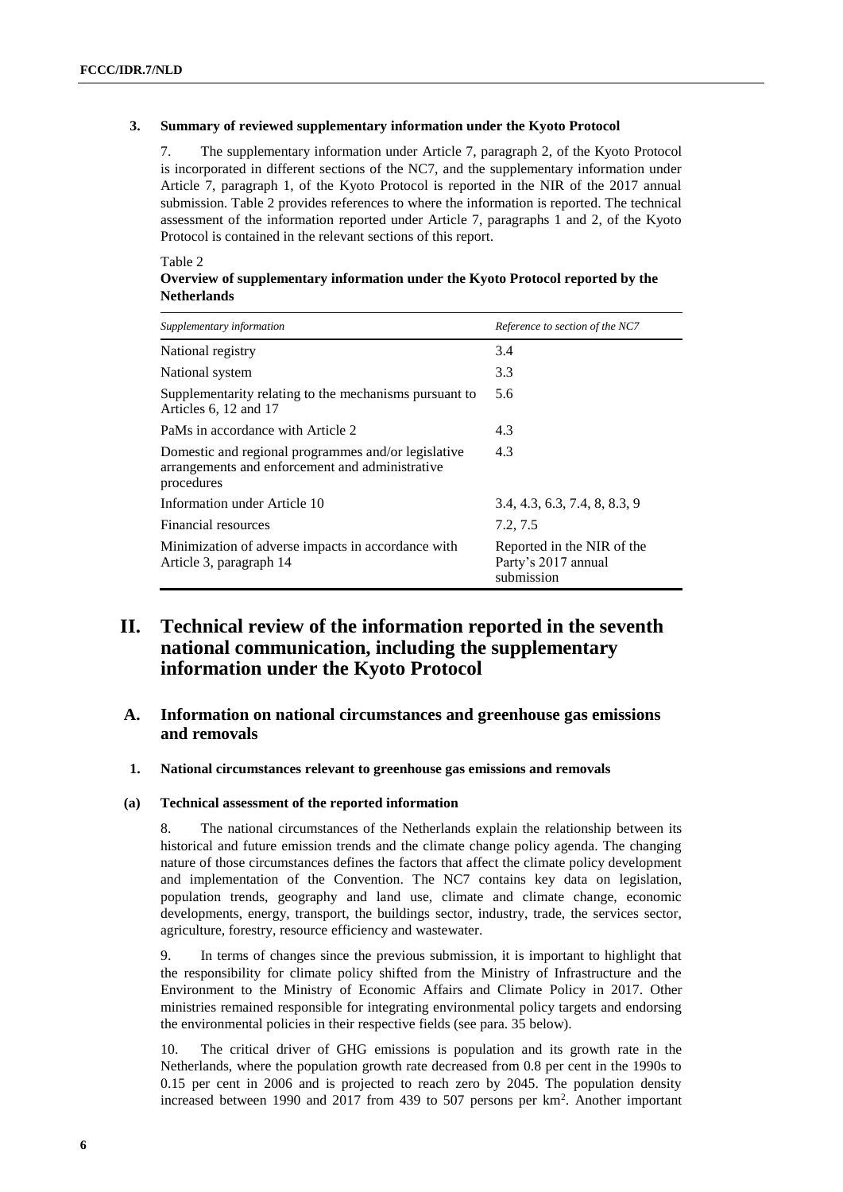### 3. Summary of reviewed supplementary information under the Kyoto Protocol

7. The supplementary information under Article 7, paragraph 2, of the Kyoto Protocol is incorporated in different sections of the NC7, and the supplementary information under Article 7, paragraph 1, of the Kyoto Protocol is reported in the NIR of the 2017 annual submission. Table 2 provides references to where the information is reported. The technical assessment of the information reported under Article 7, paragraphs 1 and 2, of the Kyoto Protocol is contained in the relevant sections of this report.

Table 2
**Overview of supplementary information under the Kyoto Protocol reported by the Netherlands**

| *Supplementary information* | *Reference to section of the NC7* |
|---|---|
| National registry | 3.4 |
| National system | 3.3 |
| Supplementarity relating to the mechanisms pursuant to Articles 6, 12 and 17 | 5.6 |
| PaMs in accordance with Article 2 | 4.3 |
| Domestic and regional programmes and/or legislative arrangements and enforcement and administrative procedures | 4.3 |
| Information under Article 10 | 3.4, 4.3, 6.3, 7.4, 8, 8.3, 9 |
| Financial resources | 7.2, 7.5 |
| Minimization of adverse impacts in accordance with Article 3, paragraph 14 | Reported in the NIR of the Party's 2017 annual submission |

# II. Technical review of the information reported in the seventh national communication, including the supplementary information under the Kyoto Protocol

## A. Information on national circumstances and greenhouse gas emissions and removals

### 1. National circumstances relevant to greenhouse gas emissions and removals

#### (a) Technical assessment of the reported information

8. The national circumstances of the Netherlands explain the relationship between its historical and future emission trends and the climate change policy agenda. The changing nature of those circumstances defines the factors that affect the climate policy development and implementation of the Convention. The NC7 contains key data on legislation, population trends, geography and land use, climate and climate change, economic developments, energy, transport, the buildings sector, industry, trade, the services sector, agriculture, forestry, resource efficiency and wastewater.

9. In terms of changes since the previous submission, it is important to highlight that the responsibility for climate policy shifted from the Ministry of Infrastructure and the Environment to the Ministry of Economic Affairs and Climate Policy in 2017. Other ministries remained responsible for integrating environmental policy targets and endorsing the environmental policies in their respective fields (see para. 35 below).

10. The critical driver of GHG emissions is population and its growth rate in the Netherlands, where the population growth rate decreased from 0.8 per cent in the 1990s to 0.15 per cent in 2006 and is projected to reach zero by 2045. The population density increased between 1990 and 2017 from 439 to 507 persons per km$^2$. Another important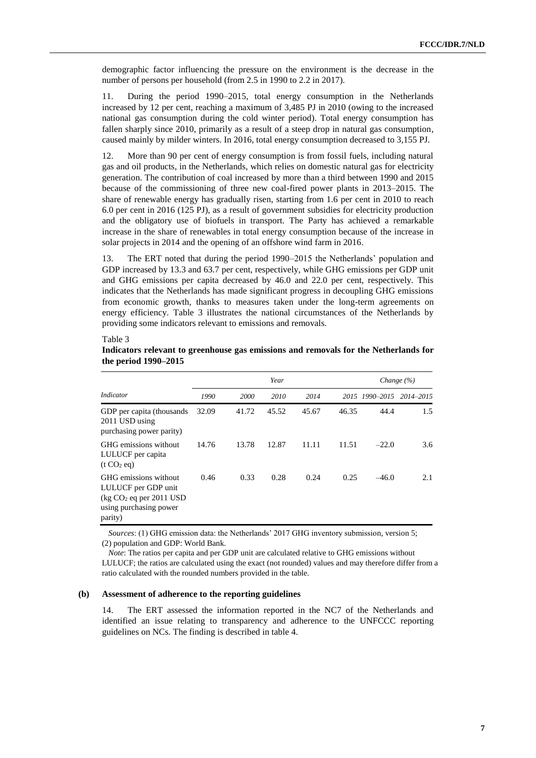demographic factor influencing the pressure on the environment is the decrease in the number of persons per household (from 2.5 in 1990 to 2.2 in 2017).

11. During the period 1990–2015, total energy consumption in the Netherlands increased by 12 per cent, reaching a maximum of 3,485 PJ in 2010 (owing to the increased national gas consumption during the cold winter period). Total energy consumption has fallen sharply since 2010, primarily as a result of a steep drop in natural gas consumption, caused mainly by milder winters. In 2016, total energy consumption decreased to 3,155 PJ.

12. More than 90 per cent of energy consumption is from fossil fuels, including natural gas and oil products, in the Netherlands, which relies on domestic natural gas for electricity generation. The contribution of coal increased by more than a third between 1990 and 2015 because of the commissioning of three new coal-fired power plants in 2013–2015. The share of renewable energy has gradually risen, starting from 1.6 per cent in 2010 to reach 6.0 per cent in 2016 (125 PJ), as a result of government subsidies for electricity production and the obligatory use of biofuels in transport. The Party has achieved a remarkable increase in the share of renewables in total energy consumption because of the increase in solar projects in 2014 and the opening of an offshore wind farm in 2016.

13. The ERT noted that during the period 1990–2015 the Netherlands' population and GDP increased by 13.3 and 63.7 per cent, respectively, while GHG emissions per GDP unit and GHG emissions per capita decreased by 46.0 and 22.0 per cent, respectively. This indicates that the Netherlands has made significant progress in decoupling GHG emissions from economic growth, thanks to measures taken under the long-term agreements on energy efficiency. Table 3 illustrates the national circumstances of the Netherlands by providing some indicators relevant to emissions and removals.

Table 3

**Indicators relevant to greenhouse gas emissions and removals for the Netherlands for the period 1990–2015**

| *Indicator* | *Year* | | | | | *Change (%)* | |
|---|---|---|---|---|---|---|---|
| | *1990* | *2000* | *2010* | *2014* | *2015* | *1990–2015* | *2014–2015* |
| GDP per capita (thousands 2011 USD using purchasing power parity) | 32.09 | 41.72 | 45.52 | 45.67 | 46.35 | 44.4 | 1.5 |
| GHG emissions without LULUCF per capita (t $CO_2$ eq) | 14.76 | 13.78 | 12.87 | 11.11 | 11.51 | –22.0 | 3.6 |
| GHG emissions without LULUCF per GDP unit (kg $CO_2$ eq per 2011 USD using purchasing power parity) | 0.46 | 0.33 | 0.28 | 0.24 | 0.25 | –46.0 | 2.1 |

*Sources*: (1) GHG emission data: the Netherlands' 2017 GHG inventory submission, version 5; (2) population and GDP: World Bank.

*Note*: The ratios per capita and per GDP unit are calculated relative to GHG emissions without LULUCF; the ratios are calculated using the exact (not rounded) values and may therefore differ from a ratio calculated with the rounded numbers provided in the table.

#### (b) Assessment of adherence to the reporting guidelines

14. The ERT assessed the information reported in the NC7 of the Netherlands and identified an issue relating to transparency and adherence to the UNFCCC reporting guidelines on NCs. The finding is described in table 4.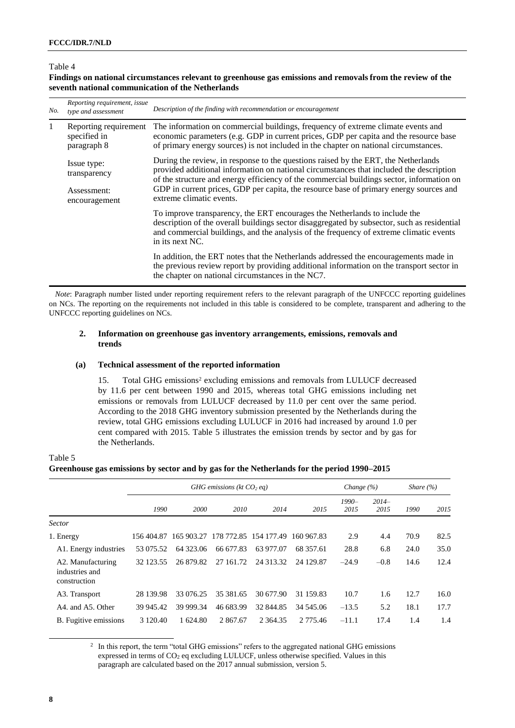Table 4

**Findings on national circumstances relevant to greenhouse gas emissions and removals from the review of the seventh national communication of the Netherlands**

| *No.* | *Reporting requirement, issue type and assessment* | *Description of the finding with recommendation or encouragement* |
|---|---|---|
| 1 | Reporting requirement specified in paragraph 8 | The information on commercial buildings, frequency of extreme climate events and economic parameters (e.g. GDP in current prices, GDP per capita and the resource base of primary energy sources) is not included in the chapter on national circumstances. |
| | Issue type: transparency<br><br>Assessment: encouragement | During the review, in response to the questions raised by the ERT, the Netherlands provided additional information on national circumstances that included the description of the structure and energy efficiency of the commercial buildings sector, information on GDP in current prices, GDP per capita, the resource base of primary energy sources and extreme climatic events. |
| | | To improve transparency, the ERT encourages the Netherlands to include the description of the overall buildings sector disaggregated by subsector, such as residential and commercial buildings, and the analysis of the frequency of extreme climatic events in its next NC. |
| | | In addition, the ERT notes that the Netherlands addressed the encouragements made in the previous review report by providing additional information on the transport sector in the chapter on national circumstances in the NC7. |

*Note*: Paragraph number listed under reporting requirement refers to the relevant paragraph of the UNFCCC reporting guidelines on NCs. The reporting on the requirements not included in this table is considered to be complete, transparent and adhering to the UNFCCC reporting guidelines on NCs.

### 2. Information on greenhouse gas inventory arrangements, emissions, removals and trends

#### (a) Technical assessment of the reported information

15. Total GHG emissions[2] excluding emissions and removals from LULUCF decreased by 11.6 per cent between 1990 and 2015, whereas total GHG emissions including net emissions or removals from LULUCF decreased by 11.0 per cent over the same period. According to the 2018 GHG inventory submission presented by the Netherlands during the review, total GHG emissions excluding LULUCF in 2016 had increased by around 1.0 per cent compared with 2015. Table 5 illustrates the emission trends by sector and by gas for the Netherlands.

Table 5

**Greenhouse gas emissions by sector and by gas for the Netherlands for the period 1990–2015**

| | *GHG emissions (kt $CO_2$ eq)* | | | | | *Change (%)* | | *Share (%)* | |
|---|---|---|---|---|---|---|---|---|---|
| | *1990* | *2000* | *2010* | *2014* | *2015* | *1990–2015* | *2014–2015* | *1990* | *2015* |
| *Sector* | | | | | | | | | |
| 1. Energy | 156 404.87 | 165 903.27 | 178 772.85 | 154 177.49 | 160 967.83 | 2.9 | 4.4 | 70.9 | 82.5 |
| A1. Energy industries | 53 075.52 | 64 323.06 | 66 677.83 | 63 977.07 | 68 357.61 | 28.8 | 6.8 | 24.0 | 35.0 |
| A2. Manufacturing industries and construction | 32 123.55 | 26 879.82 | 27 161.72 | 24 313.32 | 24 129.87 | –24.9 | –0.8 | 14.6 | 12.4 |
| A3. Transport | 28 139.98 | 33 076.25 | 35 381.65 | 30 677.90 | 31 159.83 | 10.7 | 1.6 | 12.7 | 16.0 |
| A4. and A5. Other | 39 945.42 | 39 999.34 | 46 683.99 | 32 844.85 | 34 545.06 | –13.5 | 5.2 | 18.1 | 17.7 |
| B. Fugitive emissions | 3 120.40 | 1 624.80 | 2 867.67 | 2 364.35 | 2 775.46 | –11.1 | 17.4 | 1.4 | 1.4 |

[2] In this report, the term "total GHG emissions" refers to the aggregated national GHG emissions expressed in terms of $CO_2$ eq excluding LULUCF, unless otherwise specified. Values in this paragraph are calculated based on the 2017 annual submission, version 5.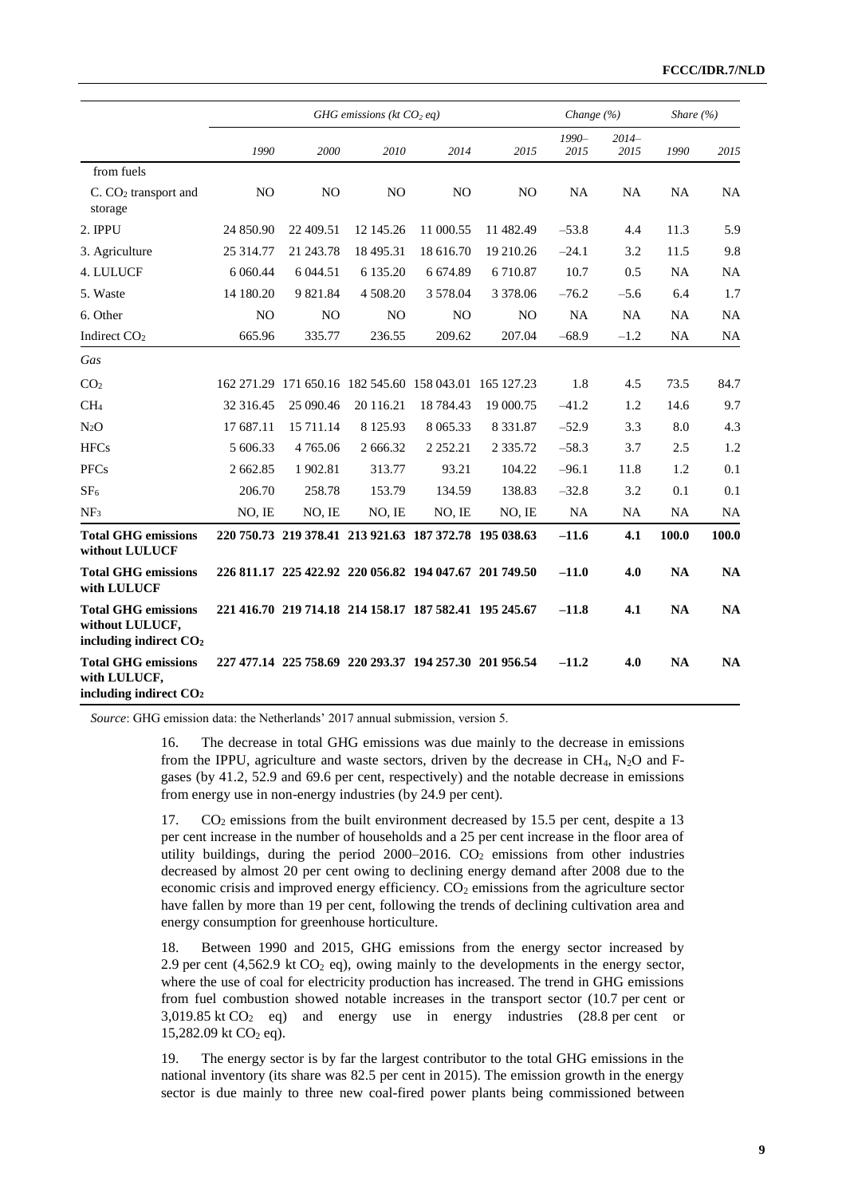| | GHG emissions (kt $CO_2$ eq) | | | | | Change (%) | | Share (%) | |
|---|---|---|---|---|---|---|---|---|---|
| | 1990 | 2000 | 2010 | 2014 | 2015 | 1990–2015 | 2014–2015 | 1990 | 2015 |
| from fuels | | | | | | | | | |
| C. $CO_2$ transport and storage | NO | NO | NO | NO | NO | NA | NA | NA | NA |
| 2. IPPU | 24 850.90 | 22 409.51 | 12 145.26 | 11 000.55 | 11 482.49 | −53.8 | 4.4 | 11.3 | 5.9 |
| 3. Agriculture | 25 314.77 | 21 243.78 | 18 495.31 | 18 616.70 | 19 210.26 | −24.1 | 3.2 | 11.5 | 9.8 |
| 4. LULUCF | 6 060.44 | 6 044.51 | 6 135.20 | 6 674.89 | 6 710.87 | 10.7 | 0.5 | NA | NA |
| 5. Waste | 14 180.20 | 9 821.84 | 4 508.20 | 3 578.04 | 3 378.06 | −76.2 | −5.6 | 6.4 | 1.7 |
| 6. Other | NO | NO | NO | NO | NO | NA | NA | NA | NA |
| Indirect $CO_2$ | 665.96 | 335.77 | 236.55 | 209.62 | 207.04 | −68.9 | −1.2 | NA | NA |
| *Gas* | | | | | | | | | |
| $CO_2$ | 162 271.29 | 171 650.16 | 182 545.60 | 158 043.01 | 165 127.23 | 1.8 | 4.5 | 73.5 | 84.7 |
| $CH_4$ | 32 316.45 | 25 090.46 | 20 116.21 | 18 784.43 | 19 000.75 | −41.2 | 1.2 | 14.6 | 9.7 |
| $N_2O$ | 17 687.11 | 15 711.14 | 8 125.93 | 8 065.33 | 8 331.87 | −52.9 | 3.3 | 8.0 | 4.3 |
| HFCs | 5 606.33 | 4 765.06 | 2 666.32 | 2 252.21 | 2 335.72 | −58.3 | 3.7 | 2.5 | 1.2 |
| PFCs | 2 662.85 | 1 902.81 | 313.77 | 93.21 | 104.22 | −96.1 | 11.8 | 1.2 | 0.1 |
| $SF_6$ | 206.70 | 258.78 | 153.79 | 134.59 | 138.83 | −32.8 | 3.2 | 0.1 | 0.1 |
| $NF_3$ | NO, IE | NO, IE | NO, IE | NO, IE | NO, IE | NA | NA | NA | NA |
| **Total GHG emissions without LULUCF** | **220 750.73** | **219 378.41** | **213 921.63** | **187 372.78** | **195 038.63** | **−11.6** | **4.1** | **100.0** | **100.0** |
| **Total GHG emissions with LULUCF** | **226 811.17** | **225 422.92** | **220 056.82** | **194 047.67** | **201 749.50** | **−11.0** | **4.0** | **NA** | **NA** |
| **Total GHG emissions without LULUCF, including indirect $CO_2$** | **221 416.70** | **219 714.18** | **214 158.17** | **187 582.41** | **195 245.67** | **−11.8** | **4.1** | **NA** | **NA** |
| **Total GHG emissions with LULUCF, including indirect $CO_2$** | **227 477.14** | **225 758.69** | **220 293.37** | **194 257.30** | **201 956.54** | **−11.2** | **4.0** | **NA** | **NA** |

*Source*: GHG emission data: the Netherlands' 2017 annual submission, version 5.

16. The decrease in total GHG emissions was due mainly to the decrease in emissions from the IPPU, agriculture and waste sectors, driven by the decrease in $CH_4$, $N_2O$ and F-gases (by 41.2, 52.9 and 69.6 per cent, respectively) and the notable decrease in emissions from energy use in non-energy industries (by 24.9 per cent).

17. $CO_2$ emissions from the built environment decreased by 15.5 per cent, despite a 13 per cent increase in the number of households and a 25 per cent increase in the floor area of utility buildings, during the period 2000–2016. $CO_2$ emissions from other industries decreased by almost 20 per cent owing to declining energy demand after 2008 due to the economic crisis and improved energy efficiency. $CO_2$ emissions from the agriculture sector have fallen by more than 19 per cent, following the trends of declining cultivation area and energy consumption for greenhouse horticulture.

18. Between 1990 and 2015, GHG emissions from the energy sector increased by 2.9 per cent (4,562.9 kt $CO_2$ eq), owing mainly to the developments in the energy sector, where the use of coal for electricity production has increased. The trend in GHG emissions from fuel combustion showed notable increases in the transport sector (10.7 per cent or 3,019.85 kt $CO_2$ eq) and energy use in energy industries (28.8 per cent or 15,282.09 kt $CO_2$ eq).

19. The energy sector is by far the largest contributor to the total GHG emissions in the national inventory (its share was 82.5 per cent in 2015). The emission growth in the energy sector is due mainly to three new coal-fired power plants being commissioned between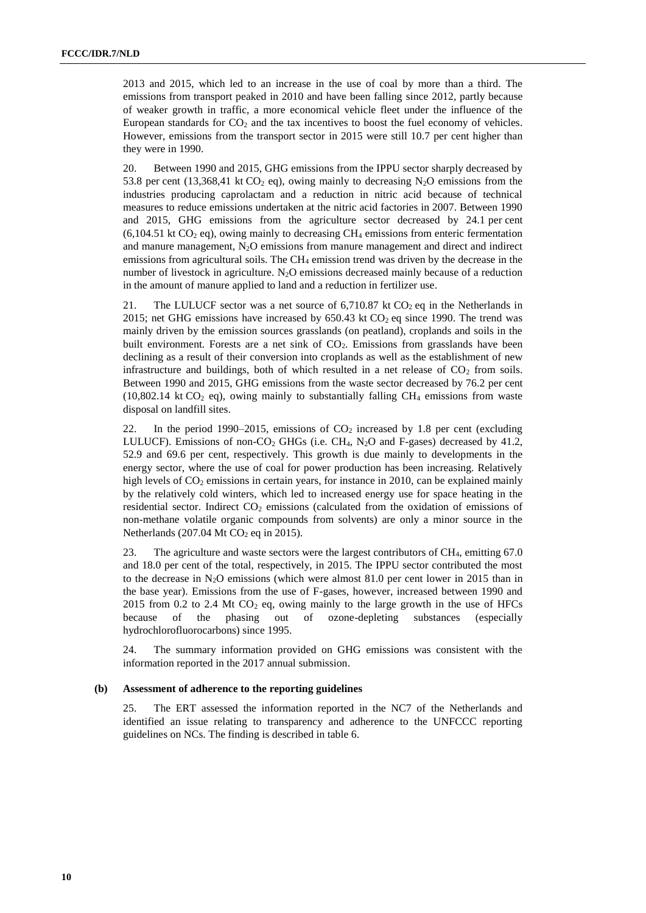2013 and 2015, which led to an increase in the use of coal by more than a third. The emissions from transport peaked in 2010 and have been falling since 2012, partly because of weaker growth in traffic, a more economical vehicle fleet under the influence of the European standards for $CO_2$ and the tax incentives to boost the fuel economy of vehicles. However, emissions from the transport sector in 2015 were still 10.7 per cent higher than they were in 1990.

20. Between 1990 and 2015, GHG emissions from the IPPU sector sharply decreased by 53.8 per cent (13,368,41 kt $CO_2$ eq), owing mainly to decreasing $N_2O$ emissions from the industries producing caprolactam and a reduction in nitric acid because of technical measures to reduce emissions undertaken at the nitric acid factories in 2007. Between 1990 and 2015, GHG emissions from the agriculture sector decreased by 24.1 per cent (6,104.51 kt $CO_2$ eq), owing mainly to decreasing $CH_4$ emissions from enteric fermentation and manure management, $N_2O$ emissions from manure management and direct and indirect emissions from agricultural soils. The $CH_4$ emission trend was driven by the decrease in the number of livestock in agriculture. $N_2O$ emissions decreased mainly because of a reduction in the amount of manure applied to land and a reduction in fertilizer use.

21. The LULUCF sector was a net source of 6,710.87 kt $CO_2$ eq in the Netherlands in 2015; net GHG emissions have increased by 650.43 kt $CO_2$ eq since 1990. The trend was mainly driven by the emission sources grasslands (on peatland), croplands and soils in the built environment. Forests are a net sink of $CO_2$. Emissions from grasslands have been declining as a result of their conversion into croplands as well as the establishment of new infrastructure and buildings, both of which resulted in a net release of $CO_2$ from soils. Between 1990 and 2015, GHG emissions from the waste sector decreased by 76.2 per cent (10,802.14 kt $CO_2$ eq), owing mainly to substantially falling $CH_4$ emissions from waste disposal on landfill sites.

22. In the period 1990–2015, emissions of $CO_2$ increased by 1.8 per cent (excluding LULUCF). Emissions of non-$CO_2$ GHGs (i.e. $CH_4$, $N_2O$ and F-gases) decreased by 41.2, 52.9 and 69.6 per cent, respectively. This growth is due mainly to developments in the energy sector, where the use of coal for power production has been increasing. Relatively high levels of $CO_2$ emissions in certain years, for instance in 2010, can be explained mainly by the relatively cold winters, which led to increased energy use for space heating in the residential sector. Indirect $CO_2$ emissions (calculated from the oxidation of emissions of non-methane volatile organic compounds from solvents) are only a minor source in the Netherlands (207.04 Mt $CO_2$ eq in 2015).

23. The agriculture and waste sectors were the largest contributors of $CH_4$, emitting 67.0 and 18.0 per cent of the total, respectively, in 2015. The IPPU sector contributed the most to the decrease in $N_2O$ emissions (which were almost 81.0 per cent lower in 2015 than in the base year). Emissions from the use of F-gases, however, increased between 1990 and 2015 from 0.2 to 2.4 Mt $CO_2$ eq, owing mainly to the large growth in the use of HFCs because of the phasing out of ozone-depleting substances (especially hydrochlorofluorocarbons) since 1995.

24. The summary information provided on GHG emissions was consistent with the information reported in the 2017 annual submission.

**(b) Assessment of adherence to the reporting guidelines**

25. The ERT assessed the information reported in the NC7 of the Netherlands and identified an issue relating to transparency and adherence to the UNFCCC reporting guidelines on NCs. The finding is described in table 6.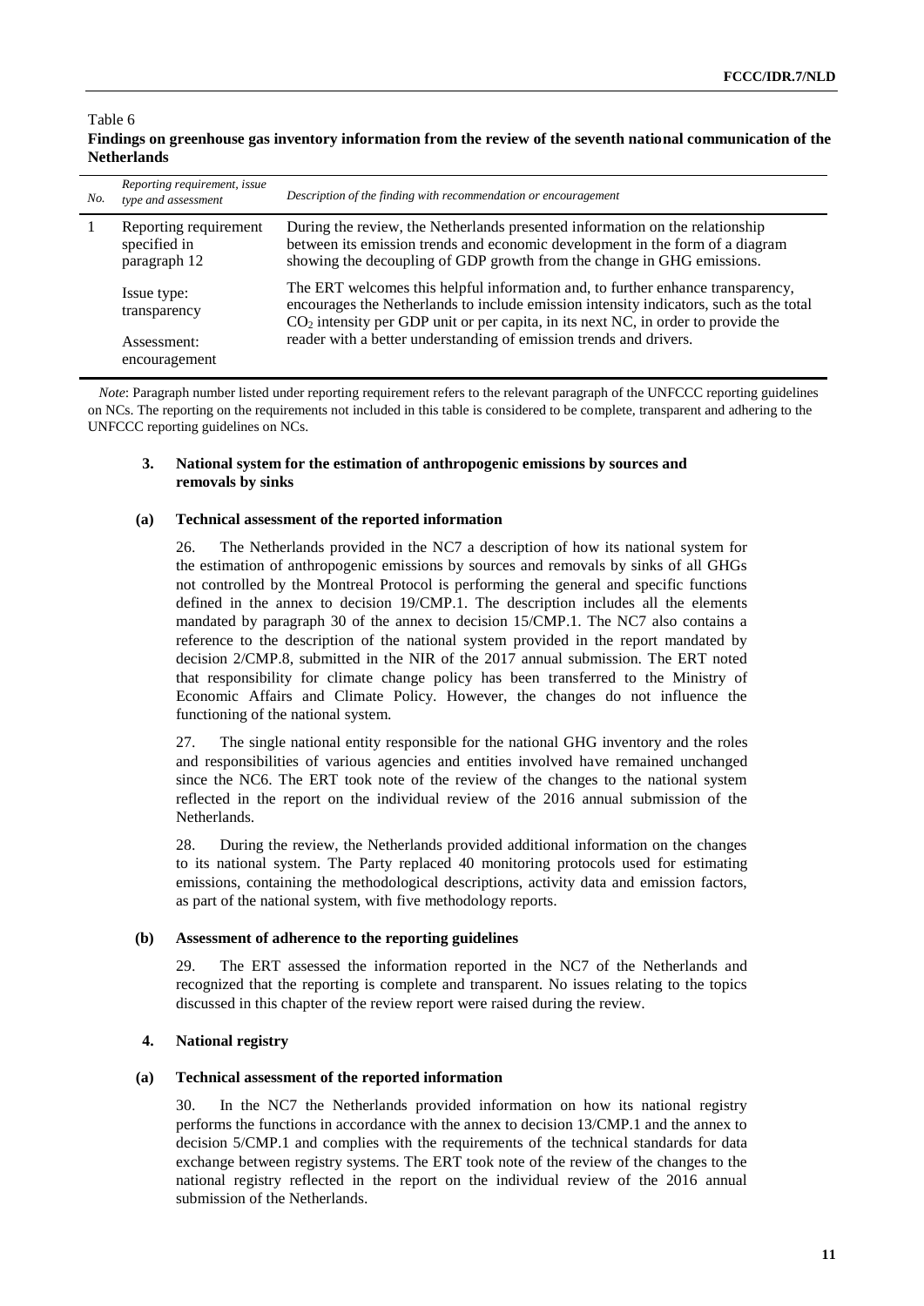Table 6

**Findings on greenhouse gas inventory information from the review of the seventh national communication of the Netherlands**

| *No.* | *Reporting requirement, issue type and assessment* | *Description of the finding with recommendation or encouragement* |
|---|---|---|
| 1 | Reporting requirement specified in paragraph 12 | During the review, the Netherlands presented information on the relationship between its emission trends and economic development in the form of a diagram showing the decoupling of GDP growth from the change in GHG emissions. |
| | Issue type: transparency<br><br>Assessment: encouragement | The ERT welcomes this helpful information and, to further enhance transparency, encourages the Netherlands to include emission intensity indicators, such as the total $CO_2$ intensity per GDP unit or per capita, in its next NC, in order to provide the reader with a better understanding of emission trends and drivers. |

*Note*: Paragraph number listed under reporting requirement refers to the relevant paragraph of the UNFCCC reporting guidelines on NCs. The reporting on the requirements not included in this table is considered to be complete, transparent and adhering to the UNFCCC reporting guidelines on NCs.

### 3. National system for the estimation of anthropogenic emissions by sources and removals by sinks

#### (a) Technical assessment of the reported information

26. The Netherlands provided in the NC7 a description of how its national system for the estimation of anthropogenic emissions by sources and removals by sinks of all GHGs not controlled by the Montreal Protocol is performing the general and specific functions defined in the annex to decision 19/CMP.1. The description includes all the elements mandated by paragraph 30 of the annex to decision 15/CMP.1. The NC7 also contains a reference to the description of the national system provided in the report mandated by decision 2/CMP.8, submitted in the NIR of the 2017 annual submission. The ERT noted that responsibility for climate change policy has been transferred to the Ministry of Economic Affairs and Climate Policy. However, the changes do not influence the functioning of the national system.

27. The single national entity responsible for the national GHG inventory and the roles and responsibilities of various agencies and entities involved have remained unchanged since the NC6. The ERT took note of the review of the changes to the national system reflected in the report on the individual review of the 2016 annual submission of the Netherlands.

28. During the review, the Netherlands provided additional information on the changes to its national system. The Party replaced 40 monitoring protocols used for estimating emissions, containing the methodological descriptions, activity data and emission factors, as part of the national system, with five methodology reports.

#### (b) Assessment of adherence to the reporting guidelines

29. The ERT assessed the information reported in the NC7 of the Netherlands and recognized that the reporting is complete and transparent. No issues relating to the topics discussed in this chapter of the review report were raised during the review.

### 4. National registry

#### (a) Technical assessment of the reported information

30. In the NC7 the Netherlands provided information on how its national registry performs the functions in accordance with the annex to decision 13/CMP.1 and the annex to decision 5/CMP.1 and complies with the requirements of the technical standards for data exchange between registry systems. The ERT took note of the review of the changes to the national registry reflected in the report on the individual review of the 2016 annual submission of the Netherlands.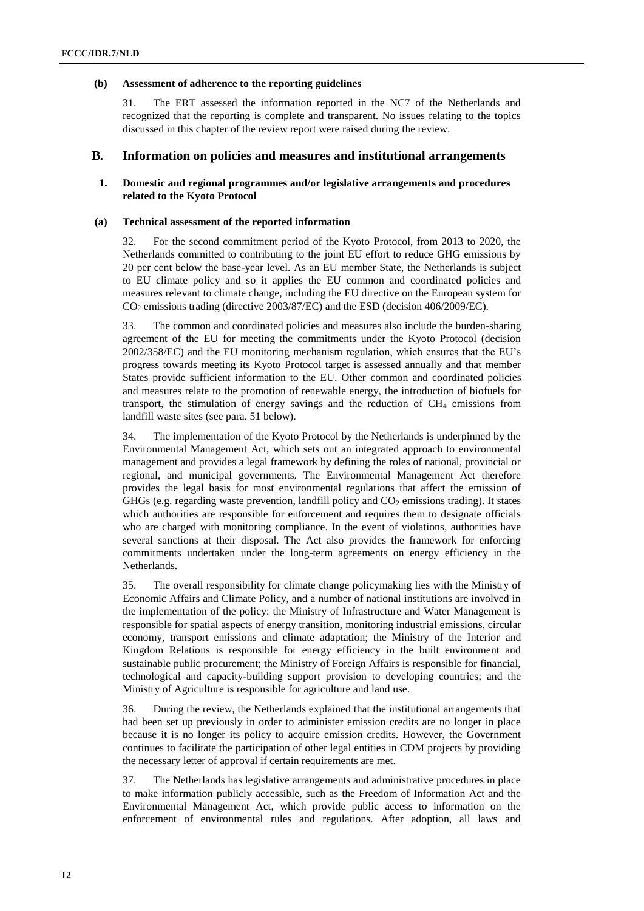#### (b) Assessment of adherence to the reporting guidelines

31. The ERT assessed the information reported in the NC7 of the Netherlands and recognized that the reporting is complete and transparent. No issues relating to the topics discussed in this chapter of the review report were raised during the review.

## B. Information on policies and measures and institutional arrangements

### 1. Domestic and regional programmes and/or legislative arrangements and procedures related to the Kyoto Protocol

#### (a) Technical assessment of the reported information

32. For the second commitment period of the Kyoto Protocol, from 2013 to 2020, the Netherlands committed to contributing to the joint EU effort to reduce GHG emissions by 20 per cent below the base-year level. As an EU member State, the Netherlands is subject to EU climate policy and so it applies the EU common and coordinated policies and measures relevant to climate change, including the EU directive on the European system for $CO_2$ emissions trading (directive 2003/87/EC) and the ESD (decision 406/2009/EC).

33. The common and coordinated policies and measures also include the burden-sharing agreement of the EU for meeting the commitments under the Kyoto Protocol (decision 2002/358/EC) and the EU monitoring mechanism regulation, which ensures that the EU's progress towards meeting its Kyoto Protocol target is assessed annually and that member States provide sufficient information to the EU. Other common and coordinated policies and measures relate to the promotion of renewable energy, the introduction of biofuels for transport, the stimulation of energy savings and the reduction of $CH_4$ emissions from landfill waste sites (see para. 51 below).

34. The implementation of the Kyoto Protocol by the Netherlands is underpinned by the Environmental Management Act, which sets out an integrated approach to environmental management and provides a legal framework by defining the roles of national, provincial or regional, and municipal governments. The Environmental Management Act therefore provides the legal basis for most environmental regulations that affect the emission of GHGs (e.g. regarding waste prevention, landfill policy and $CO_2$ emissions trading). It states which authorities are responsible for enforcement and requires them to designate officials who are charged with monitoring compliance. In the event of violations, authorities have several sanctions at their disposal. The Act also provides the framework for enforcing commitments undertaken under the long-term agreements on energy efficiency in the Netherlands.

35. The overall responsibility for climate change policymaking lies with the Ministry of Economic Affairs and Climate Policy, and a number of national institutions are involved in the implementation of the policy: the Ministry of Infrastructure and Water Management is responsible for spatial aspects of energy transition, monitoring industrial emissions, circular economy, transport emissions and climate adaptation; the Ministry of the Interior and Kingdom Relations is responsible for energy efficiency in the built environment and sustainable public procurement; the Ministry of Foreign Affairs is responsible for financial, technological and capacity-building support provision to developing countries; and the Ministry of Agriculture is responsible for agriculture and land use.

36. During the review, the Netherlands explained that the institutional arrangements that had been set up previously in order to administer emission credits are no longer in place because it is no longer its policy to acquire emission credits. However, the Government continues to facilitate the participation of other legal entities in CDM projects by providing the necessary letter of approval if certain requirements are met.

37. The Netherlands has legislative arrangements and administrative procedures in place to make information publicly accessible, such as the Freedom of Information Act and the Environmental Management Act, which provide public access to information on the enforcement of environmental rules and regulations. After adoption, all laws and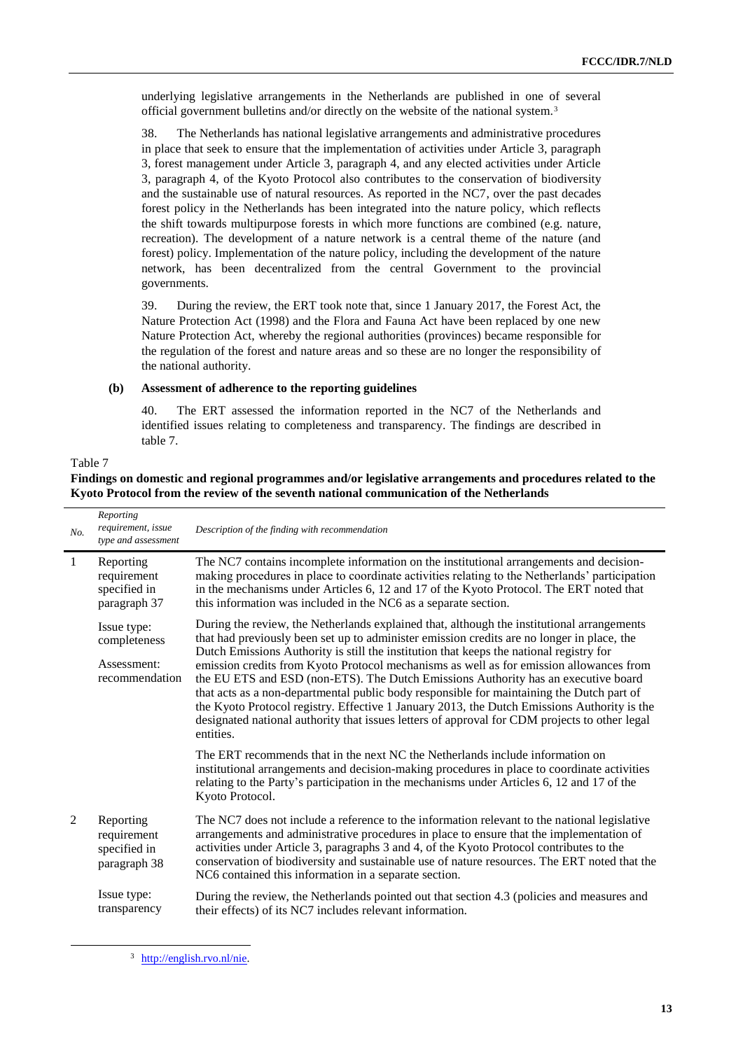underlying legislative arrangements in the Netherlands are published in one of several official government bulletins and/or directly on the website of the national system.[3]

38. The Netherlands has national legislative arrangements and administrative procedures in place that seek to ensure that the implementation of activities under Article 3, paragraph 3, forest management under Article 3, paragraph 4, and any elected activities under Article 3, paragraph 4, of the Kyoto Protocol also contributes to the conservation of biodiversity and the sustainable use of natural resources. As reported in the NC7, over the past decades forest policy in the Netherlands has been integrated into the nature policy, which reflects the shift towards multipurpose forests in which more functions are combined (e.g. nature, recreation). The development of a nature network is a central theme of the nature (and forest) policy. Implementation of the nature policy, including the development of the nature network, has been decentralized from the central Government to the provincial governments.

39. During the review, the ERT took note that, since 1 January 2017, the Forest Act, the Nature Protection Act (1998) and the Flora and Fauna Act have been replaced by one new Nature Protection Act, whereby the regional authorities (provinces) became responsible for the regulation of the forest and nature areas and so these are no longer the responsibility of the national authority.

#### (b) Assessment of adherence to the reporting guidelines

40. The ERT assessed the information reported in the NC7 of the Netherlands and identified issues relating to completeness and transparency. The findings are described in table 7.

Table 7

**Findings on domestic and regional programmes and/or legislative arrangements and procedures related to the Kyoto Protocol from the review of the seventh national communication of the Netherlands**

| *No.* | *Reporting requirement, issue type and assessment* | *Description of the finding with recommendation* |
|---|---|---|
| 1 | Reporting requirement specified in paragraph 37 | The NC7 contains incomplete information on the institutional arrangements and decision-making procedures in place to coordinate activities relating to the Netherlands' participation in the mechanisms under Articles 6, 12 and 17 of the Kyoto Protocol. The ERT noted that this information was included in the NC6 as a separate section. |
| | Issue type: completeness<br><br>Assessment: recommendation | During the review, the Netherlands explained that, although the institutional arrangements that had previously been set up to administer emission credits are no longer in place, the Dutch Emissions Authority is still the institution that keeps the national registry for emission credits from Kyoto Protocol mechanisms as well as for emission allowances from the EU ETS and ESD (non-ETS). The Dutch Emissions Authority has an executive board that acts as a non-departmental public body responsible for maintaining the Dutch part of the Kyoto Protocol registry. Effective 1 January 2013, the Dutch Emissions Authority is the designated national authority that issues letters of approval for CDM projects to other legal entities. |
| | | The ERT recommends that in the next NC the Netherlands include information on institutional arrangements and decision-making procedures in place to coordinate activities relating to the Party's participation in the mechanisms under Articles 6, 12 and 17 of the Kyoto Protocol. |
| 2 | Reporting requirement specified in paragraph 38 | The NC7 does not include a reference to the information relevant to the national legislative arrangements and administrative procedures in place to ensure that the implementation of activities under Article 3, paragraphs 3 and 4, of the Kyoto Protocol contributes to the conservation of biodiversity and sustainable use of nature resources. The ERT that the NC6 contained this information in a separate section. |
| | Issue type: transparency | During the review, the Netherlands pointed out that section 4.3 (policies and measures and their effects) of its NC7 includes relevant information. |

[3] http://english.rvo.nl/nie.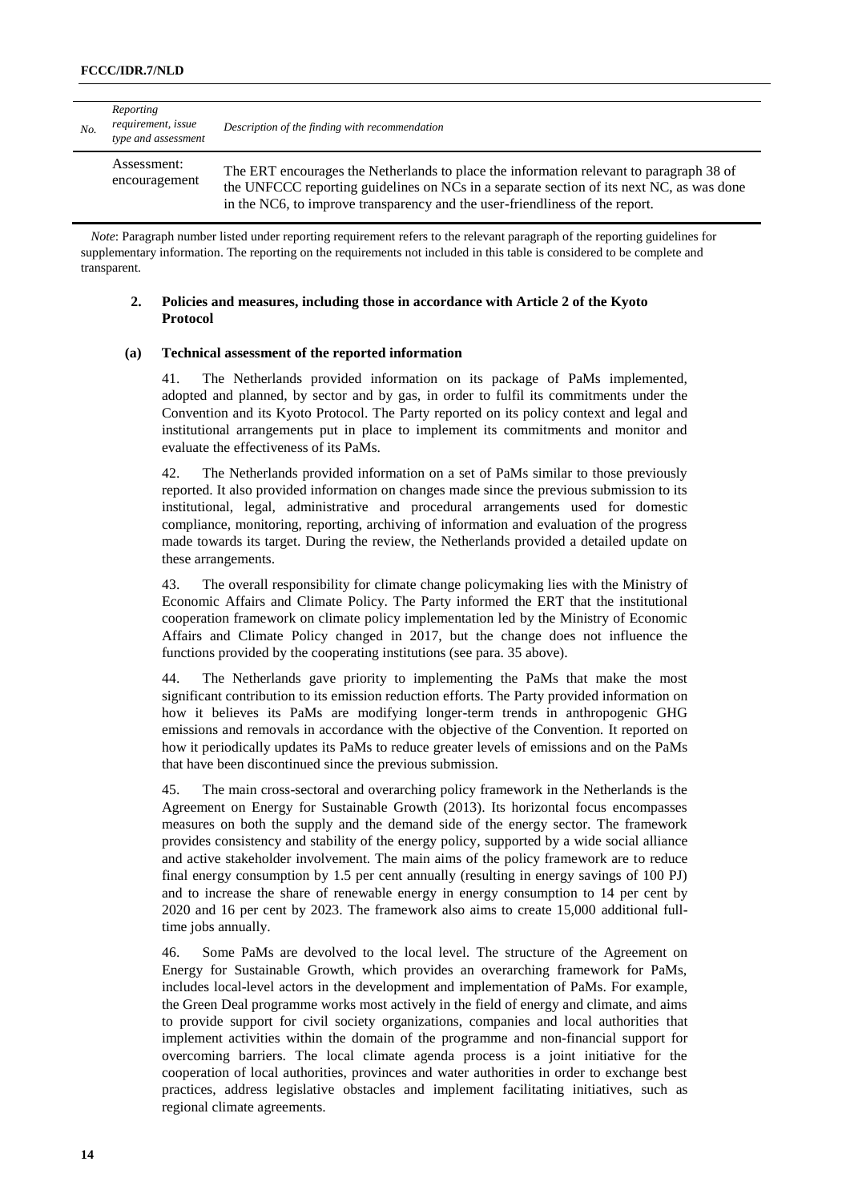| No. | Reporting requirement, issue type and assessment | Description of the finding with recommendation |
|---|---|---|
| | Assessment: encouragement | The ERT encourages the Netherlands to place the information relevant to paragraph 38 of the UNFCCC reporting guidelines on NCs in a separate section of its next NC, as was done in the NC6, to improve transparency and the user-friendliness of the report. |

*Note*: Paragraph number listed under reporting requirement refers to the relevant paragraph of the reporting guidelines for supplementary information. The reporting on the requirements not included in this table is considered to be complete and transparent.

## 2. Policies and measures, including those in accordance with Article 2 of the Kyoto Protocol

### (a) Technical assessment of the reported information

41. The Netherlands provided information on its package of PaMs implemented, adopted and planned, by sector and by gas, in order to fulfil its commitments under the Convention and its Kyoto Protocol. The Party reported on its policy context and legal and institutional arrangements put in place to implement its commitments and monitor and evaluate the effectiveness of its PaMs.

42. The Netherlands provided information on a set of PaMs similar to those previously reported. It also provided information on changes made since the previous submission to its institutional, legal, administrative and procedural arrangements used for domestic compliance, monitoring, reporting, archiving of information and evaluation of the progress made towards its target. During the review, the Netherlands provided a detailed update on these arrangements.

43. The overall responsibility for climate change policymaking lies with the Ministry of Economic Affairs and Climate Policy. The Party informed the ERT that the institutional cooperation framework on climate policy implementation led by the Ministry of Economic Affairs and Climate Policy changed in 2017, but the change does not influence the functions provided by the cooperating institutions (see para. 35 above).

44. The Netherlands gave priority to implementing the PaMs that make the most significant contribution to its emission reduction efforts. The Party provided information on how it believes its PaMs are modifying longer-term trends in anthropogenic GHG emissions and removals in accordance with the objective of the Convention. It reported on how it periodically updates its PaMs to reduce greater levels of emissions and on the PaMs that have been discontinued since the previous submission.

45. The main cross-sectoral and overarching policy framework in the Netherlands is the Agreement on Energy for Sustainable Growth (2013). Its horizontal focus encompasses measures on both the supply and the demand side of the energy sector. The framework provides consistency and stability of the energy policy, supported by a wide social alliance and active stakeholder involvement. The main aims of the policy framework are to reduce final energy consumption by 1.5 per cent annually (resulting in energy savings of 100 PJ) and to increase the share of renewable energy in energy consumption to 14 per cent by 2020 and 16 per cent by 2023. The framework also aims to create 15,000 additional full-time jobs annually.

46. Some PaMs are devolved to the local level. The structure of the Agreement on Energy for Sustainable Growth, which provides an overarching framework for PaMs, includes local-level actors in the development and implementation of PaMs. For example, the Green Deal programme works most actively in the field of energy and climate, and aims to provide support for civil society organizations, companies and local authorities that implement activities within the domain of the programme and non-financial support for overcoming barriers. The local climate agenda process is a joint initiative for the cooperation of local authorities, provinces and water authorities in order to exchange best practices, address legislative obstacles and implement facilitating initiatives, such as regional climate agreements.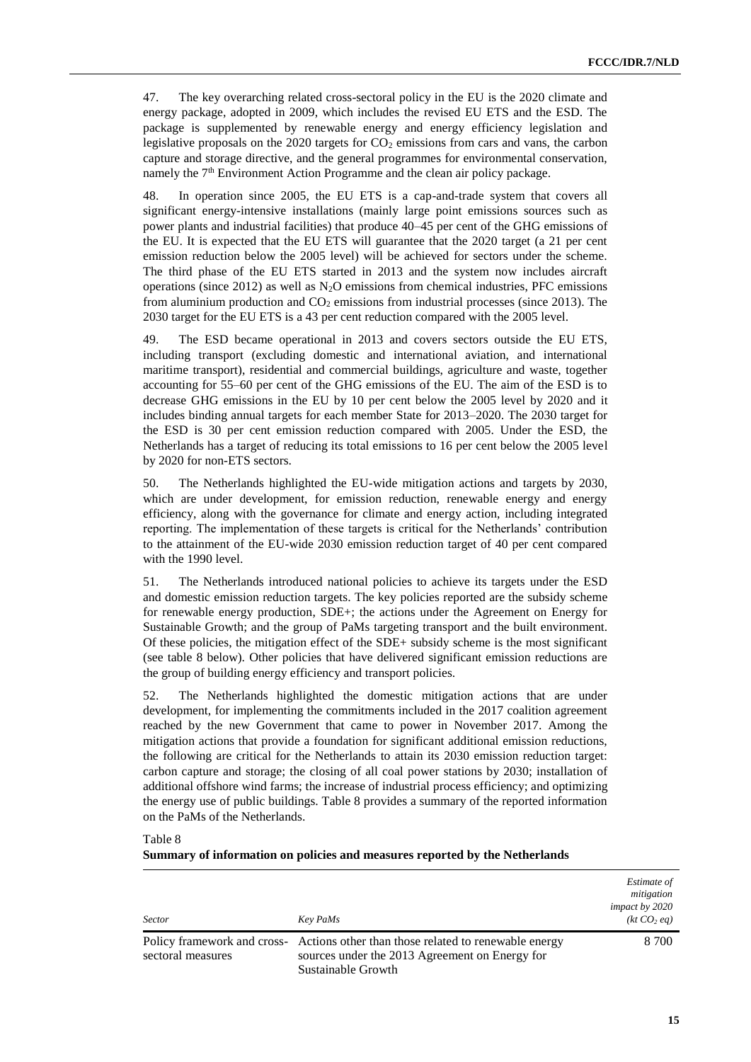47. The key overarching related cross-sectoral policy in the EU is the 2020 climate and energy package, adopted in 2009, which includes the revised EU ETS and the ESD. The package is supplemented by renewable energy and energy efficiency legislation and legislative proposals on the 2020 targets for $CO_2$ emissions from cars and vans, the carbon capture and storage directive, and the general programmes for environmental conservation, namely the 7[th] Environment Action Programme and the clean air policy package.

48. In operation since 2005, the EU ETS is a cap-and-trade system that covers all significant energy-intensive installations (mainly large point emissions sources such as power plants and industrial facilities) that produce 40–45 per cent of the GHG emissions of the EU. It is expected that the EU ETS will guarantee that the 2020 target (a 21 per cent emission reduction below the 2005 level) will be achieved for sectors under the scheme. The third phase of the EU ETS started in 2013 and the system now includes aircraft operations (since 2012) as well as $N_2O$ emissions from chemical industries, PFC emissions from aluminium production and $CO_2$ emissions from industrial processes (since 2013). The 2030 target for the EU ETS is a 43 per cent reduction compared with the 2005 level.

49. The ESD became operational in 2013 and covers sectors outside the EU ETS, including transport (excluding domestic and international aviation, and international maritime transport), residential and commercial buildings, agriculture and waste, together accounting for 55–60 per cent of the GHG emissions of the EU. The aim of the ESD is to decrease GHG emissions in the EU by 10 per cent below the 2005 level by 2020 and it includes binding annual targets for each member State for 2013–2020. The 2030 target for the ESD is 30 per cent emission reduction compared with 2005. Under the ESD, the Netherlands has a target of reducing its total emissions to 16 per cent below the 2005 level by 2020 for non-ETS sectors.

50. The Netherlands highlighted the EU-wide mitigation actions and targets by 2030, which are under development, for emission reduction, renewable energy and energy efficiency, along with the governance for climate and energy action, including integrated reporting. The implementation of these targets is critical for the Netherlands' contribution to the attainment of the EU-wide 2030 emission reduction target of 40 per cent compared with the 1990 level.

51. The Netherlands introduced national policies to achieve its targets under the ESD and domestic emission reduction targets. The key policies reported are the subsidy scheme for renewable energy production, SDE+; the actions under the Agreement on Energy for Sustainable Growth; and the group of PaMs targeting transport and the built environment. Of these policies, the mitigation effect of the SDE+ subsidy scheme is the most significant (see table 8 below). Other policies that have delivered significant emission reductions are the group of building energy efficiency and transport policies.

52. The Netherlands highlighted the domestic mitigation actions that are under development, for implementing the commitments included in the 2017 coalition agreement reached by the new Government that came to power in November 2017. Among the mitigation actions that provide a foundation for significant additional emission reductions, the following are critical for the Netherlands to attain its 2030 emission reduction target: carbon capture and storage; the closing of all coal power stations by 2030; installation of additional offshore wind farms; the increase of industrial process efficiency; and optimizing the energy use of public buildings. Table 8 provides a summary of the reported information on the PaMs of the Netherlands.

Table 8
**Summary of information on policies and measures reported by the Netherlands**

| *Sector* | *Key PaMs* | *Estimate of mitigation impact by 2020 (kt $CO_2$ eq)* |
|---|---|---|
| Policy framework and cross-sectoral measures | Actions other than those related to renewable energy sources under the 2013 Agreement on Energy for Sustainable Growth | 8 700 |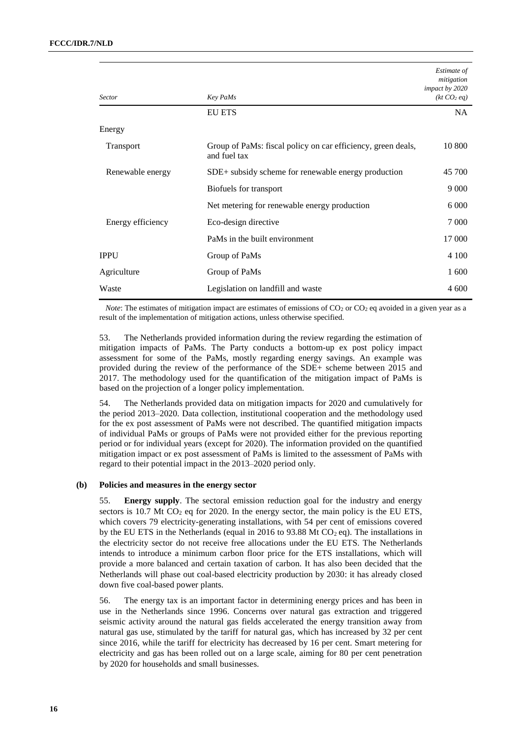| Sector | Key PaMs | Estimate of mitigation impact by 2020 ($kt\ CO_2\ eq$) |
|---|---|---|
| | EU ETS | NA |
| Energy | | |
| Transport | Group of PaMs: fiscal policy on car efficiency, green deals, and fuel tax | 10 800 |
| Renewable energy | SDE+ subsidy scheme for renewable energy production | 45 700 |
| | Biofuels for transport | 9 000 |
| | Net metering for renewable energy production | 6 000 |
| Energy efficiency | Eco-design directive | 7 000 |
| | PaMs in the built environment | 17 000 |
| IPPU | Group of PaMs | 4 100 |
| Agriculture | Group of PaMs | 1 600 |
| Waste | Legislation on landfill and waste | 4 600 |

*Note*: The estimates of mitigation impact are estimates of emissions of $CO_2$ or $CO_2$ eq avoided in a given year as a result of the implementation of mitigation actions, unless otherwise specified.

53. The Netherlands provided information during the review regarding the estimation of mitigation impacts of PaMs. The Party conducts a bottom-up ex post policy impact assessment for some of the PaMs, mostly regarding energy savings. An example was provided during the review of the performance of the SDE+ scheme between 2015 and 2017. The methodology used for the quantification of the mitigation impact of PaMs is based on the projection of a longer policy implementation.

54. The Netherlands provided data on mitigation impacts for 2020 and cumulatively for the period 2013–2020. Data collection, institutional cooperation and the methodology used for the ex post assessment of PaMs were not described. The quantified mitigation impacts of individual PaMs or groups of PaMs were not provided either for the previous reporting period or for individual years (except for 2020). The information provided on the quantified mitigation impact or ex post assessment of PaMs is limited to the assessment of PaMs with regard to their potential impact in the 2013–2020 period only.

### (b) Policies and measures in the energy sector

55. **Energy supply**. The sectoral emission reduction goal for the industry and energy sectors is 10.7 Mt $CO_2$ eq for 2020. In the energy sector, the main policy is the EU ETS, which covers 79 electricity-generating installations, with 54 per cent of emissions covered by the EU ETS in the Netherlands (equal in 2016 to 93.88 Mt $CO_2$ eq). The installations in the electricity sector do not receive free allocations under the EU ETS. The Netherlands intends to introduce a minimum carbon floor price for the ETS installations, which will provide a more balanced and certain taxation of carbon. It has also been decided that the Netherlands will phase out coal-based electricity production by 2030: it has already closed down five coal-based power plants.

56. The energy tax is an important factor in determining energy prices and has been in use in the Netherlands since 1996. Concerns over natural gas extraction and triggered seismic activity around the natural gas fields accelerated the energy transition away from natural gas use, stimulated by the tariff for natural gas, which has increased by 32 per cent since 2016, while the tariff for electricity has decreased by 16 per cent. Smart metering for electricity and gas has been rolled out on a large scale, aiming for 80 per cent penetration by 2020 for households and small businesses.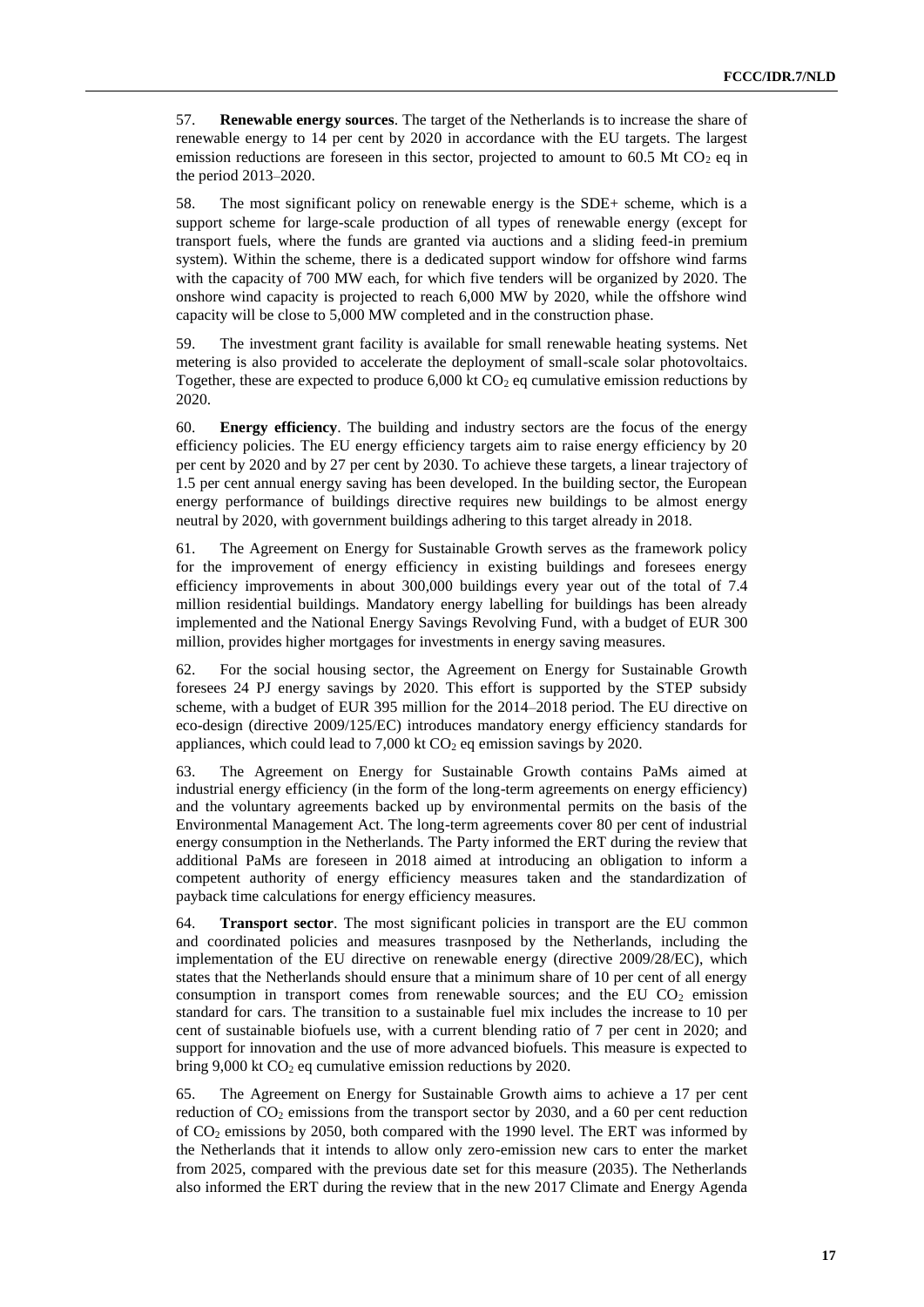57. **Renewable energy sources**. The target of the Netherlands is to increase the share of renewable energy to 14 per cent by 2020 in accordance with the EU targets. The largest emission reductions are foreseen in this sector, projected to amount to 60.5 Mt $CO_2$ eq in the period 2013–2020.

58. The most significant policy on renewable energy is the SDE+ scheme, which is a support scheme for large-scale production of all types of renewable energy (except for transport fuels, where the funds are granted via auctions and a sliding feed-in premium system). Within the scheme, there is a dedicated support window for offshore wind farms with the capacity of 700 MW each, for which five tenders will be organized by 2020. The onshore wind capacity is projected to reach 6,000 MW by 2020, while the offshore wind capacity will be close to 5,000 MW completed and in the construction phase.

59. The investment grant facility is available for small renewable heating systems. Net metering is also provided to accelerate the deployment of small-scale solar photovoltaics. Together, these are expected to produce 6,000 kt $CO_2$ eq cumulative emission reductions by 2020.

60. **Energy efficiency**. The building and industry sectors are the focus of the energy efficiency policies. The EU energy efficiency targets aim to raise energy efficiency by 20 per cent by 2020 and by 27 per cent by 2030. To achieve these targets, a linear trajectory of 1.5 per cent annual energy saving has been developed. In the building sector, the European energy performance of buildings directive requires new buildings to be almost energy neutral by 2020, with government buildings adhering to this target already in 2018.

61. The Agreement on Energy for Sustainable Growth serves as the framework policy for the improvement of energy efficiency in existing buildings and foresees energy efficiency improvements in about 300,000 buildings every year out of the total of 7.4 million residential buildings. Mandatory energy labelling for buildings has been already implemented and the National Energy Savings Revolving Fund, with a budget of EUR 300 million, provides higher mortgages for investments in energy saving measures.

62. For the social housing sector, the Agreement on Energy for Sustainable Growth foresees 24 PJ energy savings by 2020. This effort is supported by the STEP subsidy scheme, with a budget of EUR 395 million for the 2014–2018 period. The EU directive on eco-design (directive 2009/125/EC) introduces mandatory energy efficiency standards for appliances, which could lead to 7,000 kt $CO_2$ eq emission savings by 2020.

63. The Agreement on Energy for Sustainable Growth contains PaMs aimed at industrial energy efficiency (in the form of the long-term agreements on energy efficiency) and the voluntary agreements backed up by environmental permits on the basis of the Environmental Management Act. The long-term agreements cover 80 per cent of industrial energy consumption in the Netherlands. The Party informed the ERT during the review that additional PaMs are foreseen in 2018 aimed at introducing an obligation to inform a competent authority of energy efficiency measures taken and the standardization of payback time calculations for energy efficiency measures.

64. **Transport sector**. The most significant policies in transport are the EU common and coordinated policies and measures trasnposed by the Netherlands, including the implementation of the EU directive on renewable energy (directive 2009/28/EC), which states that the Netherlands should ensure that a minimum share of 10 per cent of all energy consumption in transport comes from renewable sources; and the EU $CO_2$ emission standard for cars. The transition to a sustainable fuel mix includes the increase to 10 per cent of sustainable biofuels use, with a current blending ratio of 7 per cent in 2020; and support for innovation and the use of more advanced biofuels. This measure is expected to bring 9,000 kt $CO_2$ eq cumulative emission reductions by 2020.

65. The Agreement on Energy for Sustainable Growth aims to achieve a 17 per cent reduction of $CO_2$ emissions from the transport sector by 2030, and a 60 per cent reduction of $CO_2$ emissions by 2050, both compared with the 1990 level. The ERT was informed by the Netherlands that it intends to allow only zero-emission new cars to enter the market from 2025, compared with the previous date set for this measure (2035). The Netherlands also informed the ERT during the review that in the new 2017 Climate and Energy Agenda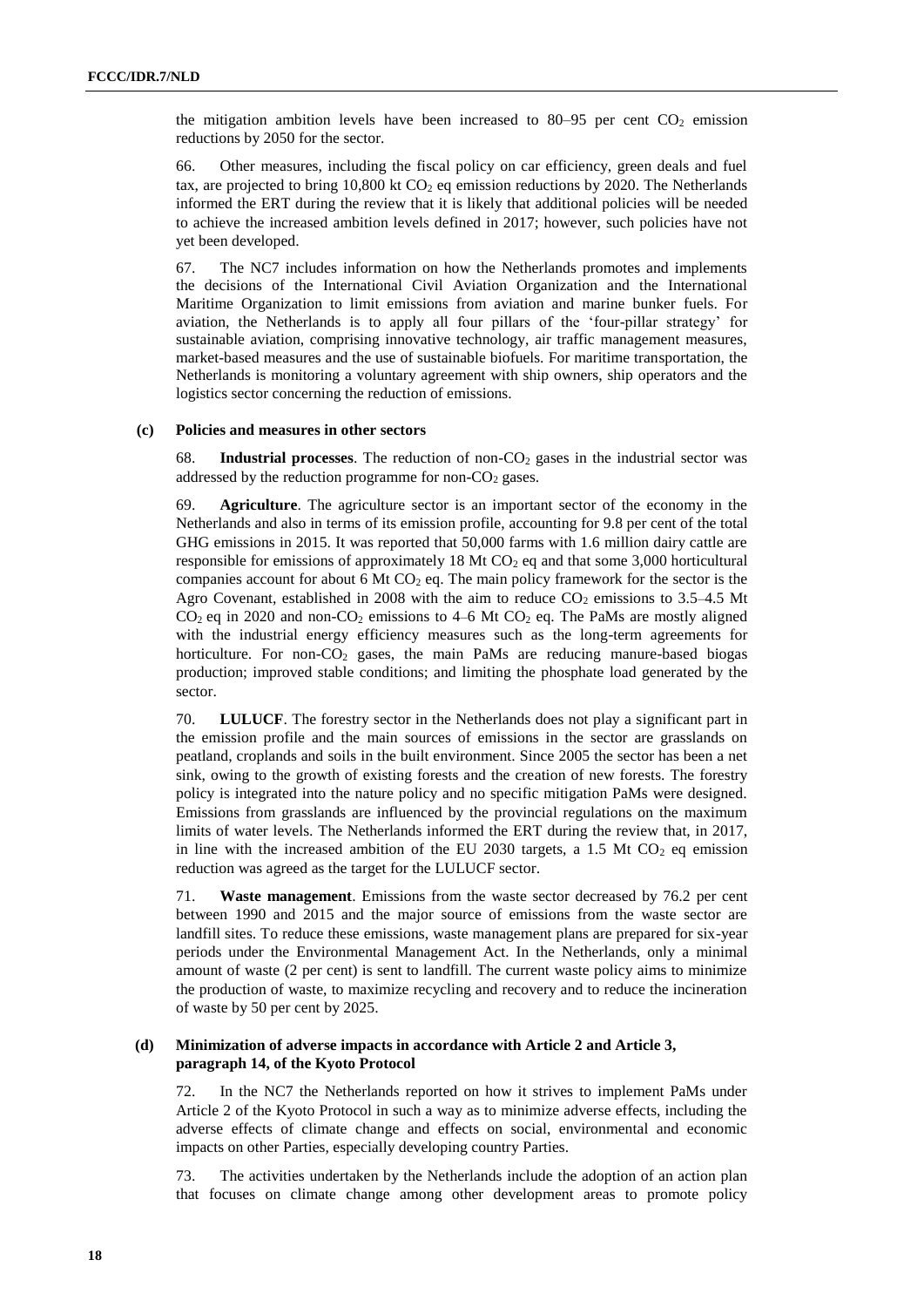the mitigation ambition levels have been increased to 80–95 per cent $CO_2$ emission reductions by 2050 for the sector.

66. Other measures, including the fiscal policy on car efficiency, green deals and fuel tax, are projected to bring 10,800 kt $CO_2$ eq emission reductions by 2020. The Netherlands informed the ERT during the review that it is likely that additional policies will be needed to achieve the increased ambition levels defined in 2017; however, such policies have not yet been developed.

67. The NC7 includes information on how the Netherlands promotes and implements the decisions of the International Civil Aviation Organization and the International Maritime Organization to limit emissions from aviation and marine bunker fuels. For aviation, the Netherlands is to apply all four pillars of the 'four-pillar strategy' for sustainable aviation, comprising innovative technology, air traffic management measures, market-based measures and the use of sustainable biofuels. For maritime transportation, the Netherlands is monitoring a voluntary agreement with ship owners, ship operators and the logistics sector concerning the reduction of emissions.

#### (c) Policies and measures in other sectors

68. **Industrial processes**. The reduction of non-$CO_2$ gases in the industrial sector was addressed by the reduction programme for non-$CO_2$ gases.

69. **Agriculture**. The agriculture sector is an important sector of the economy in the Netherlands and also in terms of its emission profile, accounting for 9.8 per cent of the total GHG emissions in 2015. It was reported that 50,000 farms with 1.6 million dairy cattle are responsible for emissions of approximately 18 Mt $CO_2$ eq and that some 3,000 horticultural companies account for about 6 Mt $CO_2$ eq. The main policy framework for the sector is the Agro Covenant, established in 2008 with the aim to reduce $CO_2$ emissions to 3.5–4.5 Mt $CO_2$ eq in 2020 and non-$CO_2$ emissions to 4–6 Mt $CO_2$ eq. The PaMs are mostly aligned with the industrial energy efficiency measures such as the long-term agreements for horticulture. For non-$CO_2$ gases, the main PaMs are reducing manure-based biogas production; improved stable conditions; and limiting the phosphate load generated by the sector.

70. **LULUCF**. The forestry sector in the Netherlands does not play a significant part in the emission profile and the main sources of emissions in the sector are grasslands on peatland, croplands and soils in the built environment. Since 2005 the sector has been a net sink, owing to the growth of existing forests and the creation of new forests. The forestry policy is integrated into the nature policy and no specific mitigation PaMs were designed. Emissions from grasslands are influenced by the provincial regulations on the maximum limits of water levels. The Netherlands informed the ERT during the review that, in 2017, in line with the increased ambition of the EU 2030 targets, a 1.5 Mt $CO_2$ eq emission reduction was agreed as the target for the LULUCF sector.

71. **Waste management**. Emissions from the waste sector decreased by 76.2 per cent between 1990 and 2015 and the major source of emissions from the waste sector are landfill sites. To reduce these emissions, waste management plans are prepared for six-year periods under the Environmental Management Act. In the Netherlands, only a minimal amount of waste (2 per cent) is sent to landfill. The current waste policy aims to minimize the production of waste, to maximize recycling and recovery and to reduce the incineration of waste by 50 per cent by 2025.

#### (d) Minimization of adverse impacts in accordance with Article 2 and Article 3, paragraph 14, of the Kyoto Protocol

72. In the NC7 the Netherlands reported on how it strives to implement PaMs under Article 2 of the Kyoto Protocol in such a way as to minimize adverse effects, including the adverse effects of climate change and effects on social, environmental and economic impacts on other Parties, especially developing country Parties.

73. The activities undertaken by the Netherlands include the adoption of an action plan that focuses on climate change among other development areas to promote policy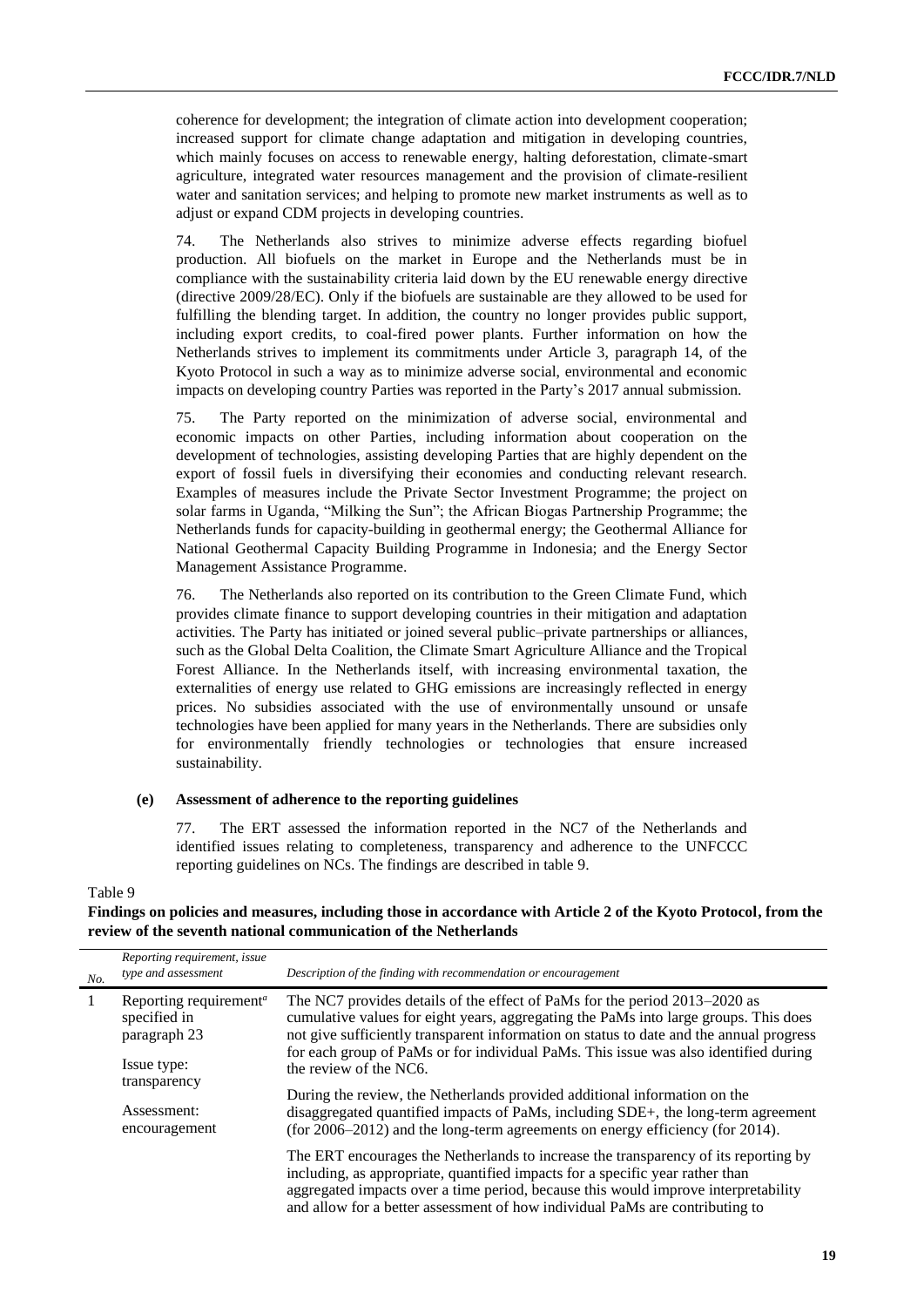coherence for development; the integration of climate action into development cooperation; increased support for climate change adaptation and mitigation in developing countries, which mainly focuses on access to renewable energy, halting deforestation, climate-smart agriculture, integrated water resources management and the provision of climate-resilient water and sanitation services; and helping to promote new market instruments as well as to adjust or expand CDM projects in developing countries.

74. The Netherlands also strives to minimize adverse effects regarding biofuel production. All biofuels on the market in Europe and the Netherlands must be in compliance with the sustainability criteria laid down by the EU renewable energy directive (directive 2009/28/EC). Only if the biofuels are sustainable are they allowed to be used for fulfilling the blending target. In addition, the country no longer provides public support, including export credits, to coal-fired power plants. Further information on how the Netherlands strives to implement its commitments under Article 3, paragraph 14, of the Kyoto Protocol in such a way as to minimize adverse social, environmental and economic impacts on developing country Parties was reported in the Party's 2017 annual submission.

75. The Party reported on the minimization of adverse social, environmental and economic impacts on other Parties, including information about cooperation on the development of technologies, assisting developing Parties that are highly dependent on the export of fossil fuels in diversifying their economies and conducting relevant research. Examples of measures include the Private Sector Investment Programme; the project on solar farms in Uganda, "Milking the Sun"; the African Biogas Partnership Programme; the Netherlands funds for capacity-building in geothermal energy; the Geothermal Alliance for National Geothermal Capacity Building Programme in Indonesia; and the Energy Sector Management Assistance Programme.

76. The Netherlands also reported on its contribution to the Green Climate Fund, which provides climate finance to support developing countries in their mitigation and adaptation activities. The Party has initiated or joined several public–private partnerships or alliances, such as the Global Delta Coalition, the Climate Smart Agriculture Alliance and the Tropical Forest Alliance. In the Netherlands itself, with increasing environmental taxation, the externalities of energy use related to GHG emissions are increasingly reflected in energy prices. No subsidies associated with the use of environmentally unsound or unsafe technologies have been applied for many years in the Netherlands. There are subsidies only for environmentally friendly technologies or technologies that ensure increased sustainability.

#### (e) Assessment of adherence to the reporting guidelines

77. The ERT assessed the information reported in the NC7 of the Netherlands and identified issues relating to completeness, transparency and adherence to the UNFCCC reporting guidelines on NCs. The findings are described in table 9.

Table 9
**Findings on policies and measures, including those in accordance with Article 2 of the Kyoto Protocol, from the review of the seventh national communication of the Netherlands**

| *No.* | *Reporting requirement, issue type and assessment* | *Description of the finding with recommendation or encouragement* |
|---|---|---|
| 1 | Reporting requirement[a] specified in paragraph 23<br><br>Issue type: transparency<br><br>Assessment: encouragement | The NC7 provides details of the effect of PaMs for the period 2013–2020 as cumulative values for eight years, aggregating the PaMs into large groups. This does not give sufficiently transparent information on status to date and the annual progress for each group of PaMs or for individual PaMs. This issue was also identified during the review of the NC6.<br><br>During the review, the Netherlands provided additional information on the disaggregated quantified impacts of PaMs, including SDE+, the long-term agreement (for 2006–2012) and the long-term agreements on energy efficiency (for 2014).<br><br>The ERT encourages the Netherlands to increase the transparency of its reporting by including, as appropriate, quantified impacts for a specific year rather than aggregated impacts over a time period, because this would improve interpretability and allow for a better assessment of how individual PaMs are contributing to |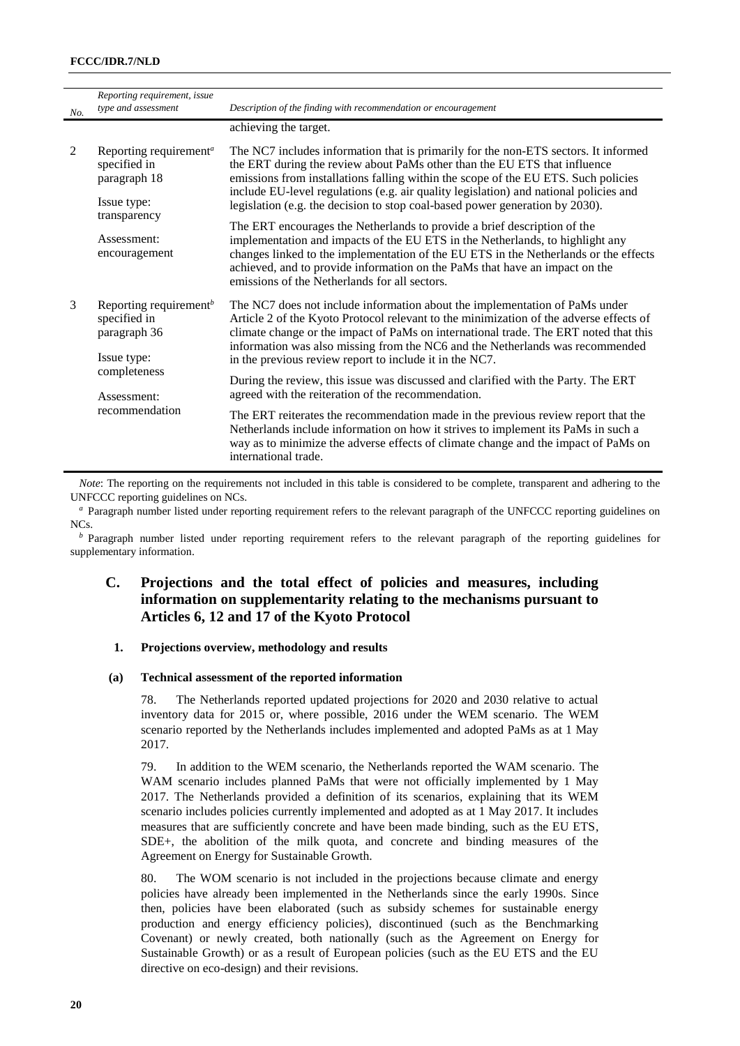| No. | Reporting requirement, issue type and assessment | Description of the finding with recommendation or encouragement |
|---|---|---|
| | | achieving the target. |
| 2 | Reporting requirement[a] specified in paragraph 18<br><br>Issue type: transparency<br><br>Assessment: encouragement | The NC7 includes information that is primarily for the non-ETS sectors. It informed the ERT during the review about PaMs other than the EU ETS that influence emissions from installations falling within the scope of the EU ETS. Such policies include EU-level regulations (e.g. air quality legislation) and national policies and legislation (e.g. the decision to stop coal-based power generation by 2030).<br><br>The ERT encourages the Netherlands to provide a brief description of the implementation and impacts of the EU ETS in the Netherlands, to highlight any changes linked to the implementation of the EU ETS in the Netherlands or the effects achieved, and to provide information on the PaMs that have an impact on the emissions of the Netherlands for all sectors. |
| 3 | Reporting requirement[b] specified in paragraph 36<br><br>Issue type: completeness<br><br>Assessment: recommendation | The NC7 does not include information about the implementation of PaMs under Article 2 of the Kyoto Protocol relevant to the minimization of the adverse effects of climate change or the impact of PaMs on international trade. The ERT noted that this information was also missing from the NC6 and the Netherlands was recommended in the previous review report to include it in the NC7.<br><br>During the review, this issue was discussed and clarified with the Party. The ERT agreed with the reiteration of the recommendation.<br><br>The ERT reiterates the recommendation made in the previous review report that the Netherlands include information on how it strives to implement its PaMs in such a way as to minimize the adverse effects of climate change and the impact of PaMs on international trade. |

*Note*: The reporting on the requirements not included in this table is considered to be complete, transparent and adhering to the UNFCCC reporting guidelines on NCs.

[a] Paragraph number listed under reporting requirement refers to the relevant paragraph of the UNFCCC reporting guidelines on NCs.

[b] Paragraph number listed under reporting requirement refers to the relevant paragraph of the reporting guidelines for supplementary information.

## C. Projections and the total effect of policies and measures, including information on supplementarity relating to the mechanisms pursuant to Articles 6, 12 and 17 of the Kyoto Protocol

### 1. Projections overview, methodology and results

#### (a) Technical assessment of the reported information

78. The Netherlands reported updated projections for 2020 and 2030 relative to actual inventory data for 2015 or, where possible, 2016 under the WEM scenario. The WEM scenario reported by the Netherlands includes implemented and adopted PaMs as at 1 May 2017.

79. In addition to the WEM scenario, the Netherlands reported the WAM scenario. The WAM scenario includes planned PaMs that were not officially implemented by 1 May 2017. The Netherlands provided a definition of its scenarios, explaining that its WEM scenario includes policies currently implemented and adopted as at 1 May 2017. It includes measures that are sufficiently concrete and have been made binding, such as the EU ETS, SDE+, the abolition of the milk quota, and concrete and binding measures of the Agreement on Energy for Sustainable Growth.

80. The WOM scenario is not included in the projections because climate and energy policies have already been implemented in the Netherlands since the early 1990s. Since then, policies have been elaborated (such as subsidy schemes for sustainable energy production and energy efficiency policies), discontinued (such as the Benchmarking Covenant) or newly created, both nationally (such as the Agreement on Energy for Sustainable Growth) or as a result of European policies (such as the EU ETS and the EU directive on eco-design) and their revisions.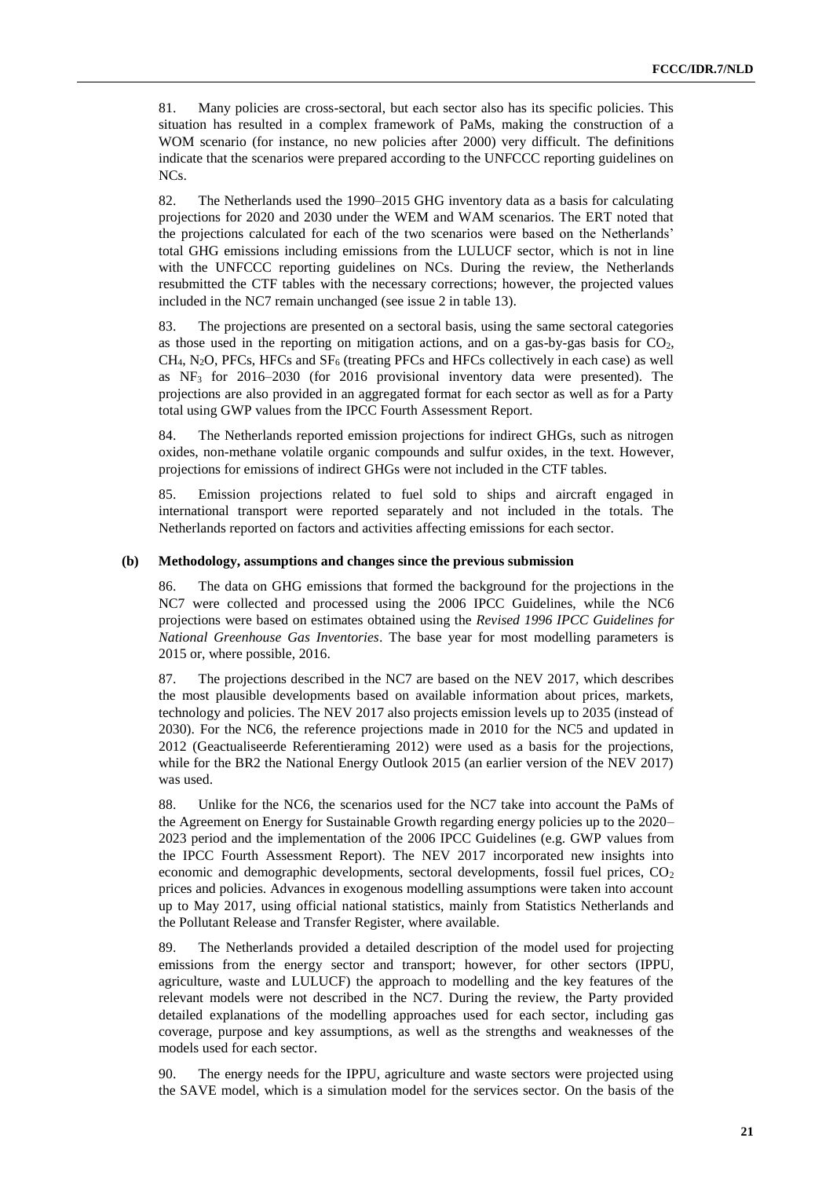81. Many policies are cross-sectoral, but each sector also has its specific policies. This situation has resulted in a complex framework of PaMs, making the construction of a WOM scenario (for instance, no new policies after 2000) very difficult. The definitions indicate that the scenarios were prepared according to the UNFCCC reporting guidelines on NCs.

82. The Netherlands used the 1990–2015 GHG inventory data as a basis for calculating projections for 2020 and 2030 under the WEM and WAM scenarios. The ERT noted that the projections calculated for each of the two scenarios were based on the Netherlands' total GHG emissions including emissions from the LULUCF sector, which is not in line with the UNFCCC reporting guidelines on NCs. During the review, the Netherlands resubmitted the CTF tables with the necessary corrections; however, the projected values included in the NC7 remain unchanged (see issue 2 in table 13).

83. The projections are presented on a sectoral basis, using the same sectoral categories as those used in the reporting on mitigation actions, and on a gas-by-gas basis for $CO_2$, $CH_4$, $N_2O$, PFCs, HFCs and $SF_6$ (treating PFCs and HFCs collectively in each case) as well as $NF_3$ for 2016–2030 (for 2016 provisional inventory data were presented). The projections are also provided in an aggregated format for each sector as well as for a Party total using GWP values from the IPCC Fourth Assessment Report.

84. The Netherlands reported emission projections for indirect GHGs, such as nitrogen oxides, non-methane volatile organic compounds and sulfur oxides, in the text. However, projections for emissions of indirect GHGs were not included in the CTF tables.

85. Emission projections related to fuel sold to ships and aircraft engaged in international transport were reported separately and not included in the totals. The Netherlands reported on factors and activities affecting emissions for each sector.

#### (b) Methodology, assumptions and changes since the previous submission

86. The data on GHG emissions that formed the background for the projections in the NC7 were collected and processed using the 2006 IPCC Guidelines, while the NC6 projections were based on estimates obtained using the *Revised 1996 IPCC Guidelines for National Greenhouse Gas Inventories*. The base year for most modelling parameters is 2015 or, where possible, 2016.

87. The projections described in the NC7 are based on the NEV 2017, which describes the most plausible developments based on available information about prices, markets, technology and policies. The NEV 2017 also projects emission levels up to 2035 (instead of 2030). For the NC6, the reference projections made in 2010 for the NC5 and updated in 2012 (Geactualiseerde Referentieraming 2012) were used as a basis for the projections, while for the BR2 the National Energy Outlook 2015 (an earlier version of the NEV 2017) was used.

88. Unlike for the NC6, the scenarios used for the NC7 take into account the PaMs of the Agreement on Energy for Sustainable Growth regarding energy policies up to the 2020–2023 period and the implementation of the 2006 IPCC Guidelines (e.g. GWP values from the IPCC Fourth Assessment Report). The NEV 2017 incorporated new insights into economic and demographic developments, sectoral developments, fossil fuel prices, $CO_2$ prices and policies. Advances in exogenous modelling assumptions were taken into account up to May 2017, using official national statistics, mainly from Statistics Netherlands and the Pollutant Release and Transfer Register, where available.

89. The Netherlands provided a detailed description of the model used for projecting emissions from the energy sector and transport; however, for other sectors (IPPU, agriculture, waste and LULUCF) the approach to modelling and the key features of the relevant models were not described in the NC7. During the review, the Party provided detailed explanations of the modelling approaches used for each sector, including gas coverage, purpose and key assumptions, as well as the strengths and weaknesses of the models used for each sector.

90. The energy needs for the IPPU, agriculture and waste sectors were projected using the SAVE model, which is a simulation model for the services sector. On the basis of the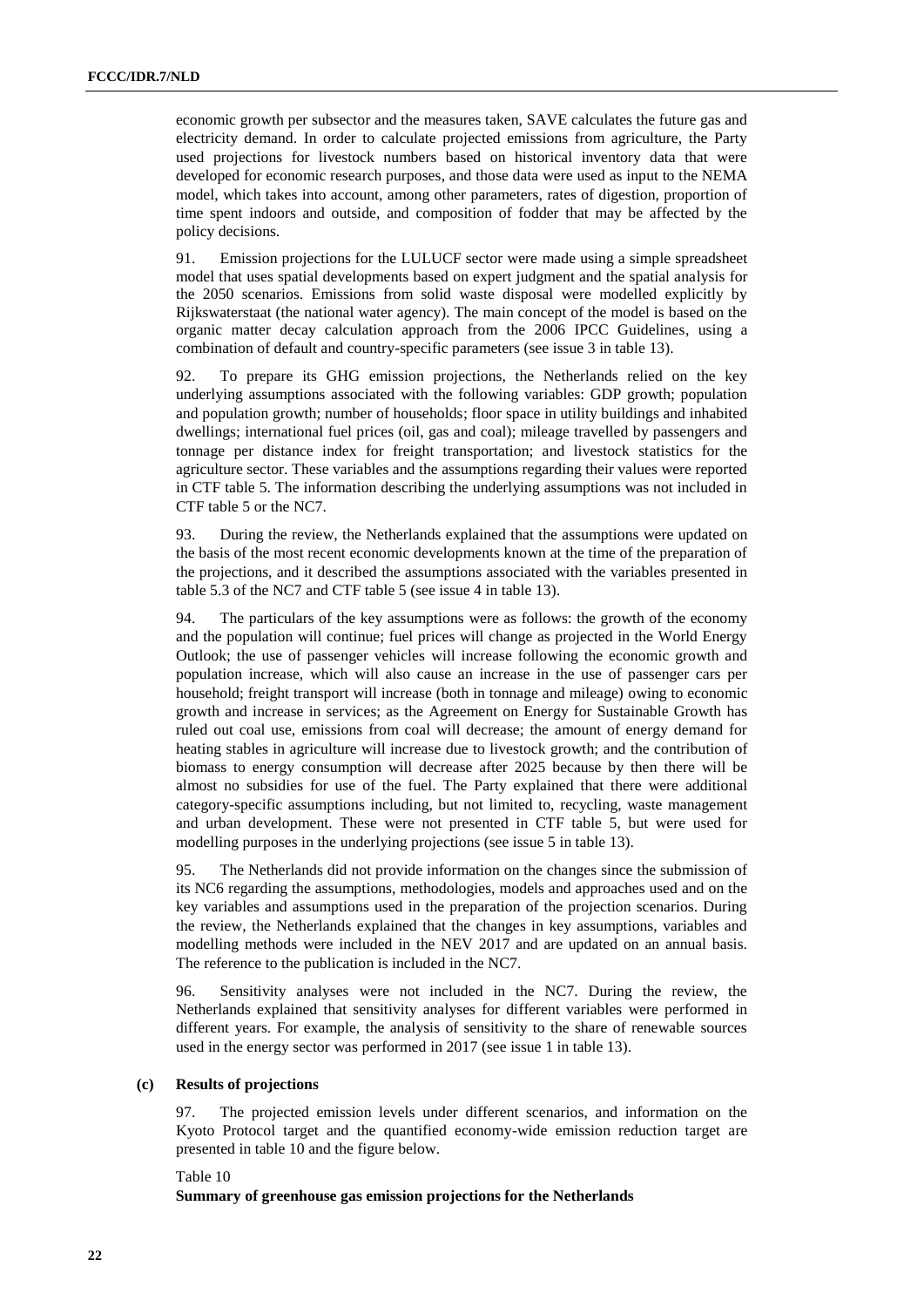economic growth per subsector and the measures taken, SAVE calculates the future gas and electricity demand. In order to calculate projected emissions from agriculture, the Party used projections for livestock numbers based on historical inventory data that were developed for economic research purposes, and those data were used as input to the NEMA model, which takes into account, among other parameters, rates of digestion, proportion of time spent indoors and outside, and composition of fodder that may be affected by the policy decisions.

91. Emission projections for the LULUCF sector were made using a simple spreadsheet model that uses spatial developments based on expert judgment and the spatial analysis for the 2050 scenarios. Emissions from solid waste disposal were modelled explicitly by Rijkswaterstaat (the national water agency). The main concept of the model is based on the organic matter decay calculation approach from the 2006 IPCC Guidelines, using a combination of default and country-specific parameters (see issue 3 in table 13).

92. To prepare its GHG emission projections, the Netherlands relied on the key underlying assumptions associated with the following variables: GDP growth; population and population growth; number of households; floor space in utility buildings and inhabited dwellings; international fuel prices (oil, gas and coal); mileage travelled by passengers and tonnage per distance index for freight transportation; and livestock statistics for the agriculture sector. These variables and the assumptions regarding their values were reported in CTF table 5. The information describing the underlying assumptions was not included in CTF table 5 or the NC7.

93. During the review, the Netherlands explained that the assumptions were updated on the basis of the most recent economic developments known at the time of the preparation of the projections, and it described the assumptions associated with the variables presented in table 5.3 of the NC7 and CTF table 5 (see issue 4 in table 13).

94. The particulars of the key assumptions were as follows: the growth of the economy and the population will continue; fuel prices will change as projected in the World Energy Outlook; the use of passenger vehicles will increase following the economic growth and population increase, which will also cause an increase in the use of passenger cars per household; freight transport will increase (both in tonnage and mileage) owing to economic growth and increase in services; as the Agreement on Energy for Sustainable Growth has ruled out coal use, emissions from coal will decrease; the amount of energy demand for heating stables in agriculture will increase due to livestock growth; and the contribution of biomass to energy consumption will decrease after 2025 because by then there will be almost no subsidies for use of the fuel. The Party explained that there were additional category-specific assumptions including, but not limited to, recycling, waste management and urban development. These were not presented in CTF table 5, but were used for modelling purposes in the underlying projections (see issue 5 in table 13).

95. The Netherlands did not provide information on the changes since the submission of its NC6 regarding the assumptions, methodologies, models and approaches used and on the key variables and assumptions used in the preparation of the projection scenarios. During the review, the Netherlands explained that the changes in key assumptions, variables and modelling methods were included in the NEV 2017 and are updated on an annual basis. The reference to the publication is included in the NC7.

96. Sensitivity analyses were not included in the NC7. During the review, the Netherlands explained that sensitivity analyses for different variables were performed in different years. For example, the analysis of sensitivity to the share of renewable sources used in the energy sector was performed in 2017 (see issue 1 in table 13).

### (c) Results of projections

97. The projected emission levels under different scenarios, and information on the Kyoto Protocol target and the quantified economy-wide emission reduction target are presented in table 10 and the figure below.

Table 10
**Summary of greenhouse gas emission projections for the Netherlands**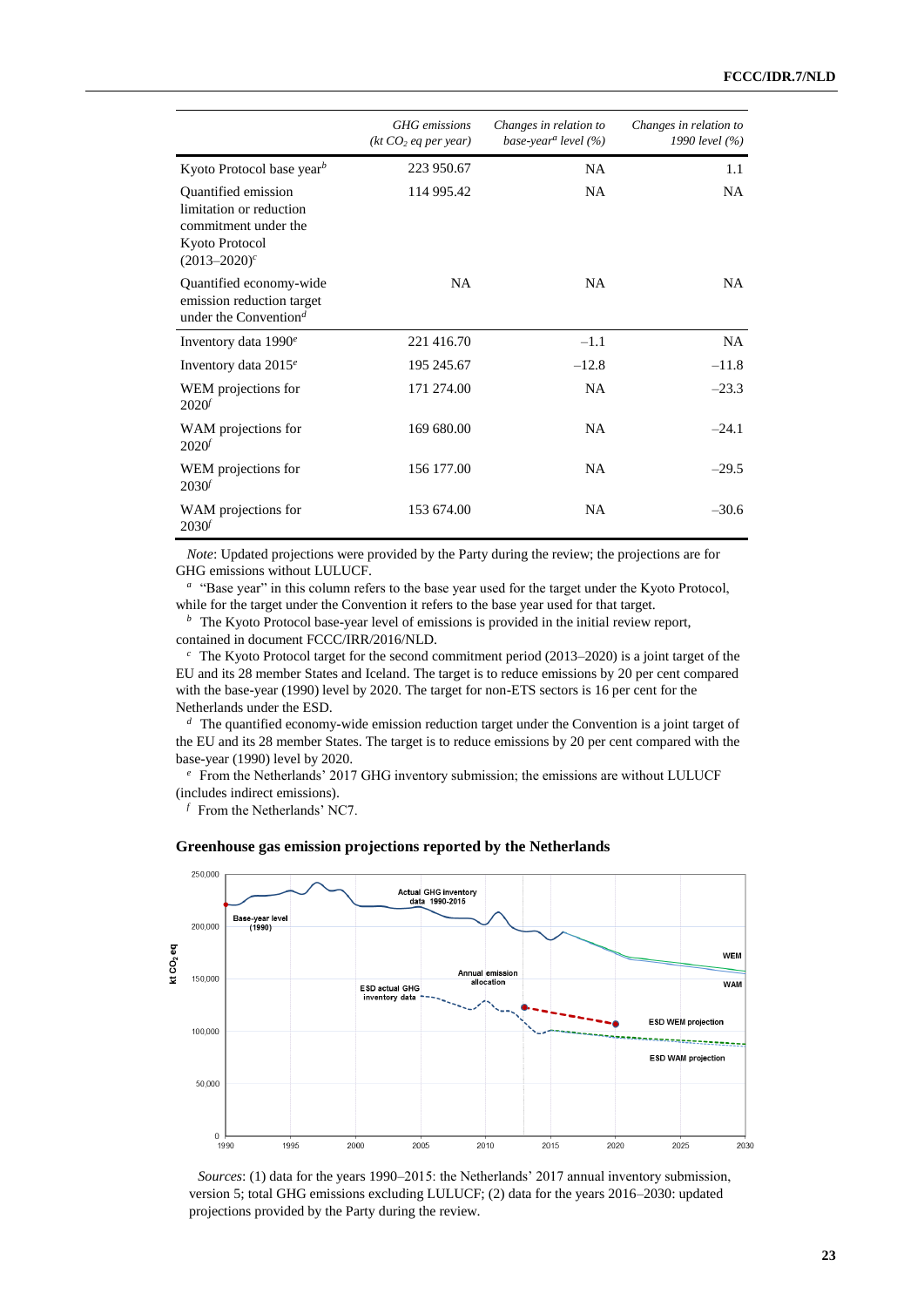| | *GHG emissions (kt $CO_2$ eq per year)* | *Changes in relation to base-year[a] level (%)* | *Changes in relation to 1990 level (%)* |
|---|---|---|---|
| Kyoto Protocol base year[b] | 223 950.67 | NA | 1.1 |
| Quantified emission limitation or reduction commitment under the Kyoto Protocol (2013–2020)[c] | 114 995.42 | NA | NA |
| Quantified economy-wide emission reduction target under the Convention[d] | NA | NA | NA |
| Inventory data 1990[e] | 221 416.70 | –1.1 | NA |
| Inventory data 2015[e] | 195 245.67 | –12.8 | –11.8 |
| WEM projections for 2020[f] | 171 274.00 | NA | –23.3 |
| WAM projections for 2020[f] | 169 680.00 | NA | –24.1 |
| WEM projections for 2030[f] | 156 177.00 | NA | –29.5 |
| WAM projections for 2030[f] | 153 674.00 | NA | –30.6 |

*Note*: Updated projections were provided by the Party during the review; the projections are for GHG emissions without LULUCF.

[a] "Base year" in this column refers to the base year used for the target under the Kyoto Protocol, while for the target under the Convention it refers to the base year used for that target.

[b] The Kyoto Protocol base-year level of emissions is provided in the initial review report, contained in document FCCC/IRR/2016/NLD.

[c] The Kyoto Protocol target for the second commitment period (2013–2020) is a joint target of the EU and its 28 member States and Iceland. The target is to reduce emissions by 20 per cent compared with the base-year (1990) level by 2020. The target for non-ETS sectors is 16 per cent for the Netherlands under the ESD.

[d] The quantified economy-wide emission reduction target under the Convention is a joint target of the EU and its 28 member States. The target is to reduce emissions by 20 per cent compared with the base-year (1990) level by 2020.

[e] From the Netherlands' 2017 GHG inventory submission; the emissions are without LULUCF (includes indirect emissions).

[f] From the Netherlands' NC7.

**Greenhouse gas emission projections reported by the Netherlands**

*Sources*: (1) data for the years 1990–2015: the Netherlands' 2017 annual inventory submission, version 5; total GHG emissions excluding LULUCF; (2) data for the years 2016–2030: updated projections provided by the Party during the review.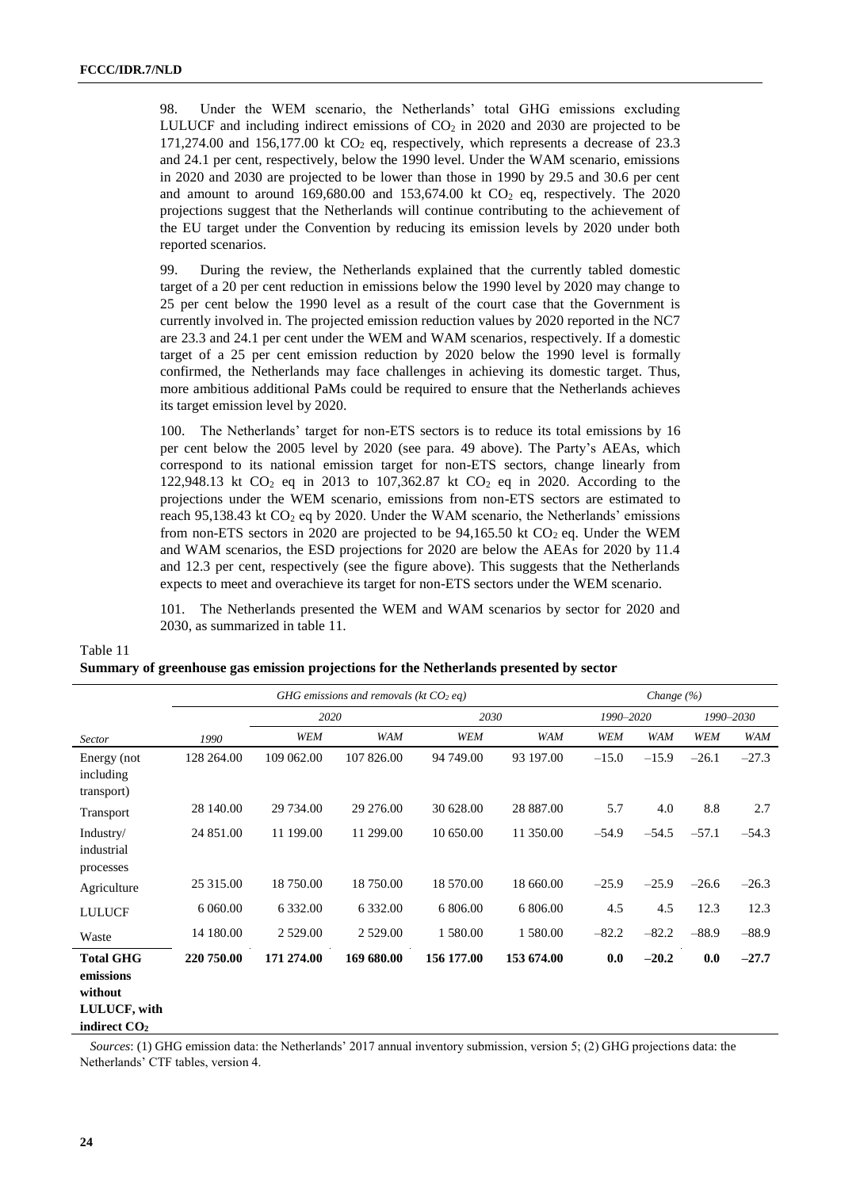98. Under the WEM scenario, the Netherlands' total GHG emissions excluding LULUCF and including indirect emissions of $CO_2$ in 2020 and 2030 are projected to be 171,274.00 and 156,177.00 kt $CO_2$ eq, respectively, which represents a decrease of 23.3 and 24.1 per cent, respectively, below the 1990 level. Under the WAM scenario, emissions in 2020 and 2030 are projected to be lower than those in 1990 by 29.5 and 30.6 per cent and amount to around 169,680.00 and 153,674.00 kt $CO_2$ eq, respectively. The 2020 projections suggest that the Netherlands will continue contributing to the achievement of the EU target under the Convention by reducing its emission levels by 2020 under both reported scenarios.

99. During the review, the Netherlands explained that the currently tabled domestic target of a 20 per cent reduction in emissions below the 1990 level by 2020 may change to 25 per cent below the 1990 level as a result of the court case that the Government is currently involved in. The projected emission reduction values by 2020 reported in the NC7 are 23.3 and 24.1 per cent under the WEM and WAM scenarios, respectively. If a domestic target of a 25 per cent emission reduction by 2020 below the 1990 level is formally confirmed, the Netherlands may face challenges in achieving its domestic target. Thus, more ambitious additional PaMs could be required to ensure that the Netherlands achieves its target emission level by 2020.

100. The Netherlands' target for non-ETS sectors is to reduce its total emissions by 16 per cent below the 2005 level by 2020 (see para. 49 above). The Party's AEAs, which correspond to its national emission target for non-ETS sectors, change linearly from 122,948.13 kt $CO_2$ eq in 2013 to 107,362.87 kt $CO_2$ eq in 2020. According to the projections under the WEM scenario, emissions from non-ETS sectors are estimated to reach 95,138.43 kt $CO_2$ eq by 2020. Under the WAM scenario, the Netherlands' emissions from non-ETS sectors in 2020 are projected to be 94,165.50 kt $CO_2$ eq. Under the WEM and WAM scenarios, the ESD projections for 2020 are below the AEAs for 2020 by 11.4 and 12.3 per cent, respectively (see the figure above). This suggests that the Netherlands expects to meet and overachieve its target for non-ETS sectors under the WEM scenario.

101. The Netherlands presented the WEM and WAM scenarios by sector for 2020 and 2030, as summarized in table 11.

Table 11
**Summary of greenhouse gas emission projections for the Netherlands presented by sector**

| | *GHG emissions and removals (kt $CO_2$ eq)* | | | | | *Change (%)* | | | |
|---|---|---|---|---|---|---|---|---|---|
| | | *2020* | | *2030* | | *1990–2020* | | *1990–2030* | |
| *Sector* | *1990* | *WEM* | *WAM* | *WEM* | *WAM* | *WEM* | *WAM* | *WEM* | *WAM* |
| Energy (not including transport) | 128 264.00 | 109 062.00 | 107 826.00 | 94 749.00 | 93 197.00 | –15.0 | –15.9 | –26.1 | –27.3 |
| Transport | 28 140.00 | 29 734.00 | 29 276.00 | 30 628.00 | 28 887.00 | 5.7 | 4.0 | 8.8 | 2.7 |
| Industry/ industrial processes | 24 851.00 | 11 199.00 | 11 299.00 | 10 650.00 | 11 350.00 | –54.9 | –54.5 | –57.1 | –54.3 |
| Agriculture | 25 315.00 | 18 750.00 | 18 750.00 | 18 570.00 | 18 660.00 | –25.9 | –25.9 | –26.6 | –26.3 |
| LULUCF | 6 060.00 | 6 332.00 | 6 332.00 | 6 806.00 | 6 806.00 | 4.5 | 4.5 | 12.3 | 12.3 |
| Waste | 14 180.00 | 2 529.00 | 2 529.00 | 1 580.00 | 1 580.00 | –82.2 | –82.2 | –88.9 | –88.9 |
| **Total GHG emissions without LULUCF, with indirect $CO_2$** | **220 750.00** | **171 274.00** | **169 680.00** | **156 177.00** | **153 674.00** | **0.0** | **–20.2** | **0.0** | **–27.7** |

*Sources*: (1) GHG emission data: the Netherlands' 2017 annual inventory submission, version 5; (2) GHG projections data: the Netherlands' CTF tables, version 4.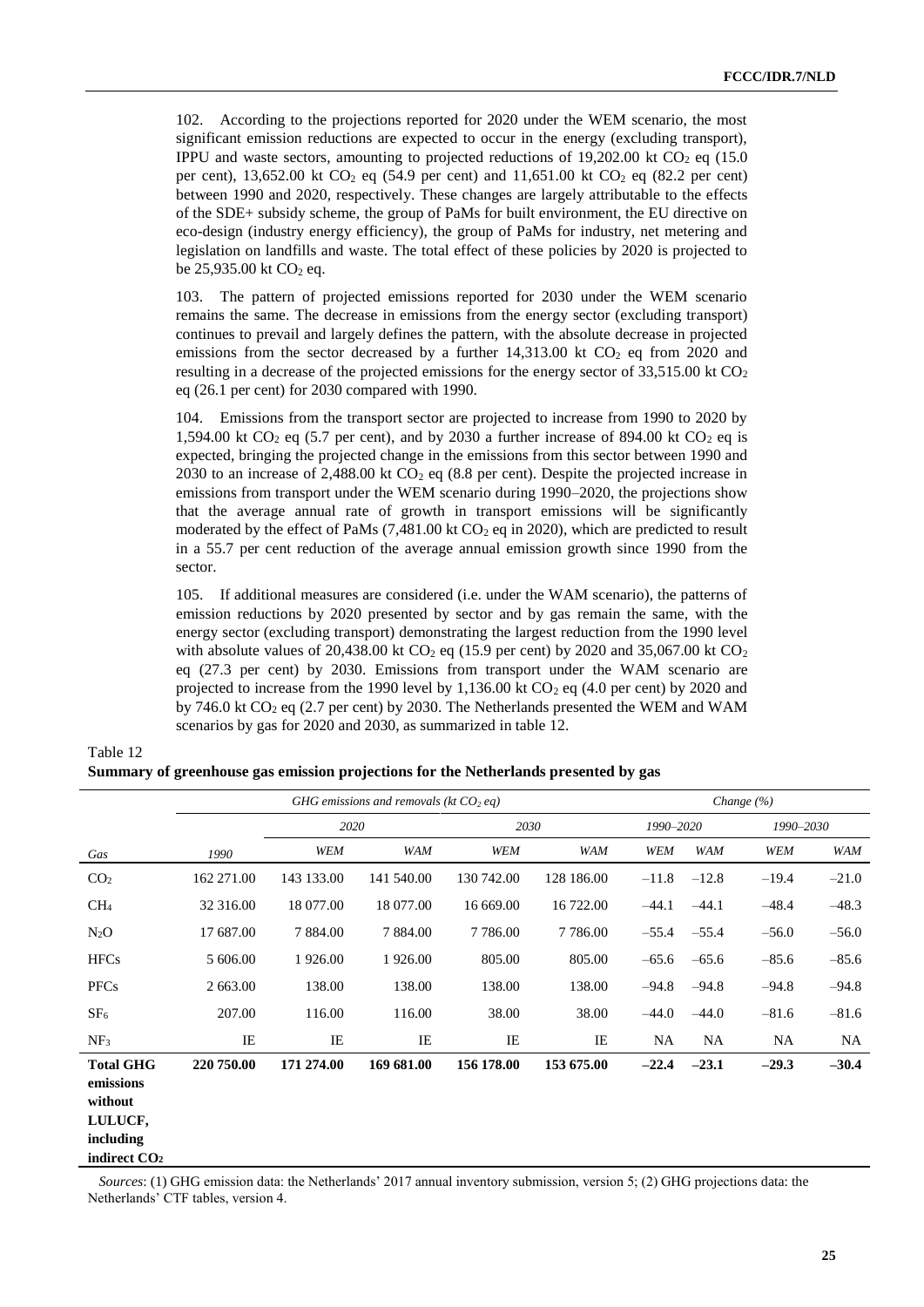102. According to the projections reported for 2020 under the WEM scenario, the most significant emission reductions are expected to occur in the energy (excluding transport), IPPU and waste sectors, amounting to projected reductions of 19,202.00 kt $CO_2$ eq (15.0 per cent), 13,652.00 kt $CO_2$ eq (54.9 per cent) and 11,651.00 kt $CO_2$ eq (82.2 per cent) between 1990 and 2020, respectively. These changes are largely attributable to the effects of the SDE+ subsidy scheme, the group of PaMs for built environment, the EU directive on eco-design (industry energy efficiency), the group of PaMs for industry, net metering and legislation on landfills and waste. The total effect of these policies by 2020 is projected to be 25,935.00 kt $CO_2$ eq.

103. The pattern of projected emissions reported for 2030 under the WEM scenario remains the same. The decrease in emissions from the energy sector (excluding transport) continues to prevail and largely defines the pattern, with the absolute decrease in projected emissions from the sector decreased by a further 14,313.00 kt $CO_2$ eq from 2020 and resulting in a decrease of the projected emissions for the energy sector of 33,515.00 kt $CO_2$ eq (26.1 per cent) for 2030 compared with 1990.

104. Emissions from the transport sector are projected to increase from 1990 to 2020 by 1,594.00 kt $CO_2$ eq (5.7 per cent), and by 2030 a further increase of 894.00 kt $CO_2$ eq is expected, bringing the projected change in the emissions from this sector between 1990 and 2030 to an increase of 2,488.00 kt $CO_2$ eq (8.8 per cent). Despite the projected increase in emissions from transport under the WEM scenario during 1990–2020, the projections show that the average annual rate of growth in transport emissions will be significantly moderated by the effect of PaMs (7,481.00 kt $CO_2$ eq in 2020), which are predicted to result in a 55.7 per cent reduction of the average annual emission growth since 1990 from the sector.

105. If additional measures are considered (i.e. under the WAM scenario), the patterns of emission reductions by 2020 presented by sector and by gas remain the same, with the energy sector (excluding transport) demonstrating the largest reduction from the 1990 level with absolute values of 20,438.00 kt $CO_2$ eq (15.9 per cent) by 2020 and 35,067.00 kt $CO_2$ eq (27.3 per cent) by 2030. Emissions from transport under the WAM scenario are projected to increase from the 1990 level by 1,136.00 kt $CO_2$ eq (4.0 per cent) by 2020 and by 746.0 kt $CO_2$ eq (2.7 per cent) by 2030. The Netherlands presented the WEM and WAM scenarios by gas for 2020 and 2030, as summarized in table 12.

Table 12
**Summary of greenhouse gas emission projections for the Netherlands presented by gas**

| | *GHG emissions and removals (kt $CO_2$ eq)* | | | | | *Change (%)* | | | |
|---|---|---|---|---|---|---|---|---|---|
| | | *2020* | | *2030* | | *1990–2020* | | *1990–2030* | |
| *Gas* | *1990* | *WEM* | *WAM* | *WEM* | *WAM* | *WEM* | *WAM* | *WEM* | *WAM* |
| $CO_2$ | 162 271.00 | 143 133.00 | 141 540.00 | 130 742.00 | 128 186.00 | –11.8 | –12.8 | –19.4 | –21.0 |
| $CH_4$ | 32 316.00 | 18 077.00 | 18 077.00 | 16 669.00 | 16 722.00 | –44.1 | –44.1 | –48.4 | –48.3 |
| $N_2O$ | 17 687.00 | 7 884.00 | 7 884.00 | 7 786.00 | 7 786.00 | –55.4 | –55.4 | –56.0 | –56.0 |
| HFCs | 5 606.00 | 1 926.00 | 1 926.00 | 805.00 | 805.00 | –65.6 | –65.6 | –85.6 | –85.6 |
| PFCs | 2 663.00 | 138.00 | 138.00 | 138.00 | 138.00 | –94.8 | –94.8 | –94.8 | –94.8 |
| $SF_6$ | 207.00 | 116.00 | 116.00 | 38.00 | 38.00 | –44.0 | –44.0 | –81.6 | –81.6 |
| $NF_3$ | IE | IE | IE | IE | IE | NA | NA | NA | NA |
| **Total GHG emissions without LULUCF, including indirect $CO_2$** | **220 750.00** | **171 274.00** | **169 681.00** | **156 178.00** | **153 675.00** | **–22.4** | **–23.1** | **–29.3** | **–30.4** |

*Sources*: (1) GHG emission data: the Netherlands' 2017 annual inventory submission, version 5; (2) GHG projections data: the Netherlands' CTF tables, version 4.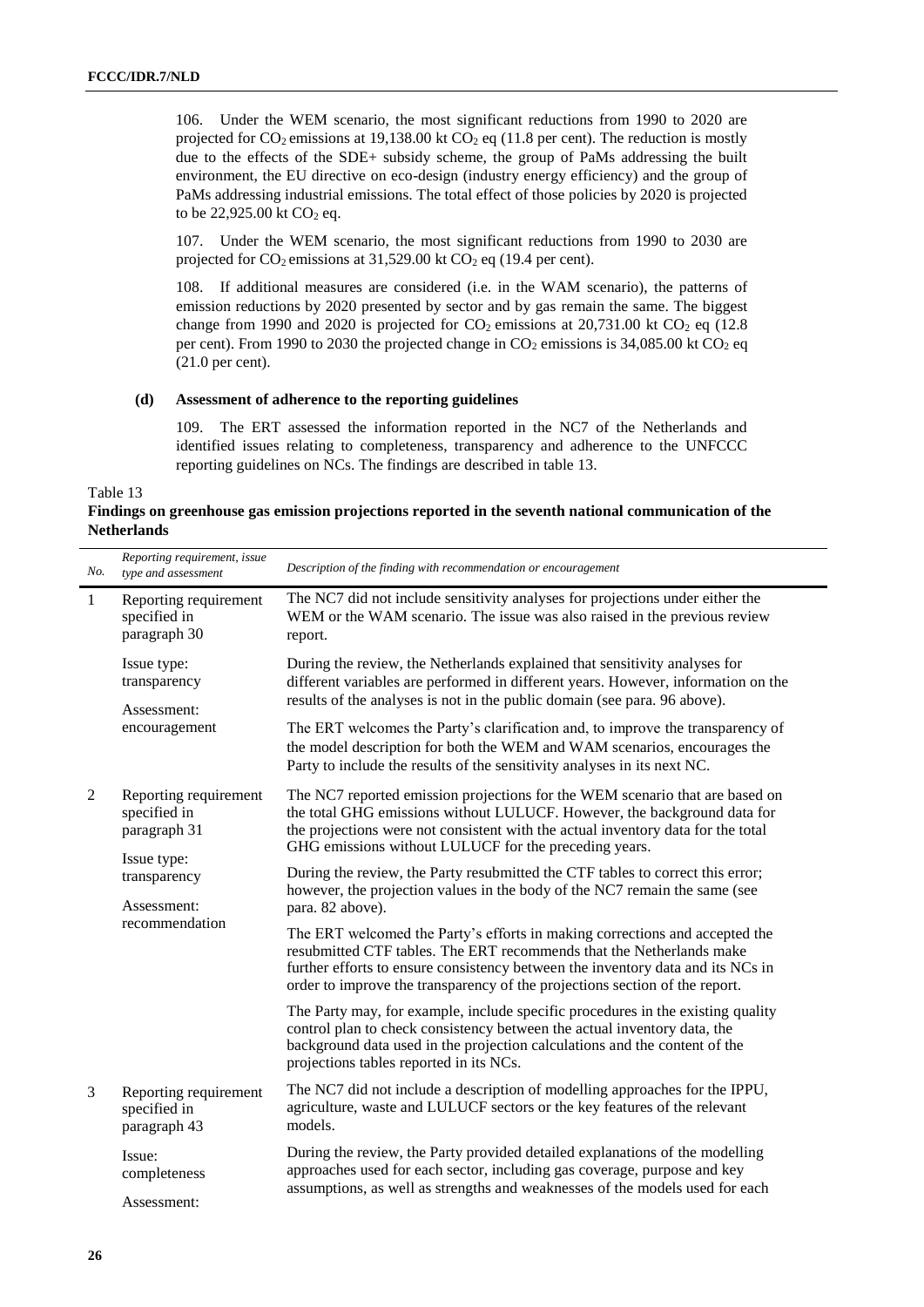106. Under the WEM scenario, the most significant reductions from 1990 to 2020 are projected for $CO_2$ emissions at 19,138.00 kt $CO_2$ eq (11.8 per cent). The reduction is mostly due to the effects of the SDE+ subsidy scheme, the group of PaMs addressing the built environment, the EU directive on eco-design (industry energy efficiency) and the group of PaMs addressing industrial emissions. The total effect of those policies by 2020 is projected to be 22,925.00 kt $CO_2$ eq.

107. Under the WEM scenario, the most significant reductions from 1990 to 2030 are projected for $CO_2$ emissions at 31,529.00 kt $CO_2$ eq (19.4 per cent).

108. If additional measures are considered (i.e. in the WAM scenario), the patterns of emission reductions by 2020 presented by sector and by gas remain the same. The biggest change from 1990 and 2020 is projected for $CO_2$ emissions at 20,731.00 kt $CO_2$ eq (12.8 per cent). From 1990 to 2030 the projected change in $CO_2$ emissions is 34,085.00 kt $CO_2$ eq (21.0 per cent).

#### (d) Assessment of adherence to the reporting guidelines

109. The ERT assessed the information reported in the NC7 of the Netherlands and identified issues relating to completeness, transparency and adherence to the UNFCCC reporting guidelines on NCs. The findings are described in table 13.

Table 13
**Findings on greenhouse gas emission projections reported in the seventh national communication of the Netherlands**

| No. | *Reporting requirement, issue type and assessment* | *Description of the finding with recommendation or encouragement* |
|---|---|---|
| 1 | Reporting requirement specified in paragraph 30<br><br>Issue type: transparency<br><br>Assessment: encouragement | The NC7 did not include sensitivity analyses for projections under either the WEM or the WAM scenario. The issue was also raised in the previous review report.<br><br>During the review, the Netherlands explained that sensitivity analyses for different variables are performed in different years. However, information on the results of the analyses is not in the public domain (see para. 96 above).<br><br>The ERT welcomes the Party's clarification and, to improve the transparency of the model description for both the WEM and WAM scenarios, encourages the Party to include the results of the sensitivity analyses in its next NC. |
| 2 | Reporting requirement specified in paragraph 31<br><br>Issue type: transparency<br><br>Assessment: recommendation | The NC7 reported emission projections for the WEM scenario that are based on the total GHG emissions without LULUCF. However, the background data for the projections were not consistent with the actual inventory data for the total GHG emissions without LULUCF for the preceding years.<br><br>During the review, the Party resubmitted the CTF tables to correct this error; however, the projection values in the body of the NC7 remain the same (see para. 82 above).<br><br>The ERT welcomed the Party's efforts in making corrections and accepted the resubmitted CTF tables. The ERT recommends that the Netherlands make further efforts to ensure consistency between the inventory data and its NCs in order to improve the transparency of the projections section of the report.<br><br>The Party may, for example, include specific procedures in the existing quality control plan to check consistency between the actual inventory data, the background data used in the projection calculations and the content of the projections tables reported in its NCs. |
| 3 | Reporting requirement specified in paragraph 43<br><br>Issue: completeness<br><br>Assessment: | The NC7 did not include a description of modelling approaches for the IPPU, agriculture, waste and LULUCF sectors or the key features of the relevant models.<br><br>During the review, the Party provided detailed explanations of the modelling approaches used for each sector, including gas coverage, purpose and key assumptions, as well as strengths and weaknesses of the models used for each |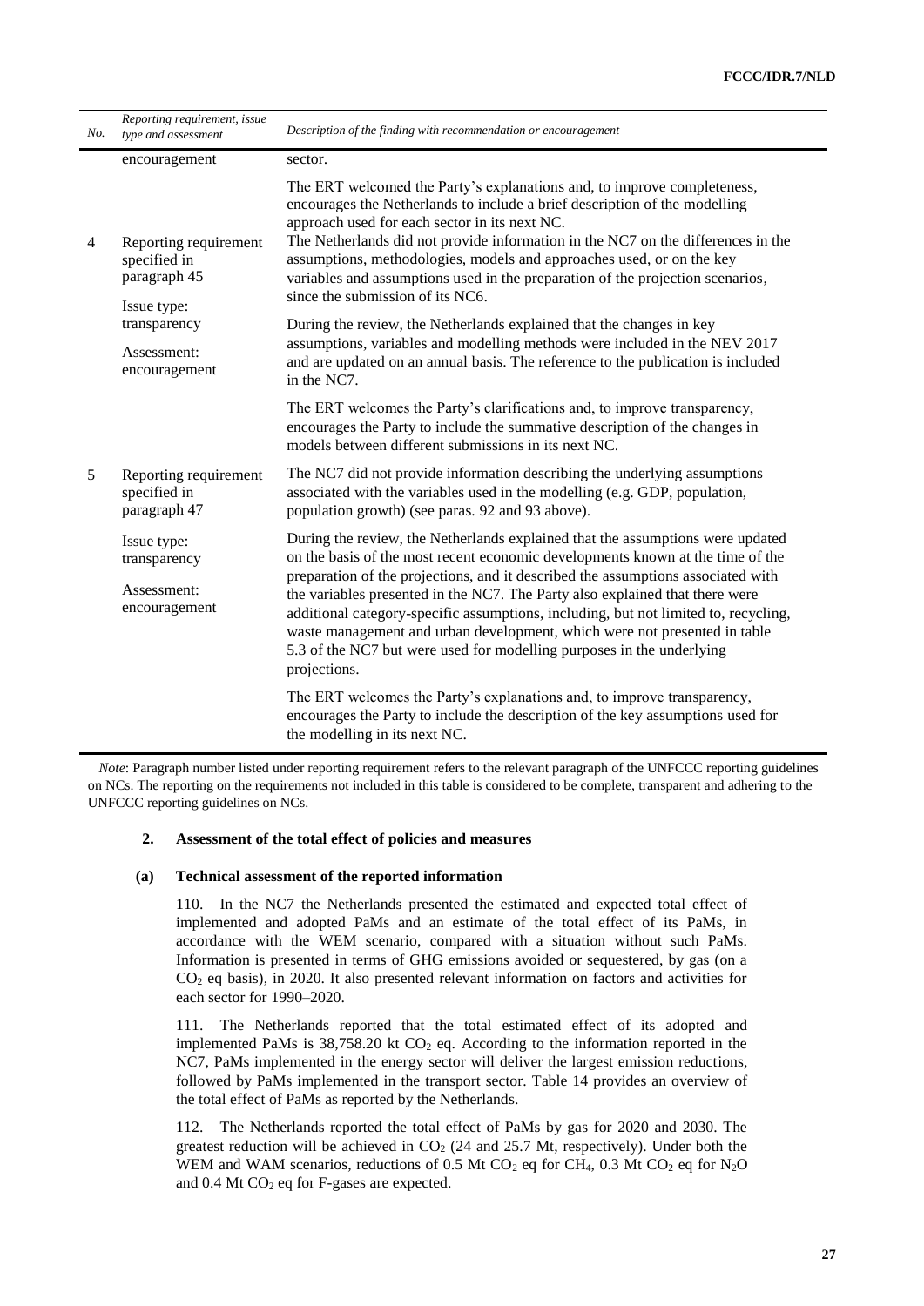| No. | Reporting requirement, issue type and assessment | Description of the finding with recommendation or encouragement |
|---|---|---|
| | encouragement | sector. |
| | | The ERT welcomed the Party's explanations and, to improve completeness, encourages the Netherlands to include a brief description of the modelling approach used for each sector in its next NC. |
| 4 | Reporting requirement specified in paragraph 45<br><br>Issue type: transparency<br><br>Assessment: encouragement | The Netherlands did not provide information in the NC7 on the differences in the assumptions, methodologies, models and approaches used, or on the key variables and assumptions used in the preparation of the projection scenarios, since the submission of its NC6.<br><br>During the review, the Netherlands explained that the changes in key assumptions, variables and modelling methods were included in the NEV 2017 and are updated on an annual basis. The reference to the publication is included in the NC7.<br><br>The ERT welcomes the Party's clarifications and, to improve transparency, encourages the Party to include the summative description of the changes in models between different submissions in its next NC. |
| 5 | Reporting requirement specified in paragraph 47<br><br>Issue type: transparency<br><br>Assessment: encouragement | The NC7 did not provide information describing the underlying assumptions associated with the variables used in the modelling (e.g. GDP, population, population growth) (see paras. 92 and 93 above).<br><br>During the review, the Netherlands explained that the assumptions were updated on the basis of the most recent economic developments known at the time of the preparation of the projections, and it described the assumptions associated with the variables presented in the NC7. The Party also explained that there were additional category-specific assumptions, including, but not limited to, recycling, waste management and urban development, which were not presented in table 5.3 of the NC7 but were used for modelling purposes in the underlying projections.<br><br>The ERT welcomes the Party's explanations and, to improve transparency, encourages the Party to include the description of the key assumptions used for the modelling in its next NC. |

*Note*: Paragraph number listed under reporting requirement refers to the relevant paragraph of the UNFCCC reporting guidelines on NCs. The reporting on the requirements not included in this table is considered to be complete, transparent and adhering to the UNFCCC reporting guidelines on NCs.

### 2. Assessment of the total effect of policies and measures

#### (a) Technical assessment of the reported information

110. In the NC7 the Netherlands presented the estimated and expected total effect of implemented and adopted PaMs and an estimate of the total effect of its PaMs, in accordance with the WEM scenario, compared with a situation without such PaMs. Information is presented in terms of GHG emissions avoided or sequestered, by gas (on a $CO_2$ eq basis), in 2020. It also presented relevant information on factors and activities for each sector for 1990–2020.

111. The Netherlands reported that the total estimated effect of its adopted and implemented PaMs is 38,758.20 kt $CO_2$ eq. According to the information reported in the NC7, PaMs implemented in the energy sector will deliver the largest emission reductions, followed by PaMs implemented in the transport sector. Table 14 provides an overview of the total effect of PaMs as reported by the Netherlands.

112. The Netherlands reported the total effect of PaMs by gas for 2020 and 2030. The greatest reduction will be achieved in $CO_2$ (24 and 25.7 Mt, respectively). Under both the WEM and WAM scenarios, reductions of 0.5 Mt $CO_2$ eq for $CH_4$, 0.3 Mt $CO_2$ eq for $N_2O$ and 0.4 Mt $CO_2$ eq for F-gases are expected.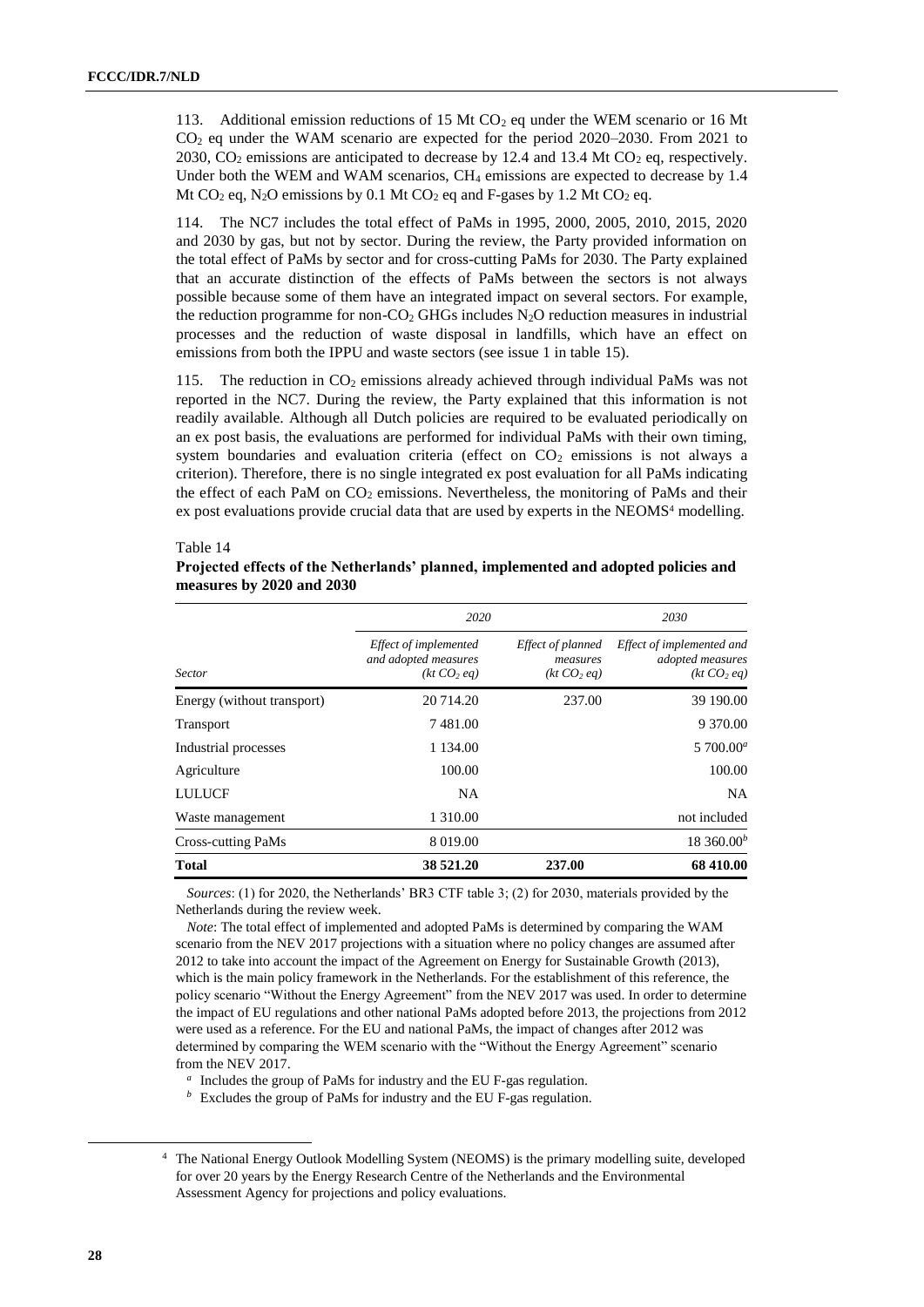113. Additional emission reductions of 15 Mt $CO_2$ eq under the WEM scenario or 16 Mt $CO_2$ eq under the WAM scenario are expected for the period 2020–2030. From 2021 to 2030, $CO_2$ emissions are anticipated to decrease by 12.4 and 13.4 Mt $CO_2$ eq, respectively. Under both the WEM and WAM scenarios, $CH_4$ emissions are expected to decrease by 1.4 Mt $CO_2$ eq, $N_2O$ emissions by 0.1 Mt $CO_2$ eq and F-gases by 1.2 Mt $CO_2$ eq.

114. The NC7 includes the total effect of PaMs in 1995, 2000, 2005, 2010, 2015, 2020 and 2030 by gas, but not by sector. During the review, the Party provided information on the total effect of PaMs by sector and for cross-cutting PaMs for 2030. The Party explained that an accurate distinction of the effects of PaMs between the sectors is not always possible because some of them have an integrated impact on several sectors. For example, the reduction programme for non-$CO_2$ GHGs includes $N_2O$ reduction measures in industrial processes and the reduction of waste disposal in landfills, which have an effect on emissions from both the IPPU and waste sectors (see issue 1 in table 15).

115. The reduction in $CO_2$ emissions already achieved through individual PaMs was not reported in the NC7. During the review, the Party explained that this information is not readily available. Although all Dutch policies are required to be evaluated periodically on an ex post basis, the evaluations are performed for individual PaMs with their own timing, system boundaries and evaluation criteria (effect on $CO_2$ emissions is not always a criterion). Therefore, there is no single integrated ex post evaluation for all PaMs indicating the effect of each PaM on $CO_2$ emissions. Nevertheless, the monitoring of PaMs and their ex post evaluations provide crucial data that are used by experts in the NEOMS[4] modelling.

Table 14

**Projected effects of the Netherlands' planned, implemented and adopted policies and measures by 2020 and 2030**

| | *2020* | | *2030* |
|---|---|---|---|
| *Sector* | *Effect of implemented and adopted measures (kt $CO_2$ eq)* | *Effect of planned measures (kt $CO_2$ eq)* | *Effect of implemented and adopted measures (kt $CO_2$ eq)* |
| Energy (without transport) | 20 714.20 | 237.00 | 39 190.00 |
| Transport | 7 481.00 | | 9 370.00 |
| Industrial processes | 1 134.00 | | 5 700.00[a] |
| Agriculture | 100.00 | | 100.00 |
| LULUCF | NA | | NA |
| Waste management | 1 310.00 | | not included |
| Cross-cutting PaMs | 8 019.00 | | 18 360.00[b] |
| **Total** | **38 521.20** | **237.00** | **68 410.00** |

*Sources*: (1) for 2020, the Netherlands' BR3 CTF table 3; (2) for 2030, materials provided by the Netherlands during the review week.

*Note*: The total effect of implemented and adopted PaMs is determined by comparing the WAM scenario from the NEV 2017 projections with a situation where no policy changes are assumed after 2012 to take into account the impact of the Agreement on Energy for Sustainable Growth (2013), which is the main policy framework in the Netherlands. For the establishment of this reference, the policy scenario "Without the Energy Agreement" from the NEV 2017 was used. In order to determine the impact of EU regulations and other national PaMs adopted before 2013, the projections from 2012 were used as a reference. For the EU and national PaMs, the impact of changes after 2012 was determined by comparing the WEM scenario with the "Without the Energy Agreement" scenario from the NEV 2017.

[a] Includes the group of PaMs for industry and the EU F-gas regulation.

[b] Excludes the group of PaMs for industry and the EU F-gas regulation.

[4] The National Energy Outlook Modelling System (NEOMS) is the primary modelling suite, developed for over 20 years by the Energy Research Centre of the Netherlands and the Environmental Assessment Agency for projections and policy evaluations.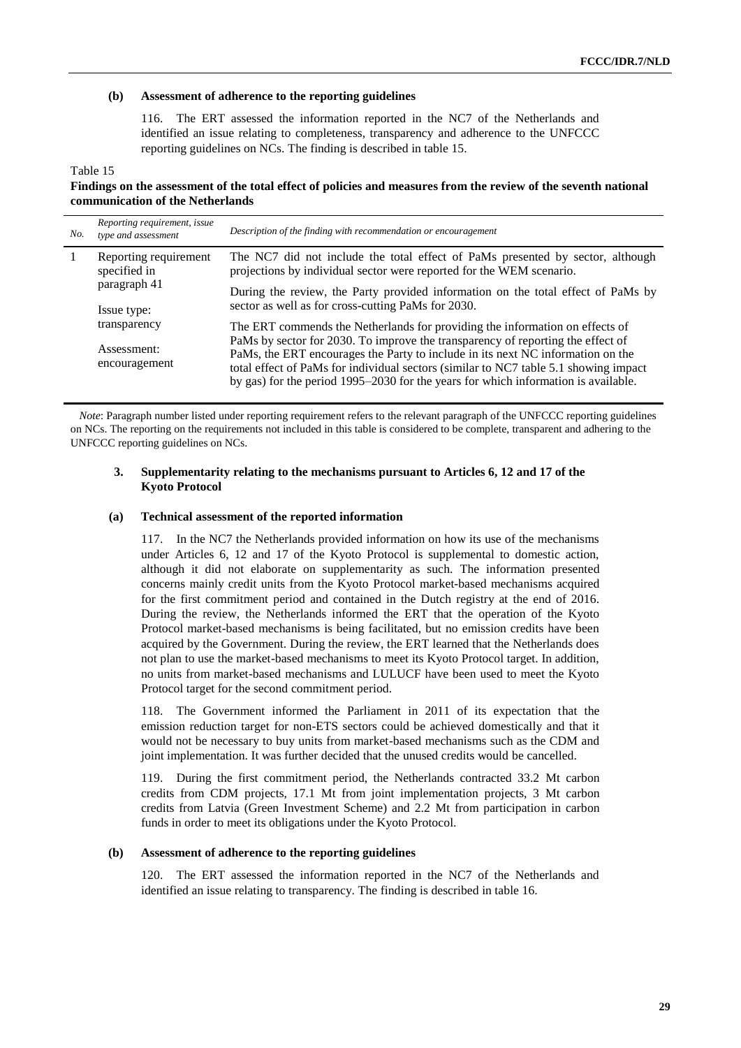#### (b) Assessment of adherence to the reporting guidelines

116. The ERT assessed the information reported in the NC7 of the Netherlands and identified an issue relating to completeness, transparency and adherence to the UNFCCC reporting guidelines on NCs. The finding is described in table 15.

Table 15
**Findings on the assessment of the total effect of policies and measures from the review of the seventh national communication of the Netherlands**

| *No.* | *Reporting requirement, issue type and assessment* | *Description of the finding with recommendation or encouragement* |
|---|---|---|
| 1 | Reporting requirement specified in paragraph 41<br><br>Issue type: transparency<br><br>Assessment: encouragement | The NC7 did not include the total effect of PaMs presented by sector, although projections by individual sector were reported for the WEM scenario.<br><br>During the review, the Party provided information on the total effect of PaMs by sector as well as for cross-cutting PaMs for 2030.<br><br>The ERT commends the Netherlands for providing the information on effects of PaMs by sector for 2030. To improve the transparency of reporting the effect of PaMs, the ERT encourages the Party to include in its next NC information on the total effect of PaMs for individual sectors (similar to NC7 table 5.1 showing impact by gas) for the period 1995–2030 for the years for which information is available. |

*Note*: Paragraph number listed under reporting requirement refers to the relevant paragraph of the UNFCCC reporting guidelines on NCs. The reporting on the requirements not included in this table is considered to be complete, transparent and adhering to the UNFCCC reporting guidelines on NCs.

### 3. Supplementarity relating to the mechanisms pursuant to Articles 6, 12 and 17 of the Kyoto Protocol

#### (a) Technical assessment of the reported information

117. In the NC7 the Netherlands provided information on how its use of the mechanisms under Articles 6, 12 and 17 of the Kyoto Protocol is supplemental to domestic action, although it did not elaborate on supplementarity as such. The information presented concerns mainly credit units from the Kyoto Protocol market-based mechanisms acquired for the first commitment period and contained in the Dutch registry at the end of 2016. During the review, the Netherlands informed the ERT that the operation of the Kyoto Protocol market-based mechanisms is being facilitated, but no emission credits have been acquired by the Government. During the review, the ERT learned that the Netherlands does not plan to use the market-based mechanisms to meet its Kyoto Protocol target. In addition, no units from market-based mechanisms and LULUCF have been used to meet the Kyoto Protocol target for the second commitment period.

118. The Government informed the Parliament in 2011 of its expectation that the emission reduction target for non-ETS sectors could be achieved domestically and that it would not be necessary to buy units from market-based mechanisms such as the CDM and joint implementation. It was further decided that the unused credits would be cancelled.

119. During the first commitment period, the Netherlands contracted 33.2 Mt carbon credits from CDM projects, 17.1 Mt from joint implementation projects, 3 Mt carbon credits from Latvia (Green Investment Scheme) and 2.2 Mt from participation in carbon funds in order to meet its obligations under the Kyoto Protocol.

#### (b) Assessment of adherence to the reporting guidelines

120. The ERT assessed the information reported in the NC7 of the Netherlands and identified an issue relating to transparency. The finding is described in table 16.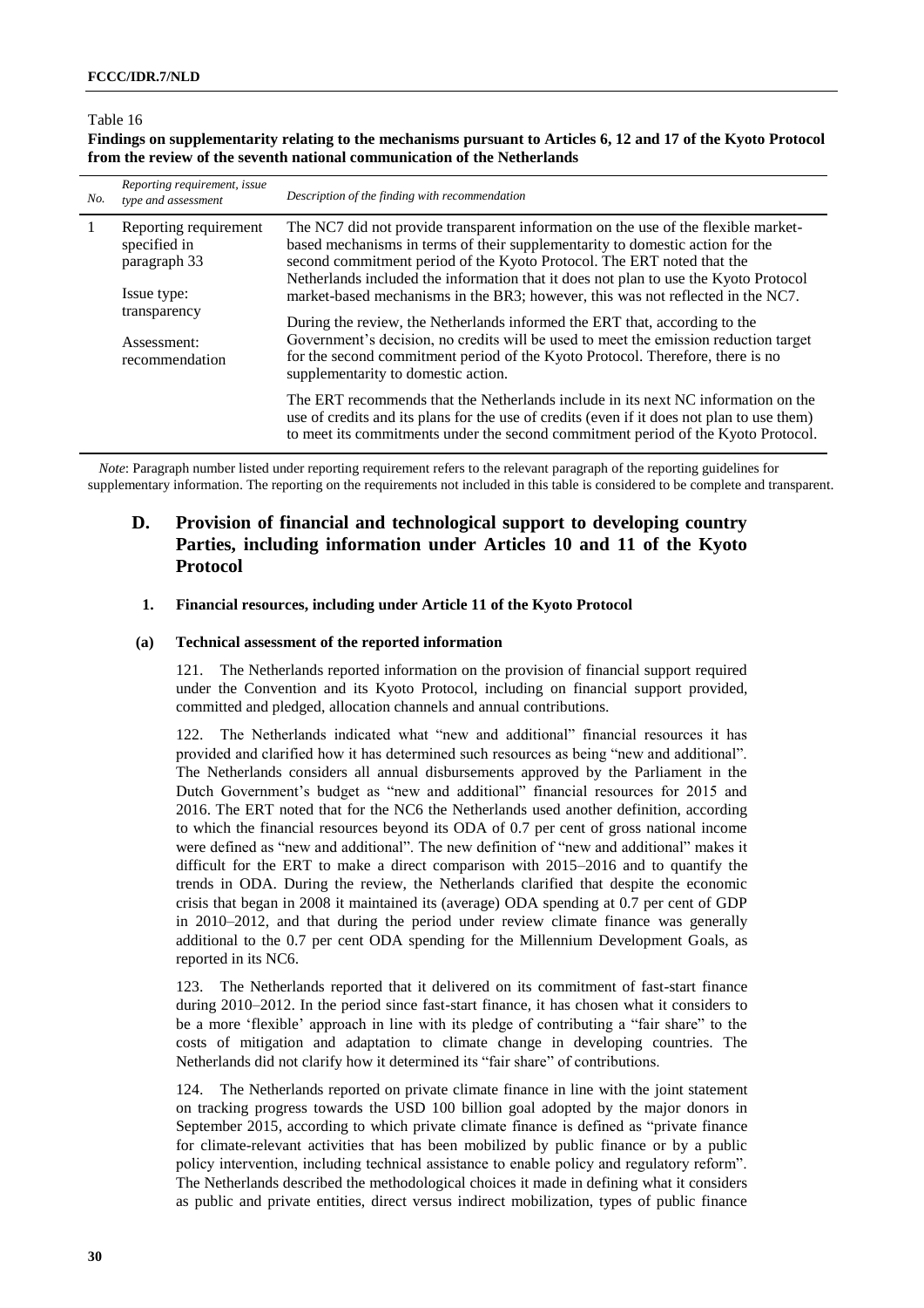Table 16

**Findings on supplementarity relating to the mechanisms pursuant to Articles 6, 12 and 17 of the Kyoto Protocol from the review of the seventh national communication of the Netherlands**

| *No.* | *Reporting requirement, issue type and assessment* | *Description of the finding with recommendation* |
|---|---|---|
| 1 | Reporting requirement specified in paragraph 33<br><br>Issue type: transparency<br><br>Assessment: recommendation | The NC7 did not provide transparent information on the use of the flexible market-based mechanisms in terms of their supplementarity to domestic action for the second commitment period of the Kyoto Protocol. The ERT noted that the Netherlands included the information that it does not plan to use the Kyoto Protocol market-based mechanisms in the BR3; however, this was not reflected in the NC7.<br><br>During the review, the Netherlands informed the ERT that, according to the Government's decision, no credits will be used to meet the emission reduction target for the second commitment period of the Kyoto Protocol. Therefore, there is no supplementarity to domestic action.<br><br>The ERT recommends that the Netherlands include in its next NC information on the use of credits and its plans for the use of credits (even if it does not plan to use them) to meet its commitments under the second commitment period of the Kyoto Protocol. |

*Note*: Paragraph number listed under reporting requirement refers to the relevant paragraph of the reporting guidelines for supplementary information. The reporting on the requirements not included in this table is considered to be complete and transparent.

## D. Provision of financial and technological support to developing country Parties, including information under Articles 10 and 11 of the Kyoto Protocol

### 1. Financial resources, including under Article 11 of the Kyoto Protocol

#### (a) Technical assessment of the reported information

121. The Netherlands reported information on the provision of financial support required under the Convention and its Kyoto Protocol, including on financial support provided, committed and pledged, allocation channels and annual contributions.

122. The Netherlands indicated what "new and additional" financial resources it has provided and clarified how it has determined such resources as being "new and additional". The Netherlands considers all annual disbursements approved by the Parliament in the Dutch Government's budget as "new and additional" financial resources for 2015 and 2016. The ERT noted that for the NC6 the Netherlands used another definition, according to which the financial resources beyond its ODA of 0.7 per cent of gross national income were defined as "new and additional". The new definition of "new and additional" makes it difficult for the ERT to make a direct comparison with 2015–2016 and to quantify the trends in ODA. During the review, the Netherlands clarified that despite the economic crisis that began in 2008 it maintained its (average) ODA spending at 0.7 per cent of GDP in 2010–2012, and that during the period under review climate finance was generally additional to the 0.7 per cent ODA spending for the Millennium Development Goals, as reported in its NC6.

123. The Netherlands reported that it delivered on its commitment of fast-start finance during 2010–2012. In the period since fast-start finance, it has chosen what it considers to be a more 'flexible' approach in line with its pledge of contributing a "fair share" to the costs of mitigation and adaptation to climate change in developing countries. The Netherlands did not clarify how it determined its "fair share" of contributions.

124. The Netherlands reported on private climate finance in line with the joint statement on tracking progress towards the USD 100 billion goal adopted by the major donors in September 2015, according to which private climate finance is defined as "private finance for climate-relevant activities that has been mobilized by public finance or by a public policy intervention, including technical assistance to enable policy and regulatory reform". The Netherlands described the methodological choices it made in defining what it considers as public and private entities, direct versus indirect mobilization, types of public finance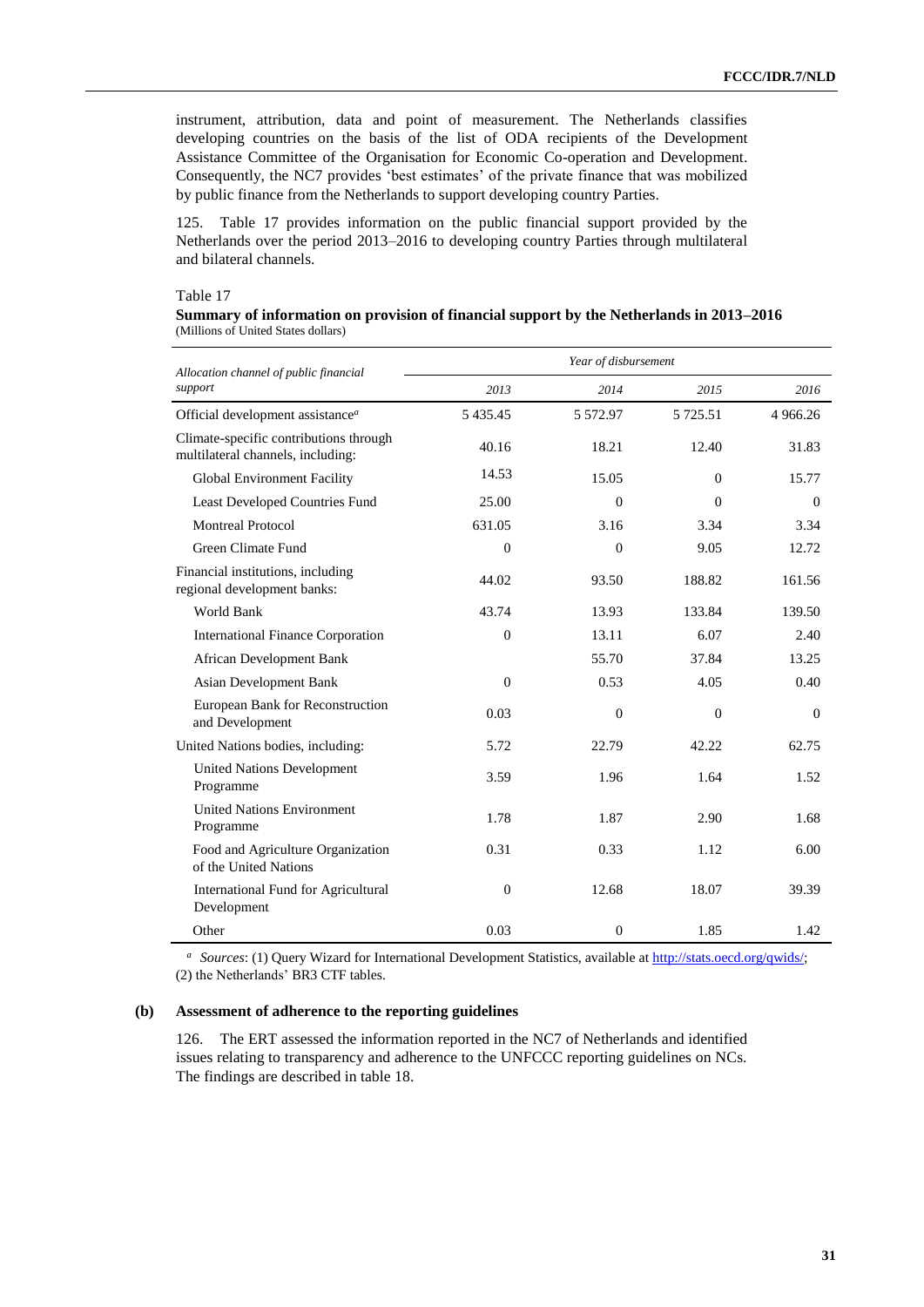instrument, attribution, data and point of measurement. The Netherlands classifies developing countries on the basis of the list of ODA recipients of the Development Assistance Committee of the Organisation for Economic Co-operation and Development. Consequently, the NC7 provides 'best estimates' of the private finance that was mobilized by public finance from the Netherlands to support developing country Parties.

125. Table 17 provides information on the public financial support provided by the Netherlands over the period 2013–2016 to developing country Parties through multilateral and bilateral channels.

Table 17

**Summary of information on provision of financial support by the Netherlands in 2013–2016**
(Millions of United States dollars)

| *Allocation channel of public financial support* | *Year of disbursement* | | | |
|---|---|---|---|---|
| | *2013* | *2014* | *2015* | *2016* |
| Official development assistance[a] | 5 435.45 | 5 572.97 | 5 725.51 | 4 966.26 |
| Climate-specific contributions through multilateral channels, including: | 40.16 | 18.21 | 12.40 | 31.83 |
| Global Environment Facility | 14.53 | 15.05 | 0 | 15.77 |
| Least Developed Countries Fund | 25.00 | 0 | 0 | 0 |
| Montreal Protocol | 631.05 | 3.16 | 3.34 | 3.34 |
| Green Climate Fund | 0 | 0 | 9.05 | 12.72 |
| Financial institutions, including regional development banks: | 44.02 | 93.50 | 188.82 | 161.56 |
| World Bank | 43.74 | 13.93 | 133.84 | 139.50 |
| International Finance Corporation | 0 | 13.11 | 6.07 | 2.40 |
| African Development Bank | | 55.70 | 37.84 | 13.25 |
| Asian Development Bank | 0 | 0.53 | 4.05 | 0.40 |
| European Bank for Reconstruction and Development | 0.03 | 0 | 0 | 0 |
| United Nations bodies, including: | 5.72 | 22.79 | 42.22 | 62.75 |
| United Nations Development Programme | 3.59 | 1.96 | 1.64 | 1.52 |
| United Nations Environment Programme | 1.78 | 1.87 | 2.90 | 1.68 |
| Food and Agriculture Organization of the United Nations | 0.31 | 0.33 | 1.12 | 6.00 |
| International Fund for Agricultural Development | 0 | 12.68 | 18.07 | 39.39 |
| Other | 0.03 | 0 | 1.85 | 1.42 |

[a] *Sources*: (1) Query Wizard for International Development Statistics, available at http://stats.oecd.org/qwids/; (2) the Netherlands' BR3 CTF tables.

### (b) Assessment of adherence to the reporting guidelines

126. The ERT assessed the information reported in the NC7 of Netherlands and identified issues relating to transparency and adherence to the UNFCCC reporting guidelines on NCs. The findings are described in table 18.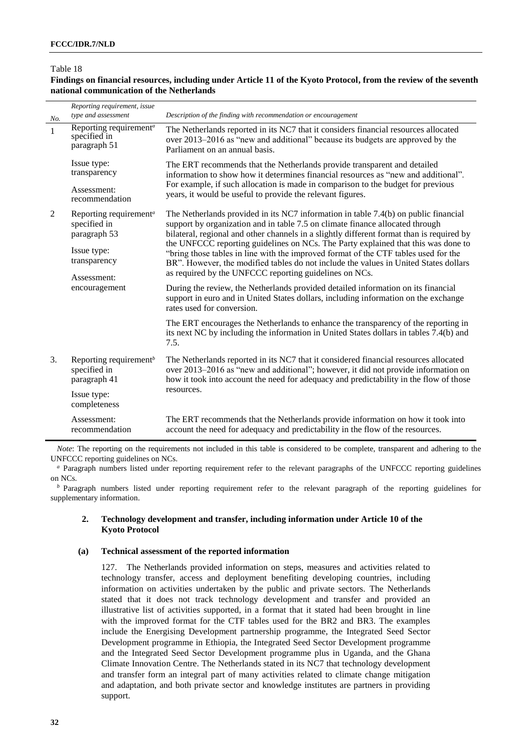Table 18

**Findings on financial resources, including under Article 11 of the Kyoto Protocol, from the review of the seventh national communication of the Netherlands**

| No. | Reporting requirement, issue type and assessment | Description of the finding with recommendation or encouragement |
|---|---|---|
| 1 | Reporting requirement[a] specified in paragraph 51 | The Netherlands reported in its NC7 that it considers financial resources allocated over 2013–2016 as "new and additional" because its budgets are approved by the Parliament on an annual basis. |
| | Issue type: transparency<br>Assessment: recommendation | The ERT recommends that the Netherlands provide transparent and detailed information to show how it determines financial resources as "new and additional". For example, if such allocation is made in comparison to the budget for previous years, it would be useful to provide the relevant figures. |
| 2 | Reporting requirement[a] specified in paragraph 53<br>Issue type: transparency<br>Assessment: encouragement | The Netherlands provided in its NC7 information in table 7.4(b) on public financial support by organization and in table 7.5 on climate finance allocated through bilateral, regional and other channels in a slightly different format than is required by the UNFCCC reporting guidelines on NCs. The Party explained that this was done to "bring those tables in line with the improved format of the CTF tables used for the BR". However, the modified tables do not include the values in United States dollars as required by the UNFCCC reporting guidelines on NCs.<br><br>During the review, the Netherlands provided detailed information on its financial support in euro and in United States dollars, including information on the exchange rates used for conversion.<br><br>The ERT encourages the Netherlands to enhance the transparency of the reporting in its next NC by including the information in United States dollars in tables 7.4(b) and 7.5. |
| 3. | Reporting requirement[b] specified in paragraph 41<br>Issue type: completeness | The Netherlands reported in its NC7 that it considered financial resources allocated over 2013–2016 as "new and additional"; however, it did not provide information on how it took into account the need for adequacy and predictability in the flow of those resources. |
| | Assessment: recommendation | The ERT recommends that the Netherlands provide information on how it took into account the need for adequacy and predictability in the flow of the resources. |

*Note*: The reporting on the requirements not included in this table is considered to be complete, transparent and adhering to the UNFCCC reporting guidelines on NCs.

[a] Paragraph numbers listed under reporting requirement refer to the relevant paragraphs of the UNFCCC reporting guidelines on NCs.

[b] Paragraph numbers listed under reporting requirement refer to the relevant paragraph of the reporting guidelines for supplementary information.

### 2. Technology development and transfer, including information under Article 10 of the Kyoto Protocol

#### (a) Technical assessment of the reported information

127. The Netherlands provided information on steps, measures and activities related to technology transfer, access and deployment benefiting developing countries, including information on activities undertaken by the public and private sectors. The Netherlands stated that it does not track technology development and transfer and provided an illustrative list of activities supported, in a format that it stated had been brought in line with the improved format for the CTF tables used for the BR2 and BR3. The examples include the Energising Development partnership programme, the Integrated Seed Sector Development programme in Ethiopia, the Integrated Seed Sector Development programme and the Integrated Seed Sector Development programme plus in Uganda, and the Ghana Climate Innovation Centre. The Netherlands stated in its NC7 that technology development and transfer form an integral part of many activities related to climate change mitigation and adaptation, and both private sector and knowledge institutes are partners in providing support.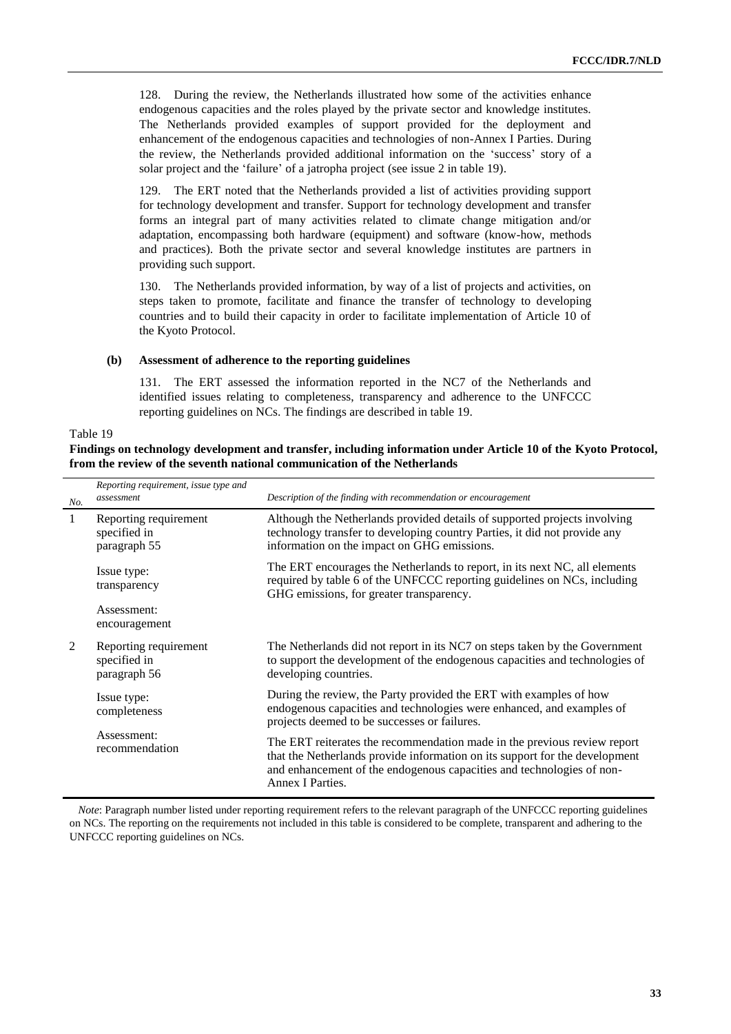128. During the review, the Netherlands illustrated how some of the activities enhance endogenous capacities and the roles played by the private sector and knowledge institutes. The Netherlands provided examples of support provided for the deployment and enhancement of the endogenous capacities and technologies of non-Annex I Parties. During the review, the Netherlands provided additional information on the 'success' story of a solar project and the 'failure' of a jatropha project (see issue 2 in table 19).

129. The ERT noted that the Netherlands provided a list of activities providing support for technology development and transfer. Support for technology development and transfer forms an integral part of many activities related to climate change mitigation and/or adaptation, encompassing both hardware (equipment) and software (know-how, methods and practices). Both the private sector and several knowledge institutes are partners in providing such support.

130. The Netherlands provided information, by way of a list of projects and activities, on steps taken to promote, facilitate and finance the transfer of technology to developing countries and to build their capacity in order to facilitate implementation of Article 10 of the Kyoto Protocol.

#### (b) Assessment of adherence to the reporting guidelines

131. The ERT assessed the information reported in the NC7 of the Netherlands and identified issues relating to completeness, transparency and adherence to the UNFCCC reporting guidelines on NCs. The findings are described in table 19.

Table 19

**Findings on technology development and transfer, including information under Article 10 of the Kyoto Protocol, from the review of the seventh national communication of the Netherlands**

| *No.* | *Reporting requirement, issue type and assessment* | *Description of the finding with recommendation or encouragement* |
|---|---|---|
| 1 | Reporting requirement specified in paragraph 55<br><br>Issue type: transparency<br><br>Assessment: encouragement | Although the Netherlands provided details of supported projects involving technology transfer to developing country Parties, it did not provide any information on the impact on GHG emissions.<br><br>The ERT encourages the Netherlands to report, in its next NC, all elements required by table 6 of the UNFCCC reporting guidelines on NCs, including GHG emissions, for greater transparency. |
| 2 | Reporting requirement specified in paragraph 56<br><br>Issue type: completeness<br><br>Assessment: recommendation | The Netherlands did not report in its NC7 on steps taken by the Government to support the development of the endogenous capacities and technologies of developing countries.<br><br>During the review, the Party provided the ERT with examples of how endogenous capacities and technologies were enhanced, and examples of projects deemed to be successes or failures.<br><br>The ERT reiterates the recommendation made in the previous review report that the Netherlands provide information on its support for the development and enhancement of the endogenous capacities and technologies of non-Annex I Parties. |

*Note*: Paragraph number listed under reporting requirement refers to the relevant paragraph of the UNFCCC reporting guidelines on NCs. The reporting on the requirements not included in this table is considered to be complete, transparent and adhering to the UNFCCC reporting guidelines on NCs.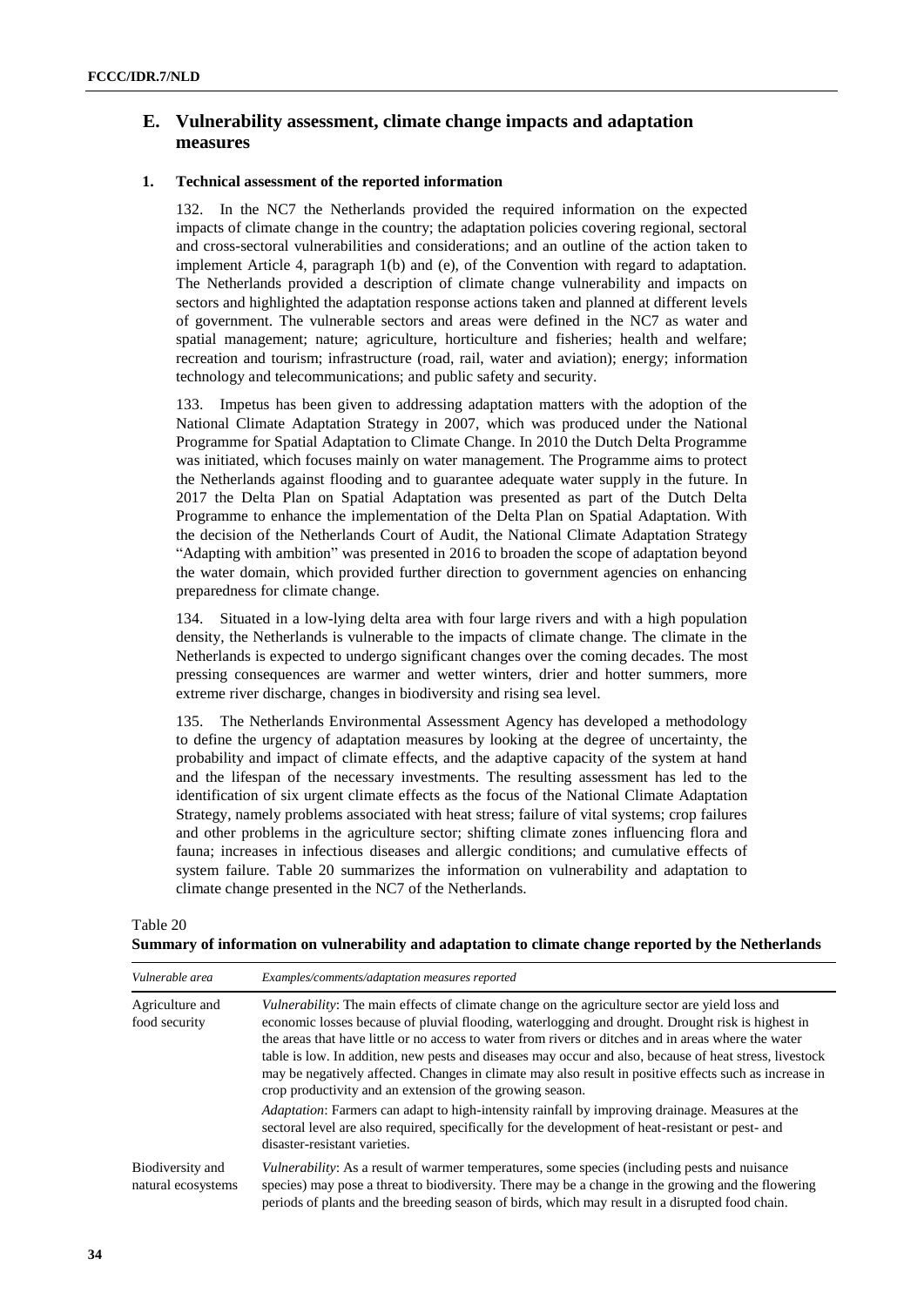## E. Vulnerability assessment, climate change impacts and adaptation measures

### 1. Technical assessment of the reported information

132. In the NC7 the Netherlands provided the required information on the expected impacts of climate change in the country; the adaptation policies covering regional, sectoral and cross-sectoral vulnerabilities and considerations; and an outline of the action taken to implement Article 4, paragraph 1(b) and (e), of the Convention with regard to adaptation. The Netherlands provided a description of climate change vulnerability and impacts on sectors and highlighted the adaptation response actions taken and planned at different levels of government. The vulnerable sectors and areas were defined in the NC7 as water and spatial management; nature; agriculture, horticulture and fisheries; health and welfare; recreation and tourism; infrastructure (road, rail, water and aviation); energy; information technology and telecommunications; and public safety and security.

133. Impetus has been given to addressing adaptation matters with the adoption of the National Climate Adaptation Strategy in 2007, which was produced under the National Programme for Spatial Adaptation to Climate Change. In 2010 the Dutch Delta Programme was initiated, which focuses mainly on water management. The Programme aims to protect the Netherlands against flooding and to guarantee adequate water supply in the future. In 2017 the Delta Plan on Spatial Adaptation was presented as part of the Dutch Delta Programme to enhance the implementation of the Delta Plan on Spatial Adaptation. With the decision of the Netherlands Court of Audit, the National Climate Adaptation Strategy "Adapting with ambition" was presented in 2016 to broaden the scope of adaptation beyond the water domain, which provided further direction to government agencies on enhancing preparedness for climate change.

134. Situated in a low-lying delta area with four large rivers and with a high population density, the Netherlands is vulnerable to the impacts of climate change. The climate in the Netherlands is expected to undergo significant changes over the coming decades. The most pressing consequences are warmer and wetter winters, drier and hotter summers, more extreme river discharge, changes in biodiversity and rising sea level.

135. The Netherlands Environmental Assessment Agency has developed a methodology to define the urgency of adaptation measures by looking at the degree of uncertainty, the probability and impact of climate effects, and the adaptive capacity of the system at hand and the lifespan of the necessary investments. The resulting assessment has led to the identification of six urgent climate effects as the focus of the National Climate Adaptation Strategy, namely problems associated with heat stress; failure of vital systems; crop failures and other problems in the agriculture sector; shifting climate zones influencing flora and fauna; increases in infectious diseases and allergic conditions; and cumulative effects of system failure. Table 20 summarizes the information on vulnerability and adaptation to climate change presented in the NC7 of the Netherlands.

Table 20
**Summary of information on vulnerability and adaptation to climate change reported by the Netherlands**

| *Vulnerable area* | *Examples/comments/adaptation measures reported* |
|---|---|
| Agriculture and food security | *Vulnerability*: The main effects of climate change on the agriculture sector are yield loss and economic losses because of pluvial flooding, waterlogging and drought. Drought risk is highest in the areas that have little or no access to water from rivers or ditches and in areas where the water table is low. In addition, new pests and diseases may occur and also, because of heat stress, livestock may be negatively affected. Changes in climate may also result in positive effects such as increase in crop productivity and an extension of the growing season.<br>*Adaptation*: Farmers can adapt to high-intensity rainfall by improving drainage. Measures at the sectoral level are also required, specifically for the development of heat-resistant or pest- and disaster-resistant varieties. |
| Biodiversity and natural ecosystems | *Vulnerability*: As a result of warmer temperatures, some species (including pests and nuisance species) may pose a threat to biodiversity. There may be a change in the growing and the flowering periods of plants and the breeding season of birds, which may result in a disrupted food chain. |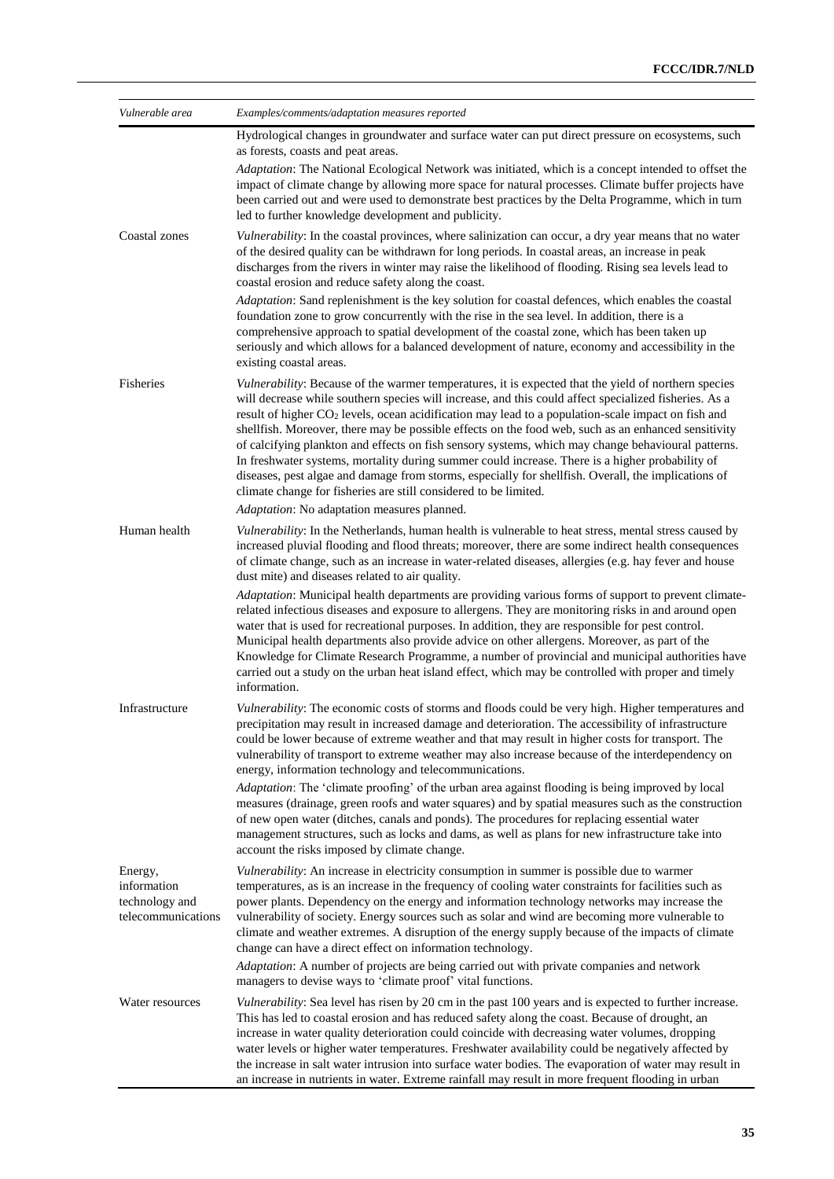| Vulnerable area | Examples/comments/adaptation measures reported |
|---|---|
| | Hydrological changes in groundwater and surface water can put direct pressure on ecosystems, such as forests, coasts and peat areas. *Adaptation*: The National Ecological Network was initiated, which is a concept intended to offset the impact of climate change by allowing more space for natural processes. Climate buffer projects have been carried out and were used to demonstrate best practices by the Delta Programme, which in turn led to further knowledge development and publicity. |
| Coastal zones | *Vulnerability*: In the coastal provinces, where salinization can occur, a dry year means that no water of the desired quality can be withdrawn for long periods. In coastal areas, an increase in peak discharges from the rivers in winter may raise the likelihood of flooding. Rising sea levels lead to coastal erosion and reduce safety along the coast. *Adaptation*: Sand replenishment is the key solution for coastal defences, which enables the coastal foundation zone to grow concurrently with the rise in the sea level. In addition, there is a comprehensive approach to spatial development of the coastal zone, which has been taken up seriously and which allows for a balanced development of nature, economy and accessibility in the existing coastal areas. |
| Fisheries | *Vulnerability*: Because of the warmer temperatures, it is expected that the yield of northern species will decrease while southern species will increase, and this could affect specialized fisheries. As a result of higher $CO_2$ levels, ocean acidification may lead to a population-scale impact on fish and shellfish. Moreover, there may be possible effects on the food web, such as an enhanced sensitivity of calcifying plankton and effects on fish sensory systems, which may change behavioural patterns. In freshwater systems, mortality during summer could increase. There is a higher probability of diseases, pest algae and damage from storms, especially for shellfish. Overall, the implications of climate change for fisheries are still considered to be limited. *Adaptation*: No adaptation measures planned. |
| Human health | *Vulnerability*: In the Netherlands, human health is vulnerable to heat stress, mental stress caused by increased pluvial flooding and flood threats; moreover, there are some indirect health consequences of climate change, such as an increase in water-related diseases, allergies (e.g. hay fever and house dust mite) and diseases related to air quality. *Adaptation*: Municipal health departments are providing various forms of support to prevent climate-related infectious diseases and exposure to allergens. They are monitoring risks in and around open water that is used for recreational purposes. In addition, they are responsible for pest control. Municipal health departments also provide advice on other allergens. Moreover, as part of the Knowledge for Climate Research Programme, a number of provincial and municipal authorities have carried out a study on the urban heat island effect, which may be controlled with proper and timely information. |
| Infrastructure | *Vulnerability*: The economic costs of storms and floods could be very high. Higher temperatures and precipitation may result in increased damage and deterioration. The accessibility of infrastructure could be lower because of extreme weather and that may result in higher costs for transport. The vulnerability of transport to extreme weather may also increase because of the interdependency on energy, information technology and telecommunications. *Adaptation*: The 'climate proofing' of the urban area against flooding is being improved by local measures (drainage, green roofs and water squares) and by spatial measures such as the construction of new open water (ditches, canals and ponds). The procedures for replacing essential water management structures, such as locks and dams, as well as plans for new infrastructure take into account the risks imposed by climate change. |
| Energy, information technology and telecommunications | *Vulnerability*: An increase in electricity consumption in summer is possible due to warmer temperatures, as is an increase in the frequency of cooling water constraints for facilities such as power plants. Dependency on the energy and information technology networks may increase the vulnerability of society. Energy sources such as solar and wind are becoming more vulnerable to climate and weather extremes. A disruption of the energy supply because of the impacts of climate change can have a direct effect on information technology. *Adaptation*: A number of projects are being carried out with private companies and network managers to devise ways to 'climate proof' vital functions. |
| Water resources | *Vulnerability*: Sea level has risen by 20 cm in the past 100 years and is expected to further increase. This has led to coastal erosion and has reduced safety along the coast. Because of drought, an increase in water quality deterioration could coincide with decreasing water volumes, dropping water levels or higher water temperatures. Freshwater availability could be negatively affected by the increase in salt water intrusion into surface water bodies. The evaporation of water may result in an increase in nutrients in water. Extreme rainfall may result in more frequent flooding in urban |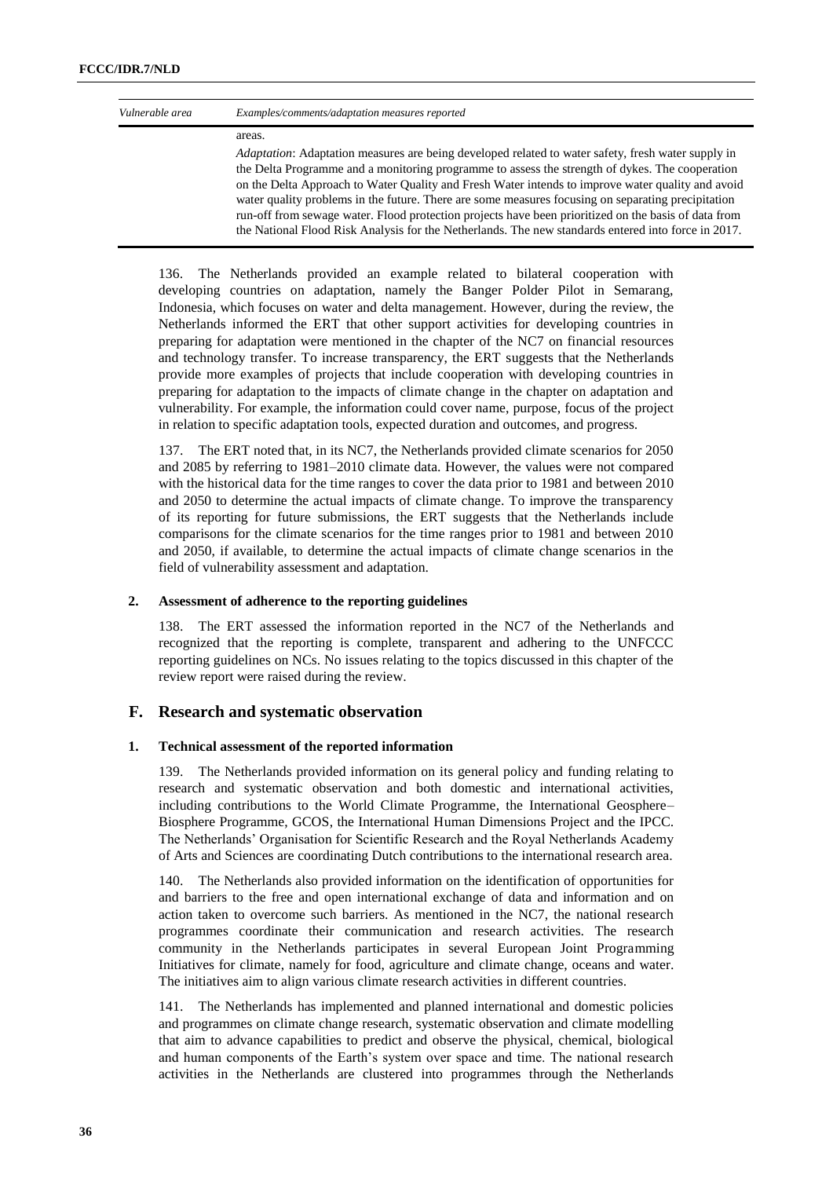| Vulnerable area | Examples/comments/adaptation measures reported |
|---|---|
| | areas.<br>*Adaptation*: Adaptation measures are being developed related to water safety, fresh water supply in the Delta Programme and a monitoring programme to assess the strength of dykes. The cooperation on the Delta Approach to Water Quality and Fresh Water intends to improve water quality and avoid water quality problems in the future. There are some measures focusing on separating precipitation run-off from sewage water. Flood protection projects have been prioritized on the basis of data from the National Flood Risk Analysis for the Netherlands. The new standards entered into force in 2017. |

136. The Netherlands provided an example related to bilateral cooperation with developing countries on adaptation, namely the Banger Polder Pilot in Semarang, Indonesia, which focuses on water and delta management. However, during the review, the Netherlands informed the ERT that other support activities for developing countries in preparing for adaptation were mentioned in the chapter of the NC7 on financial resources and technology transfer. To increase transparency, the ERT suggests that the Netherlands provide more examples of projects that include cooperation with developing countries in preparing for adaptation to the impacts of climate change in the chapter on adaptation and vulnerability. For example, the information could cover name, purpose, focus of the project in relation to specific adaptation tools, expected duration and outcomes, and progress.

137. The ERT noted that, in its NC7, the Netherlands provided climate scenarios for 2050 and 2085 by referring to 1981–2010 climate data. However, the values were not compared with the historical data for the time ranges to cover the data prior to 1981 and between 2010 and 2050 to determine the actual impacts of climate change. To improve the transparency of its reporting for future submissions, the ERT suggests that the Netherlands include comparisons for the climate scenarios for the time ranges prior to 1981 and between 2010 and 2050, if available, to determine the actual impacts of climate change scenarios in the field of vulnerability assessment and adaptation.

### 2. Assessment of adherence to the reporting guidelines

138. The ERT assessed the information reported in the NC7 of the Netherlands and recognized that the reporting is complete, transparent and adhering to the UNFCCC reporting guidelines on NCs. No issues relating to the topics discussed in this chapter of the review report were raised during the review.

## F. Research and systematic observation

### 1. Technical assessment of the reported information

139. The Netherlands provided information on its general policy and funding relating to research and systematic observation and both domestic and international activities, including contributions to the World Climate Programme, the International Geosphere–Biosphere Programme, GCOS, the International Human Dimensions Project and the IPCC. The Netherlands' Organisation for Scientific Research and the Royal Netherlands Academy of Arts and Sciences are coordinating Dutch contributions to the international research area.

140. The Netherlands also provided information on the identification of opportunities for and barriers to the free and open international exchange of data and information and on action taken to overcome such barriers. As mentioned in the NC7, the national research programmes coordinate their communication and research activities. The research community in the Netherlands participates in several European Joint Programming Initiatives for climate, namely for food, agriculture and climate change, oceans and water. The initiatives aim to align various climate research activities in different countries.

141. The Netherlands has implemented and planned international and domestic policies and programmes on climate change research, systematic observation and climate modelling that aim to advance capabilities to predict and observe the physical, chemical, biological and human components of the Earth's system over space and time. The national research activities in the Netherlands are clustered into programmes through the Netherlands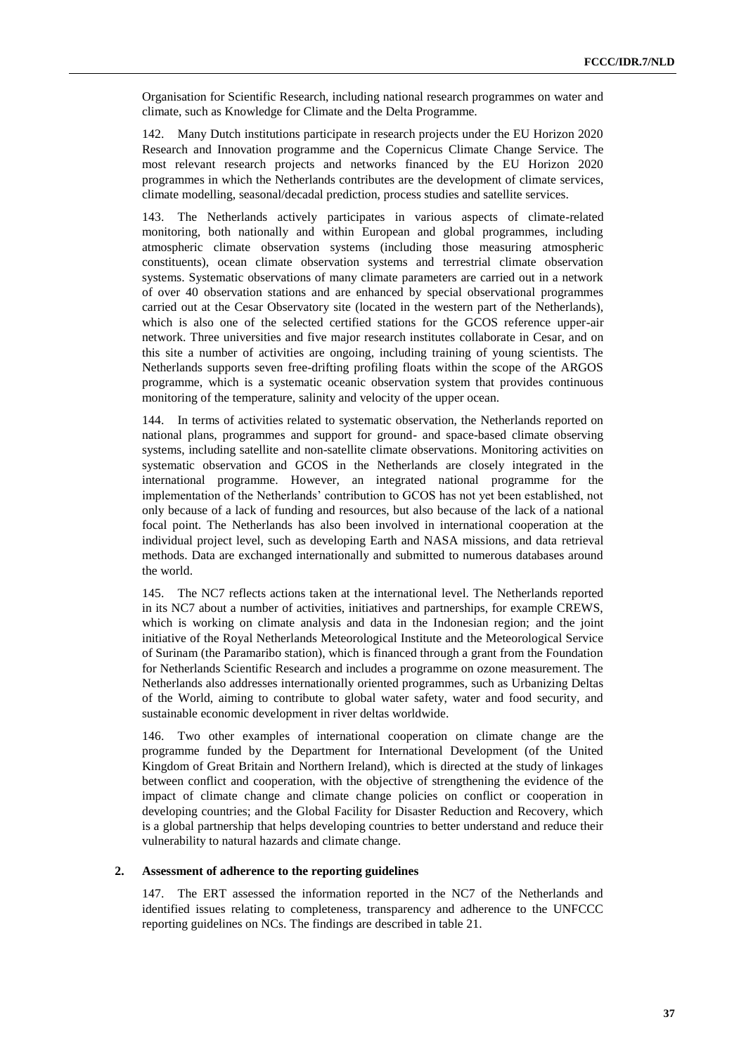Organisation for Scientific Research, including national research programmes on water and climate, such as Knowledge for Climate and the Delta Programme.

142. Many Dutch institutions participate in research projects under the EU Horizon 2020 Research and Innovation programme and the Copernicus Climate Change Service. The most relevant research projects and networks financed by the EU Horizon 2020 programmes in which the Netherlands contributes are the development of climate services, climate modelling, seasonal/decadal prediction, process studies and satellite services.

143. The Netherlands actively participates in various aspects of climate-related monitoring, both nationally and within European and global programmes, including atmospheric climate observation systems (including those measuring atmospheric constituents), ocean climate observation systems and terrestrial climate observation systems. Systematic observations of many climate parameters are carried out in a network of over 40 observation stations and are enhanced by special observational programmes carried out at the Cesar Observatory site (located in the western part of the Netherlands), which is also one of the selected certified stations for the GCOS reference upper-air network. Three universities and five major research institutes collaborate in Cesar, and on this site a number of activities are ongoing, including training of young scientists. The Netherlands supports seven free-drifting profiling floats within the scope of the ARGOS programme, which is a systematic oceanic observation system that provides continuous monitoring of the temperature, salinity and velocity of the upper ocean.

144. In terms of activities related to systematic observation, the Netherlands reported on national plans, programmes and support for ground- and space-based climate observing systems, including satellite and non-satellite climate observations. Monitoring activities on systematic observation and GCOS in the Netherlands are closely integrated in the international programme. However, an integrated national programme for the implementation of the Netherlands' contribution to GCOS has not yet been established, not only because of a lack of funding and resources, but also because of the lack of a national focal point. The Netherlands has also been involved in international cooperation at the individual project level, such as developing Earth and NASA missions, and data retrieval methods. Data are exchanged internationally and submitted to numerous databases around the world.

145. The NC7 reflects actions taken at the international level. The Netherlands reported in its NC7 about a number of activities, initiatives and partnerships, for example CREWS, which is working on climate analysis and data in the Indonesian region; and the joint initiative of the Royal Netherlands Meteorological Institute and the Meteorological Service of Surinam (the Paramaribo station), which is financed through a grant from the Foundation for Netherlands Scientific Research and includes a programme on ozone measurement. The Netherlands also addresses internationally oriented programmes, such as Urbanizing Deltas of the World, aiming to contribute to global water safety, water and food security, and sustainable economic development in river deltas worldwide.

146. Two other examples of international cooperation on climate change are the programme funded by the Department for International Development (of the United Kingdom of Great Britain and Northern Ireland), which is directed at the study of linkages between conflict and cooperation, with the objective of strengthening the evidence of the impact of climate change and climate change policies on conflict or cooperation in developing countries; and the Global Facility for Disaster Reduction and Recovery, which is a global partnership that helps developing countries to better understand and reduce their vulnerability to natural hazards and climate change.

### 2. Assessment of adherence to the reporting guidelines

147. The ERT assessed the information reported in the NC7 of the Netherlands and identified issues relating to completeness, transparency and adherence to the UNFCCC reporting guidelines on NCs. The findings are described in table 21.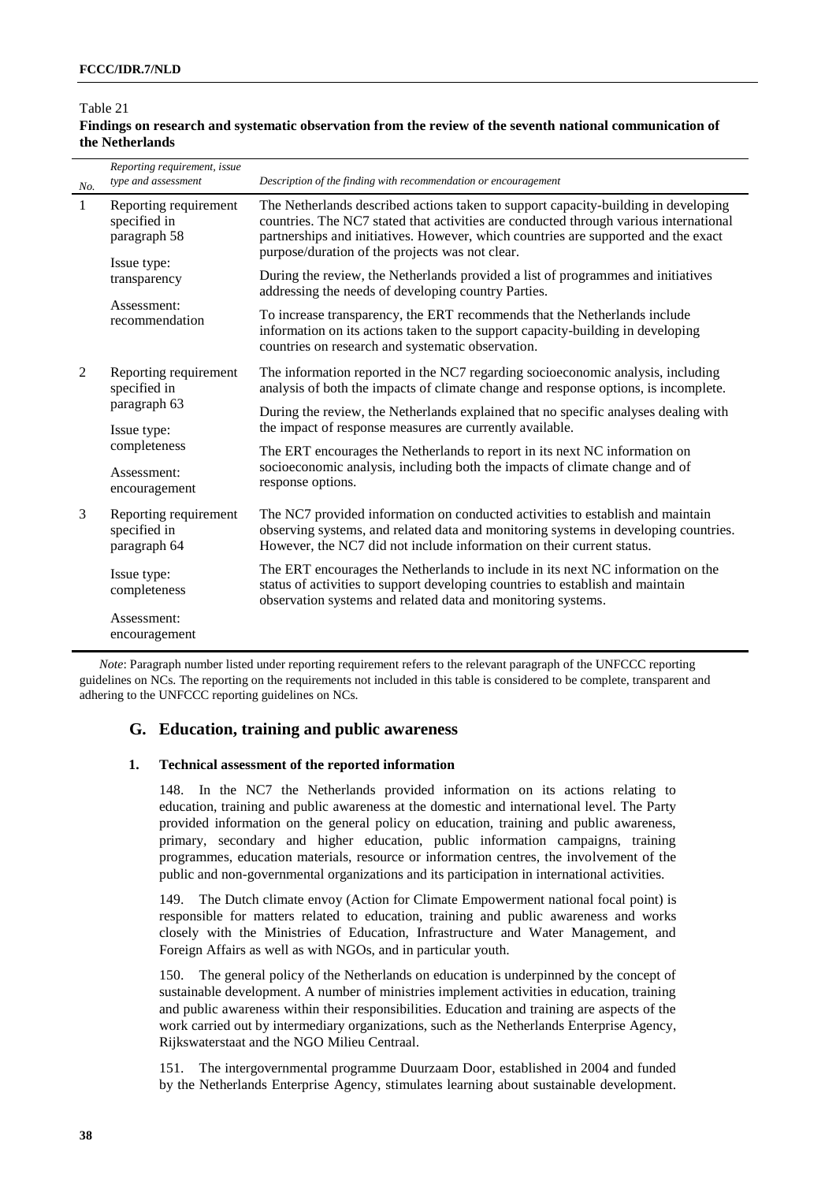Table 21
**Findings on research and systematic observation from the review of the seventh national communication of the Netherlands**

| No. | *Reporting requirement, issue type and assessment* | *Description of the finding with recommendation or encouragement* |
|---|---|---|
| 1 | Reporting requirement specified in paragraph 58<br><br>Issue type: transparency<br><br>Assessment: recommendation | The Netherlands described actions taken to support capacity-building in developing countries. The NC7 stated that activities are conducted through various international partnerships and initiatives. However, which countries are supported and the exact purpose/duration of the projects was not clear.<br><br>During the review, the Netherlands provided a list of programmes and initiatives addressing the needs of developing country Parties.<br><br>To increase transparency, the ERT recommends that the Netherlands include information on its actions taken to the support capacity-building in developing countries on research and systematic observation. |
| 2 | Reporting requirement specified in paragraph 63<br><br>Issue type: completeness<br><br>Assessment: encouragement | The information reported in the NC7 regarding socioeconomic analysis, including analysis of both the impacts of climate change and response options, is incomplete.<br><br>During the review, the Netherlands explained that no specific analyses dealing with the impact of response measures are currently available.<br><br>The ERT encourages the Netherlands to report in its next NC information on socioeconomic analysis, including both the impacts of climate change and of response options. |
| 3 | Reporting requirement specified in paragraph 64<br><br>Issue type: completeness<br><br>Assessment: encouragement | The NC7 provided information on conducted activities to establish and maintain observing systems, and related data and monitoring systems in developing countries. However, the NC7 did not include information on their current status.<br><br>The ERT encourages the Netherlands to include in its next NC information on the status of activities to support developing countries to establish and maintain observation systems and related data and monitoring systems. |

*Note*: Paragraph number listed under reporting requirement refers to the relevant paragraph of the UNFCCC reporting guidelines on NCs. The reporting on the requirements not included in this table is considered to be complete, transparent and adhering to the UNFCCC reporting guidelines on NCs.

## G. Education, training and public awareness

### 1. Technical assessment of the reported information

148. In the NC7 the Netherlands provided information on its actions relating to education, training and public awareness at the domestic and international level. The Party provided information on the general policy on education, training and public awareness, primary, secondary and higher education, public information campaigns, training programmes, education materials, resource or information centres, the involvement of the public and non-governmental organizations and its participation in international activities.

149. The Dutch climate envoy (Action for Climate Empowerment national focal point) is responsible for matters related to education, training and public awareness and works closely with the Ministries of Education, Infrastructure and Water Management, and Foreign Affairs as well as with NGOs, and in particular youth.

150. The general policy of the Netherlands on education is underpinned by the concept of sustainable development. A number of ministries implement activities in education, training and public awareness within their responsibilities. Education and training are aspects of the work carried out by intermediary organizations, such as the Netherlands Enterprise Agency, Rijkswaterstaat and the NGO Milieu Centraal.

151. The intergovernmental programme Duurzaam Door, established in 2004 and funded by the Netherlands Enterprise Agency, stimulates learning about sustainable development.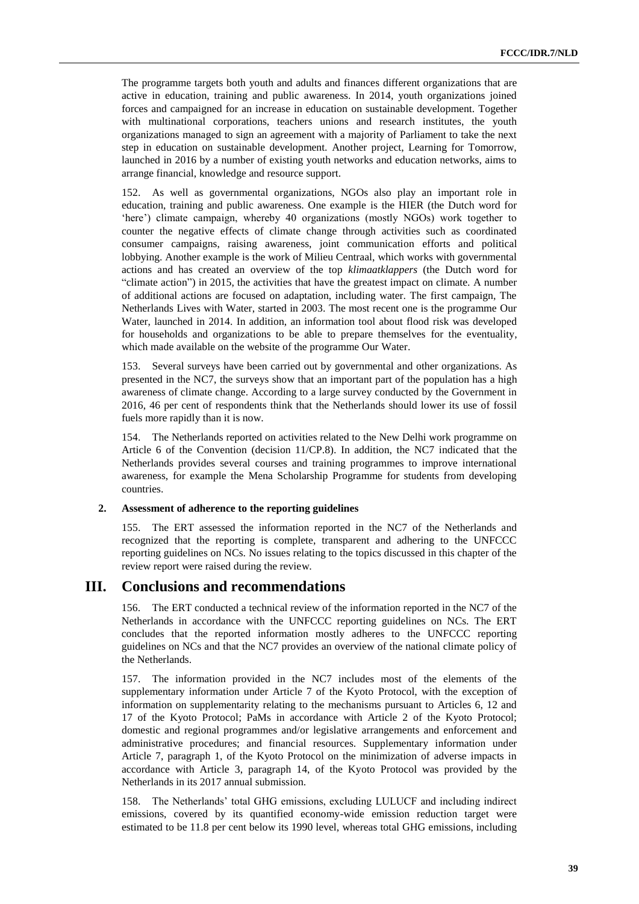The programme targets both youth and adults and finances different organizations that are active in education, training and public awareness. In 2014, youth organizations joined forces and campaigned for an increase in education on sustainable development. Together with multinational corporations, teachers unions and research institutes, the youth organizations managed to sign an agreement with a majority of Parliament to take the next step in education on sustainable development. Another project, Learning for Tomorrow, launched in 2016 by a number of existing youth networks and education networks, aims to arrange financial, knowledge and resource support.

152. As well as governmental organizations, NGOs also play an important role in education, training and public awareness. One example is the HIER (the Dutch word for 'here') climate campaign, whereby 40 organizations (mostly NGOs) work together to counter the negative effects of climate change through activities such as coordinated consumer campaigns, raising awareness, joint communication efforts and political lobbying. Another example is the work of Milieu Centraal, which works with governmental actions and has created an overview of the top *klimaatklappers* (the Dutch word for "climate action") in 2015, the activities that have the greatest impact on climate. A number of additional actions are focused on adaptation, including water. The first campaign, The Netherlands Lives with Water, started in 2003. The most recent one is the programme Our Water, launched in 2014. In addition, an information tool about flood risk was developed for households and organizations to be able to prepare themselves for the eventuality, which made available on the website of the programme Our Water.

153. Several surveys have been carried out by governmental and other organizations. As presented in the NC7, the surveys show that an important part of the population has a high awareness of climate change. According to a large survey conducted by the Government in 2016, 46 per cent of respondents think that the Netherlands should lower its use of fossil fuels more rapidly than it is now.

154. The Netherlands reported on activities related to the New Delhi work programme on Article 6 of the Convention (decision 11/CP.8). In addition, the NC7 indicated that the Netherlands provides several courses and training programmes to improve international awareness, for example the Mena Scholarship Programme for students from developing countries.

### 2. Assessment of adherence to the reporting guidelines

155. The ERT assessed the information reported in the NC7 of the Netherlands and recognized that the reporting is complete, transparent and adhering to the UNFCCC reporting guidelines on NCs. No issues relating to the topics discussed in this chapter of the review report were raised during the review.

# III. Conclusions and recommendations

156. The ERT conducted a technical review of the information reported in the NC7 of the Netherlands in accordance with the UNFCCC reporting guidelines on NCs. The ERT concludes that the reported information mostly adheres to the UNFCCC reporting guidelines on NCs and that the NC7 provides an overview of the national climate policy of the Netherlands.

157. The information provided in the NC7 includes most of the elements of the supplementary information under Article 7 of the Kyoto Protocol, with the exception of information on supplementarity relating to the mechanisms pursuant to Articles 6, 12 and 17 of the Kyoto Protocol; PaMs in accordance with Article 2 of the Kyoto Protocol; domestic and regional programmes and/or legislative arrangements and enforcement and administrative procedures; and financial resources. Supplementary information under Article 7, paragraph 1, of the Kyoto Protocol on the minimization of adverse impacts in accordance with Article 3, paragraph 14, of the Kyoto Protocol was provided by the Netherlands in its 2017 annual submission.

158. The Netherlands' total GHG emissions, excluding LULUCF and including indirect emissions, covered by its quantified economy-wide emission reduction target were estimated to be 11.8 per cent below its 1990 level, whereas total GHG emissions, including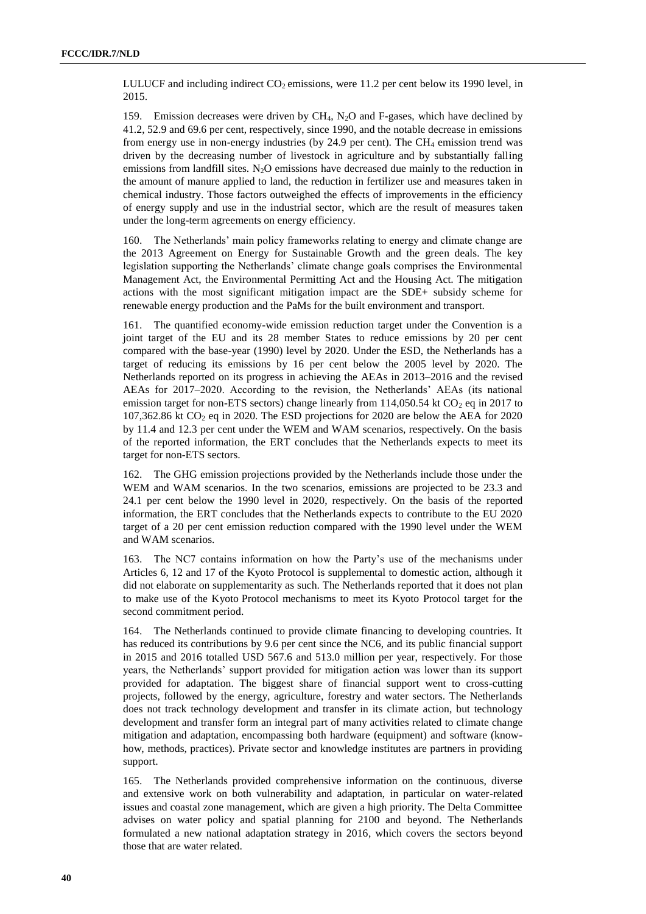LULUCF and including indirect $CO_2$ emissions, were 11.2 per cent below its 1990 level, in 2015.

159. Emission decreases were driven by $CH_4$, $N_2O$ and F-gases, which have declined by 41.2, 52.9 and 69.6 per cent, respectively, since 1990, and the notable decrease in emissions from energy use in non-energy industries (by 24.9 per cent). The $CH_4$ emission trend was driven by the decreasing number of livestock in agriculture and by substantially falling emissions from landfill sites. $N_2O$ emissions have decreased due mainly to the reduction in the amount of manure applied to land, the reduction in fertilizer use and measures taken in chemical industry. Those factors outweighed the effects of improvements in the efficiency of energy supply and use in the industrial sector, which are the result of measures taken under the long-term agreements on energy efficiency.

160. The Netherlands' main policy frameworks relating to energy and climate change are the 2013 Agreement on Energy for Sustainable Growth and the green deals. The key legislation supporting the Netherlands' climate change goals comprises the Environmental Management Act, the Environmental Permitting Act and the Housing Act. The mitigation actions with the most significant mitigation impact are the SDE+ subsidy scheme for renewable energy production and the PaMs for the built environment and transport.

161. The quantified economy-wide emission reduction target under the Convention is a joint target of the EU and its 28 member States to reduce emissions by 20 per cent compared with the base-year (1990) level by 2020. Under the ESD, the Netherlands has a target of reducing its emissions by 16 per cent below the 2005 level by 2020. The Netherlands reported on its progress in achieving the AEAs in 2013–2016 and the revised AEAs for 2017–2020. According to the revision, the Netherlands' AEAs (its national emission target for non-ETS sectors) change linearly from 114,050.54 kt $CO_2$ eq in 2017 to 107,362.86 kt $CO_2$ eq in 2020. The ESD projections for 2020 are below the AEA for 2020 by 11.4 and 12.3 per cent under the WEM and WAM scenarios, respectively. On the basis of the reported information, the ERT concludes that the Netherlands expects to meet its target for non-ETS sectors.

162. The GHG emission projections provided by the Netherlands include those under the WEM and WAM scenarios. In the two scenarios, emissions are projected to be 23.3 and 24.1 per cent below the 1990 level in 2020, respectively. On the basis of the reported information, the ERT concludes that the Netherlands expects to contribute to the EU 2020 target of a 20 per cent emission reduction compared with the 1990 level under the WEM and WAM scenarios.

163. The NC7 contains information on how the Party's use of the mechanisms under Articles 6, 12 and 17 of the Kyoto Protocol is supplemental to domestic action, although it did not elaborate on supplementarity as such. The Netherlands reported that it does not plan to make use of the Kyoto Protocol mechanisms to meet its Kyoto Protocol target for the second commitment period.

164. The Netherlands continued to provide climate financing to developing countries. It has reduced its contributions by 9.6 per cent since the NC6, and its public financial support in 2015 and 2016 totalled USD 567.6 and 513.0 million per year, respectively. For those years, the Netherlands' support provided for mitigation action was lower than its support provided for adaptation. The biggest share of financial support went to cross-cutting projects, followed by the energy, agriculture, forestry and water sectors. The Netherlands does not track technology development and transfer in its climate action, but technology development and transfer form an integral part of many activities related to climate change mitigation and adaptation, encompassing both hardware (equipment) and software (know-how, methods, practices). Private sector and knowledge institutes are partners in providing support.

165. The Netherlands provided comprehensive information on the continuous, diverse and extensive work on both vulnerability and adaptation, in particular on water-related issues and coastal zone management, which are given a high priority. The Delta Committee advises on water policy and spatial planning for 2100 and beyond. The Netherlands formulated a new national adaptation strategy in 2016, which covers the sectors beyond those that are water related.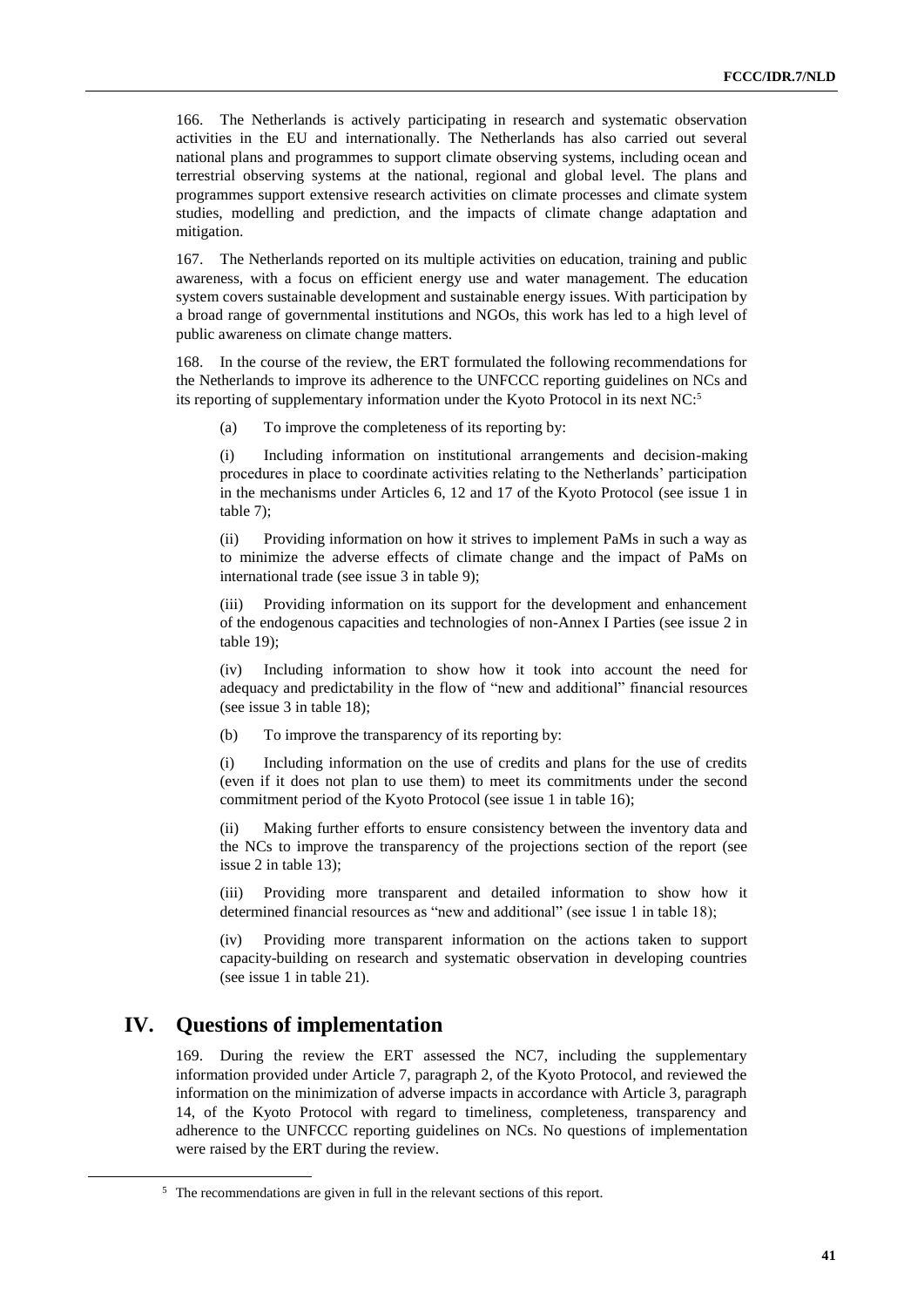166. The Netherlands is actively participating in research and systematic observation activities in the EU and internationally. The Netherlands has also carried out several national plans and programmes to support climate observing systems, including ocean and terrestrial observing systems at the national, regional and global level. The plans and programmes support extensive research activities on climate processes and climate system studies, modelling and prediction, and the impacts of climate change adaptation and mitigation.

167. The Netherlands reported on its multiple activities on education, training and public awareness, with a focus on efficient energy use and water management. The education system covers sustainable development and sustainable energy issues. With participation by a broad range of governmental institutions and NGOs, this work has led to a high level of public awareness on climate change matters.

168. In the course of the review, the ERT formulated the following recommendations for the Netherlands to improve its adherence to the UNFCCC reporting guidelines on NCs and its reporting of supplementary information under the Kyoto Protocol in its next NC:[5]

(a) To improve the completeness of its reporting by:

(i) Including information on institutional arrangements and decision-making procedures in place to coordinate activities relating to the Netherlands' participation in the mechanisms under Articles 6, 12 and 17 of the Kyoto Protocol (see issue 1 in table 7);

(ii) Providing information on how it strives to implement PaMs in such a way as to minimize the adverse effects of climate change and the impact of PaMs on international trade (see issue 3 in table 9);

(iii) Providing information on its support for the development and enhancement of the endogenous capacities and technologies of non-Annex I Parties (see issue 2 in table 19);

(iv) Including information to show how it took into account the need for adequacy and predictability in the flow of "new and additional" financial resources (see issue 3 in table 18);

(b) To improve the transparency of its reporting by:

(i) Including information on the use of credits and plans for the use of credits (even if it does not plan to use them) to meet its commitments under the second commitment period of the Kyoto Protocol (see issue 1 in table 16);

(ii) Making further efforts to ensure consistency between the inventory data and the NCs to improve the transparency of the projections section of the report (see issue 2 in table 13);

(iii) Providing more transparent and detailed information to show how it determined financial resources as "new and additional" (see issue 1 in table 18);

(iv) Providing more transparent information on the actions taken to support capacity-building on research and systematic observation in developing countries (see issue 1 in table 21).

# IV. Questions of implementation

169. During the review the ERT assessed the NC7, including the supplementary information provided under Article 7, paragraph 2, of the Kyoto Protocol, and reviewed the information on the minimization of adverse impacts in accordance with Article 3, paragraph 14, of the Kyoto Protocol with regard to timeliness, completeness, transparency and adherence to the UNFCCC reporting guidelines on NCs. No questions of implementation were raised by the ERT during the review.

[5] The recommendations are given in full in the relevant sections of this report.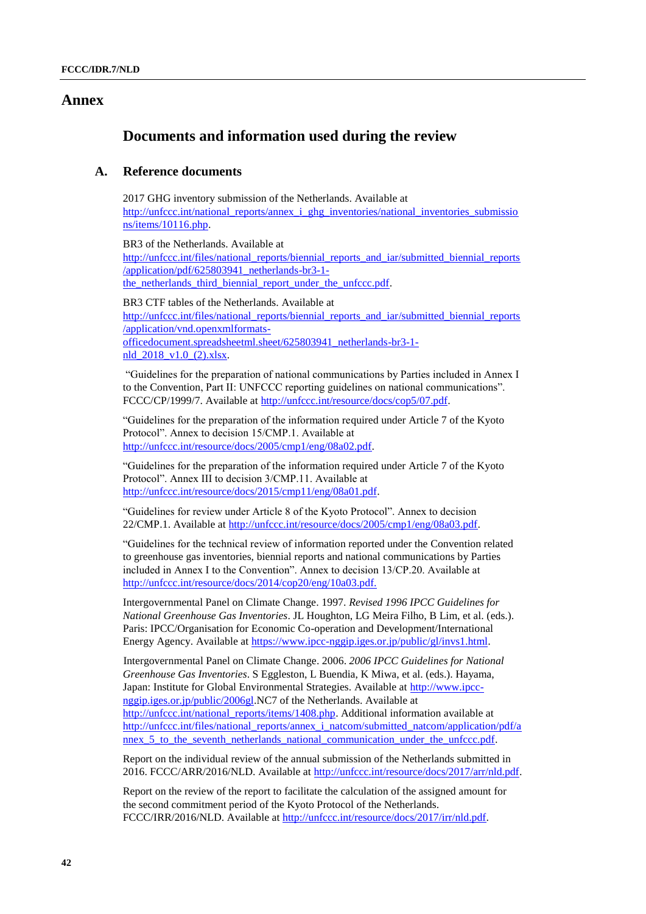# Annex

## Documents and information used during the review

### A. Reference documents

2017 GHG inventory submission of the Netherlands. Available at http://unfccc.int/national_reports/annex_i_ghg_inventories/national_inventories_submissions/items/10116.php.

BR3 of the Netherlands. Available at http://unfccc.int/files/national_reports/biennial_reports_and_iar/submitted_biennial_reports/application/pdf/625803941_netherlands-br3-1-the_netherlands_third_biennial_report_under_the_unfccc.pdf.

BR3 CTF tables of the Netherlands. Available at http://unfccc.int/files/national_reports/biennial_reports_and_iar/submitted_biennial_reports/application/vnd.openxmlformats-officedocument.spreadsheetml.sheet/625803941_netherlands-br3-1-nld_2018_v1.0_(2).xlsx.

"Guidelines for the preparation of national communications by Parties included in Annex I to the Convention, Part II: UNFCCC reporting guidelines on national communications". FCCC/CP/1999/7. Available at http://unfccc.int/resource/docs/cop5/07.pdf.

"Guidelines for the preparation of the information required under Article 7 of the Kyoto Protocol". Annex to decision 15/CMP.1. Available at http://unfccc.int/resource/docs/2005/cmp1/eng/08a02.pdf.

"Guidelines for the preparation of the information required under Article 7 of the Kyoto Protocol". Annex III to decision 3/CMP.11. Available at http://unfccc.int/resource/docs/2015/cmp11/eng/08a01.pdf.

"Guidelines for review under Article 8 of the Kyoto Protocol". Annex to decision 22/CMP.1. Available at http://unfccc.int/resource/docs/2005/cmp1/eng/08a03.pdf.

"Guidelines for the technical review of information reported under the Convention related to greenhouse gas inventories, biennial reports and national communications by Parties included in Annex I to the Convention". Annex to decision 13/CP.20. Available at http://unfccc.int/resource/docs/2014/cop20/eng/10a03.pdf.

Intergovernmental Panel on Climate Change. 1997. *Revised 1996 IPCC Guidelines for National Greenhouse Gas Inventories*. JL Houghton, LG Meira Filho, B Lim, et al. (eds.). Paris: IPCC/Organisation for Economic Co-operation and Development/International Energy Agency. Available at https://www.ipcc-nggip.iges.or.jp/public/gl/invs1.html.

Intergovernmental Panel on Climate Change. 2006. *2006 IPCC Guidelines for National Greenhouse Gas Inventories*. S Eggleston, L Buendia, K Miwa, et al. (eds.). Hayama, Japan: Institute for Global Environmental Strategies. Available at http://www.ipcc-nggip.iges.or.jp/public/2006gl.NC7 of the Netherlands. Available at http://unfccc.int/national_reports/items/1408.php. Additional information available at http://unfccc.int/files/national_reports/annex_i_natcom/submitted_natcom/application/pdf/annex_5_to_the_seventh_netherlands_national_communication_under_the_unfccc.pdf.

Report on the individual review of the annual submission of the Netherlands submitted in 2016. FCCC/ARR/2016/NLD. Available at http://unfccc.int/resource/docs/2017/arr/nld.pdf.

Report on the review of the report to facilitate the calculation of the assigned amount for the second commitment period of the Kyoto Protocol of the Netherlands. FCCC/IRR/2016/NLD. Available at http://unfccc.int/resource/docs/2017/irr/nld.pdf.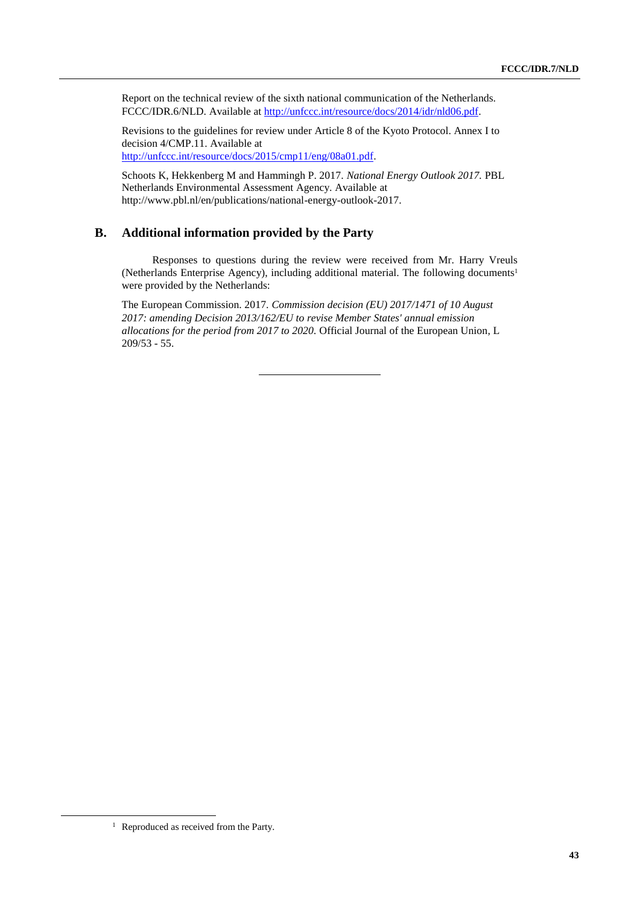Report on the technical review of the sixth national communication of the Netherlands. FCCC/IDR.6/NLD. Available at http://unfccc.int/resource/docs/2014/idr/nld06.pdf.

Revisions to the guidelines for review under Article 8 of the Kyoto Protocol. Annex I to decision 4/CMP.11. Available at http://unfccc.int/resource/docs/2015/cmp11/eng/08a01.pdf.

Schoots K, Hekkenberg M and Hammingh P. 2017. *National Energy Outlook 2017.* PBL Netherlands Environmental Assessment Agency. Available at http://www.pbl.nl/en/publications/national-energy-outlook-2017.

## B. Additional information provided by the Party

Responses to questions during the review were received from Mr. Harry Vreuls (Netherlands Enterprise Agency), including additional material. The following documents[1] were provided by the Netherlands:

The European Commission. 2017. *Commission decision (EU) 2017/1471 of 10 August 2017: amending Decision 2013/162/EU to revise Member States' annual emission allocations for the period from 2017 to 2020.* Official Journal of the European Union, L 209/53 - 55.

[1] Reproduced as received from the Party.